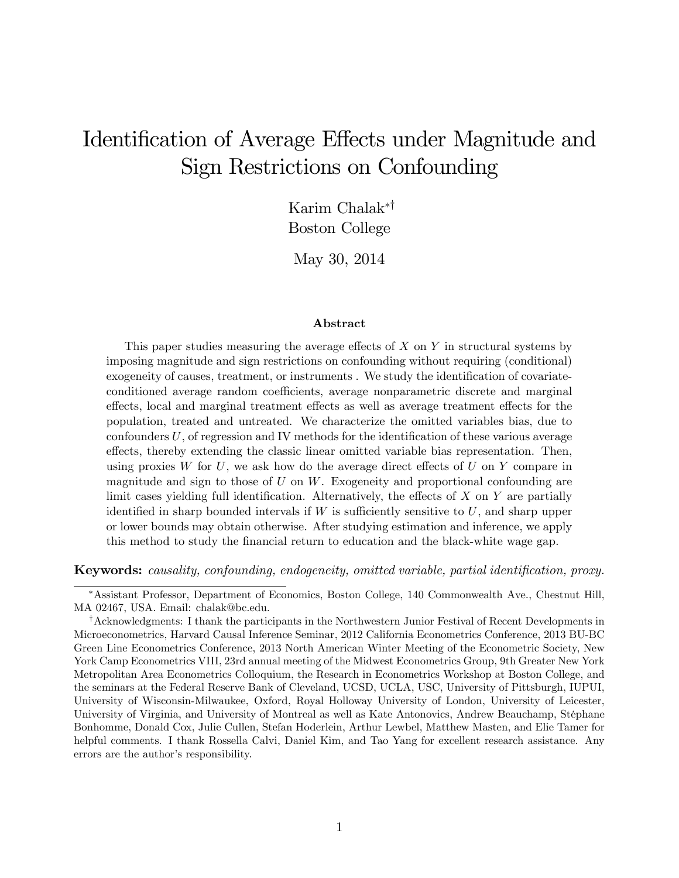# Identification of Average Effects under Magnitude and Sign Restrictions on Confounding

Karim Chalak[*][†]
Boston College

May 30, 2014

### Abstract

This paper studies measuring the average effects of $X$ on $Y$ in structural systems by imposing magnitude and sign restrictions on confounding without requiring (conditional) exogeneity of causes, treatment, or instruments . We study the identification of covariate-conditioned average random coefficients, average nonparametric discrete and marginal effects, local and marginal treatment effects as well as average treatment effects for the population, treated and untreated. We characterize the omitted variables bias, due to confounders $U$, of regression and IV methods for the identification of these various average effects, thereby extending the classic linear omitted variable bias representation. Then, using proxies $W$ for $U$, we ask how do the average direct effects of $U$ on $Y$ compare in magnitude and sign to those of $U$ on $W$. Exogeneity and proportional confounding are limit cases yielding full identification. Alternatively, the effects of $X$ on $Y$ are partially identified in sharp bounded intervals if $W$ is sufficiently sensitive to $U$, and sharp upper or lower bounds may obtain otherwise. After studying estimation and inference, we apply this method to study the financial return to education and the black-white wage gap.

**Keywords:** *causality, confounding, endogeneity, omitted variable, partial identification, proxy.*

---

[*] Assistant Professor, Department of Economics, Boston College, 140 Commonwealth Ave., Chestnut Hill, MA 02467, USA. Email: chalak@bc.edu.

[†] Acknowledgments: I thank the participants in the Northwestern Junior Festival of Recent Developments in Microeconometrics, Harvard Causal Inference Seminar, 2012 California Econometrics Conference, 2013 BU-BC Green Line Econometrics Conference, 2013 North American Winter Meeting of the Econometric Society, New York Camp Econometrics VIII, 23rd annual meeting of the Midwest Econometrics Group, 9th Greater New York Metropolitan Area Econometrics Colloquium, the Research in Econometrics Workshop at Boston College, and the seminars at the Federal Reserve Bank of Cleveland, UCSD, UCLA, USC, University of Pittsburgh, IUPUI, University of Wisconsin-Milwaukee, Oxford, Royal Holloway University of London, University of Leicester, University of Virginia, and University of Montreal as well as Kate Antonovics, Andrew Beauchamp, Stéphane Bonhomme, Donald Cox, Julie Cullen, Stefan Hoderlein, Arthur Lewbel, Matthew Masten, and Elie Tamer for helpful comments. I thank Rossella Calvi, Daniel Kim, and Tao Yang for excellent research assistance. Any errors are the author's responsibility.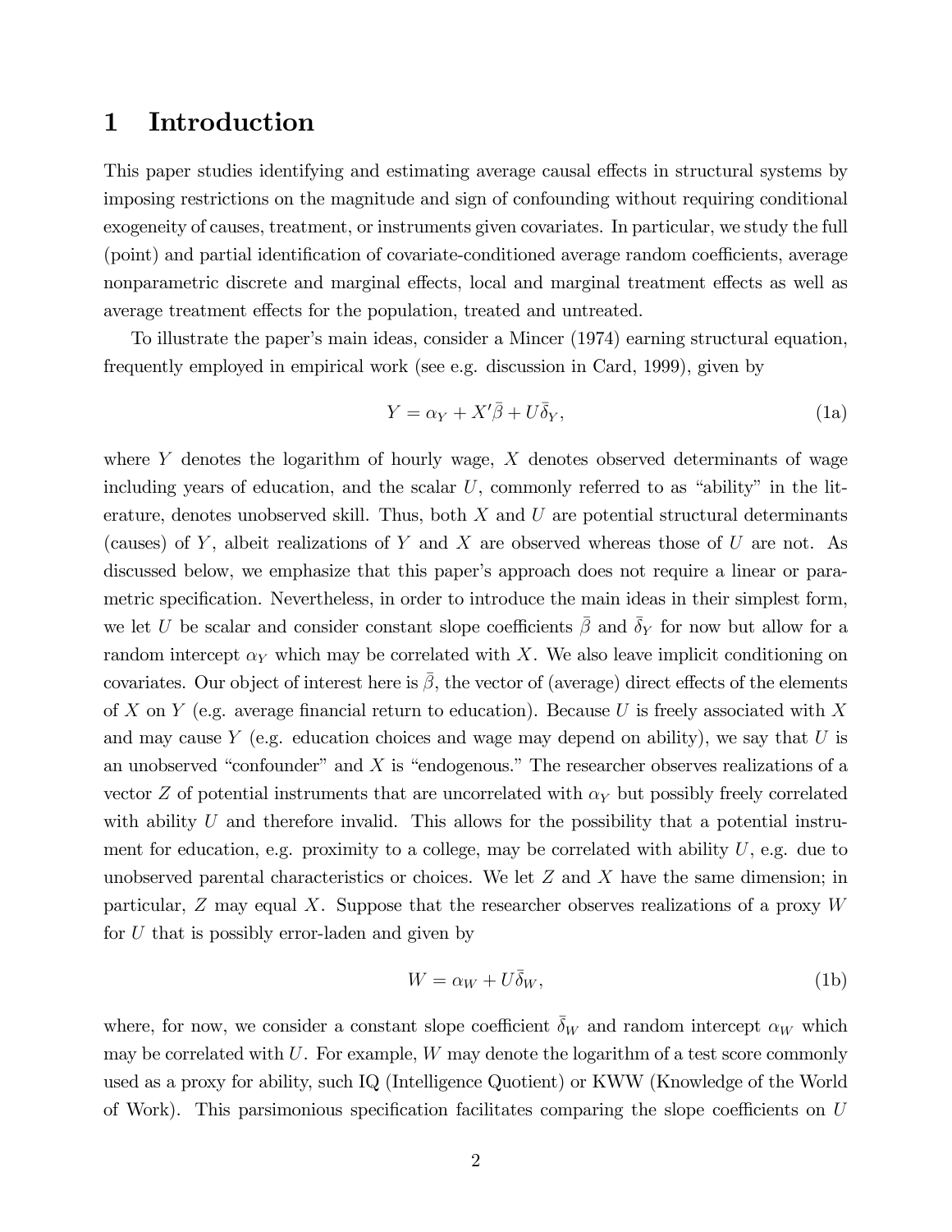# 1 Introduction

This paper studies identifying and estimating average causal effects in structural systems by imposing restrictions on the magnitude and sign of confounding without requiring conditional exogeneity of causes, treatment, or instruments given covariates. In particular, we study the full (point) and partial identification of covariate-conditioned average random coefficients, average nonparametric discrete and marginal effects, local and marginal treatment effects as well as average treatment effects for the population, treated and untreated.

To illustrate the paper's main ideas, consider a Mincer (1974) earning structural equation, frequently employed in empirical work (see e.g. discussion in Card, 1999), given by

$$Y = \alpha_Y + X'\bar{\beta} + U\bar{\delta}_Y, \tag{1a}$$

where $Y$ denotes the logarithm of hourly wage, $X$ denotes observed determinants of wage including years of education, and the scalar $U$, commonly referred to as "ability" in the literature, denotes unobserved skill. Thus, both $X$ and $U$ are potential structural determinants (causes) of $Y$, albeit realizations of $Y$ and $X$ are observed whereas those of $U$ are not. As discussed below, we emphasize that this paper's approach does not require a linear or parametric specification. Nevertheless, in order to introduce the main ideas in their simplest form, we let $U$ be scalar and consider constant slope coefficients $\bar{\beta}$ and $\bar{\delta}_Y$ for now but allow for a random intercept $\alpha_Y$ which may be correlated with $X$. We also leave implicit conditioning on covariates. Our object of interest here is $\bar{\beta}$, the vector of (average) direct effects of the elements of $X$ on $Y$ (e.g. average financial return to education). Because $U$ is freely associated with $X$ and may cause $Y$ (e.g. education choices and wage may depend on ability), we say that $U$ is an unobserved "confounder" and $X$ is "endogenous." The researcher observes realizations of a vector $Z$ of potential instruments that are uncorrelated with $\alpha_Y$ but possibly freely correlated with ability $U$ and therefore invalid. This allows for the possibility that a potential instrument for education, e.g. proximity to a college, may be correlated with ability $U$, e.g. due to unobserved parental characteristics or choices. We let $Z$ and $X$ have the same dimension; in particular, $Z$ may equal $X$. Suppose that the researcher observes realizations of a proxy $W$ for $U$ that is possibly error-laden and given by

$$W = \alpha_W + U\bar{\delta}_W, \tag{1b}$$

where, for now, we consider a constant slope coefficient $\bar{\delta}_W$ and random intercept $\alpha_W$ which may be correlated with $U$. For example, $W$ may denote the logarithm of a test score commonly used as a proxy for ability, such IQ (Intelligence Quotient) or KWW (Knowledge of the World of Work). This parsimonious specification facilitates comparing the slope coefficients on $U$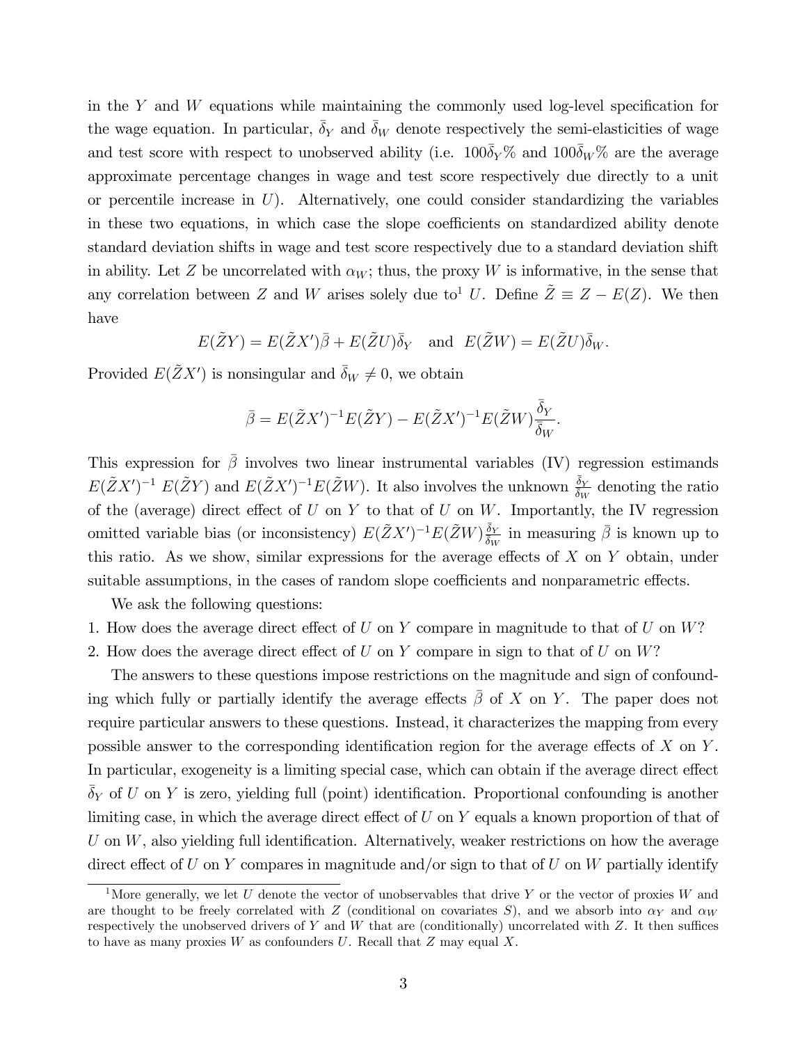in the $Y$ and $W$ equations while maintaining the commonly used log-level specification for the wage equation. In particular, $\bar{\delta}_Y$ and $\bar{\delta}_W$ denote respectively the semi-elasticities of wage and test score with respect to unobserved ability (i.e. $100\bar{\delta}_Y\%$ and $100\bar{\delta}_W\%$ are the average approximate percentage changes in wage and test score respectively due directly to a unit or percentile increase in $U$). Alternatively, one could consider standardizing the variables in these two equations, in which case the slope coefficients on standardized ability denote standard deviation shifts in wage and test score respectively due to a standard deviation shift in ability. Let $Z$ be uncorrelated with $\alpha_W$; thus, the proxy $W$ is informative, in the sense that any correlation between $Z$ and $W$ arises solely due to[1] $U$. Define $\tilde{Z} \equiv Z - E(Z)$. We then have

$$E(\tilde{Z}Y) = E(\tilde{Z}X')\bar{\beta} + E(\tilde{Z}U)\bar{\delta}_Y \quad \text{and} \quad E(\tilde{Z}W) = E(\tilde{Z}U)\bar{\delta}_W.$$

Provided $E(\tilde{Z}X')$ is nonsingular and $\bar{\delta}_W \neq 0$, we obtain

$$\bar{\beta} = E(\tilde{Z}X')^{-1}E(\tilde{Z}Y) - E(\tilde{Z}X')^{-1}E(\tilde{Z}W)\frac{\bar{\delta}_Y}{\bar{\delta}_W}.$$

This expression for $\bar{\beta}$ involves two linear instrumental variables (IV) regression estimands $E(\tilde{Z}X')^{-1}$ $E(\tilde{Z}Y)$ and $E(\tilde{Z}X')^{-1}E(\tilde{Z}W)$. It also involves the unknown $\frac{\bar{\delta}_Y}{\bar{\delta}_W}$ denoting the ratio of the (average) direct effect of $U$ on $Y$ to that of $U$ on $W$. Importantly, the IV regression omitted variable bias (or inconsistency) $E(\tilde{Z}X')^{-1}E(\tilde{Z}W)\frac{\bar{\delta}_Y}{\bar{\delta}_W}$ in measuring $\bar{\beta}$ is known up to this ratio. As we show, similar expressions for the average effects of $X$ on $Y$ obtain, under suitable assumptions, in the cases of random slope coefficients and nonparametric effects.

We ask the following questions:

1. How does the average direct effect of $U$ on $Y$ compare in magnitude to that of $U$ on $W$?
2. How does the average direct effect of $U$ on $Y$ compare in sign to that of $U$ on $W$?

The answers to these questions impose restrictions on the magnitude and sign of confounding which fully or partially identify the average effects $\bar{\beta}$ of $X$ on $Y$. The paper does not require particular answers to these questions. Instead, it characterizes the mapping from every possible answer to the corresponding identification region for the average effects of $X$ on $Y$. In particular, exogeneity is a limiting special case, which can obtain if the average direct effect $\bar{\delta}_Y$ of $U$ on $Y$ is zero, yielding full (point) identification. Proportional confounding is another limiting case, in which the average direct effect of $U$ on $Y$ equals a known proportion of that of $U$ on $W$, also yielding full identification. Alternatively, weaker restrictions on how the average direct effect of $U$ on $Y$ compares in magnitude and/or sign to that of $U$ on $W$ partially identify

[1] More generally, we let $U$ denote the vector of unobservables that drive $Y$ or the vector of proxies $W$ and are thought to be freely correlated with $Z$ (conditional on covariates $S$), and we absorb into $\alpha_Y$ and $\alpha_W$ respectively the unobserved drivers of $Y$ and $W$ that are (conditionally) uncorrelated with $Z$. It then suffices to have as many proxies $W$ as confounders $U$. Recall that $Z$ may equal $X$.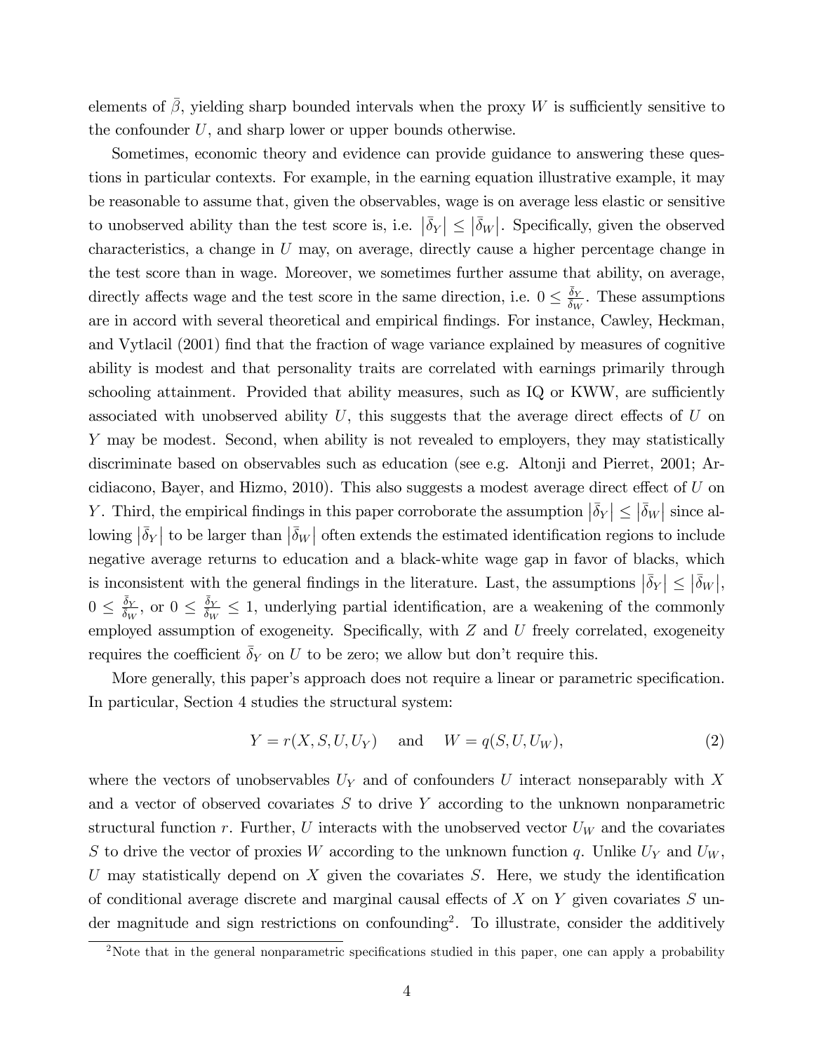elements of $\bar{\beta}$, yielding sharp bounded intervals when the proxy $W$ is sufficiently sensitive to the confounder $U$, and sharp lower or upper bounds otherwise.

Sometimes, economic theory and evidence can provide guidance to answering these questions in particular contexts. For example, in the earning equation illustrative example, it may be reasonable to assume that, given the observables, wage is on average less elastic or sensitive to unobserved ability than the test score is, i.e. $|\bar{\delta}_Y| \leq |\bar{\delta}_W|$. Specifically, given the observed characteristics, a change in $U$ may, on average, directly cause a higher percentage change in the test score than in wage. Moreover, we sometimes further assume that ability, on average, directly affects wage and the test score in the same direction, i.e. $0 \leq \frac{\bar{\delta}_Y}{\bar{\delta}_W}$. These assumptions are in accord with several theoretical and empirical findings. For instance, Cawley, Heckman, and Vytlacil (2001) find that the fraction of wage variance explained by measures of cognitive ability is modest and that personality traits are correlated with earnings primarily through schooling attainment. Provided that ability measures, such as IQ or KWW, are sufficiently associated with unobserved ability $U$, this suggests that the average direct effects of $U$ on $Y$ may be modest. Second, when ability is not revealed to employers, they may statistically discriminate based on observables such as education (see e.g. Altonji and Pierret, 2001; Arcidiacono, Bayer, and Hizmo, 2010). This also suggests a modest average direct effect of $U$ on $Y$. Third, the empirical findings in this paper corroborate the assumption $|\bar{\delta}_Y| \leq |\bar{\delta}_W|$ since allowing $|\bar{\delta}_Y|$ to be larger than $|\bar{\delta}_W|$ often extends the estimated identification regions to include negative average returns to education and a black-white wage gap in favor of blacks, which is inconsistent with the general findings in the literature. Last, the assumptions $|\bar{\delta}_Y| \leq |\bar{\delta}_W|$, $0 \leq \frac{\bar{\delta}_Y}{\bar{\delta}_W}$, or $0 \leq \frac{\bar{\delta}_Y}{\bar{\delta}_W} \leq 1$, underlying partial identification, are a weakening of the commonly employed assumption of exogeneity. Specifically, with $Z$ and $U$ freely correlated, exogeneity requires the coefficient $\bar{\delta}_Y$ on $U$ to be zero; we allow but don't require this.

More generally, this paper's approach does not require a linear or parametric specification. In particular, Section 4 studies the structural system:

$$Y = r(X, S, U, U_Y) \quad \text{and} \quad W = q(S, U, U_W), \tag{2}$$

where the vectors of unobservables $U_Y$ and of confounders $U$ interact nonseparably with $X$ and a vector of observed covariates $S$ to drive $Y$ according to the unknown nonparametric structural function $r$. Further, $U$ interacts with the unobserved vector $U_W$ and the covariates $S$ to drive the vector of proxies $W$ according to the unknown function $q$. Unlike $U_Y$ and $U_W$, $U$ may statistically depend on $X$ given the covariates $S$. Here, we study the identification of conditional average discrete and marginal causal effects of $X$ on $Y$ given covariates $S$ under magnitude and sign restrictions on confounding[2]. To illustrate, consider the additively

[2]Note that in the general nonparametric specifications studied in this paper, one can apply a probability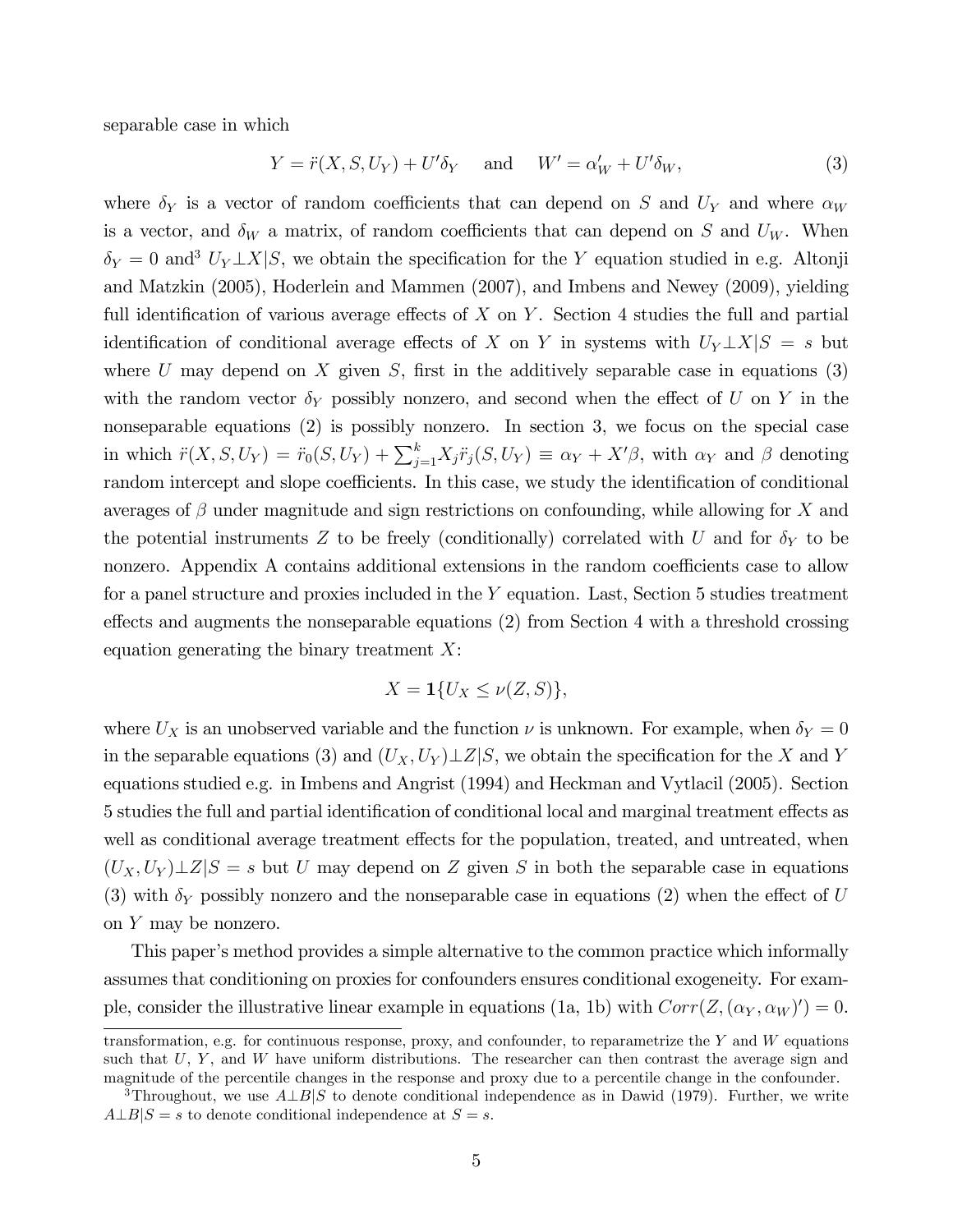separable case in which

$$Y = \ddot{r}(X, S, U_Y) + U'\delta_Y \quad \text{ and } \quad W' = \alpha_W' + U'\delta_W, \tag{3}$$

where $\delta_Y$ is a vector of random coefficients that can depend on $S$ and $U_Y$ and where $\alpha_W$ is a vector, and $\delta_W$ a matrix, of random coefficients that can depend on $S$ and $U_W$. When $\delta_Y = 0$ and[3] $U_Y \perp X | S$, we obtain the specification for the $Y$ equation studied in e.g. Altonji and Matzkin (2005), Hoderlein and Mammen (2007), and Imbens and Newey (2009), yielding full identification of various average effects of $X$ on $Y$. Section 4 studies the full and partial identification of conditional average effects of $X$ on $Y$ in systems with $U_Y \perp X | S = s$ but where $U$ may depend on $X$ given $S$, first in the additively separable case in equations (3) with the random vector $\delta_Y$ possibly nonzero, and second when the effect of $U$ on $Y$ in the nonseparable equations (2) is possibly nonzero. In section 3, we focus on the special case in which $\ddot{r}(X, S, U_Y) = \ddot{r}_0(S, U_Y) + \sum_{j=1}^{k} X_j \ddot{r}_j(S, U_Y) \equiv \alpha_Y + X'\beta$, with $\alpha_Y$ and $\beta$ denoting random intercept and slope coefficients. In this case, we study the identification of conditional averages of $\beta$ under magnitude and sign restrictions on confounding, while allowing for $X$ and the potential instruments $Z$ to be freely (conditionally) correlated with $U$ and for $\delta_Y$ to be nonzero. Appendix A contains additional extensions in the random coefficients case to allow for a panel structure and proxies included in the $Y$ equation. Last, Section 5 studies treatment effects and augments the nonseparable equations (2) from Section 4 with a threshold crossing equation generating the binary treatment $X$:

$$X = \mathbf{1}\{U_X \leq \nu(Z, S)\},$$

where $U_X$ is an unobserved variable and the function $\nu$ is unknown. For example, when $\delta_Y = 0$ in the separable equations (3) and $(U_X, U_Y) \perp Z | S$, we obtain the specification for the $X$ and $Y$ equations studied e.g. in Imbens and Angrist (1994) and Heckman and Vytlacil (2005). Section 5 studies the full and partial identification of conditional local and marginal treatment effects as well as conditional average treatment effects for the population, treated, and untreated, when $(U_X, U_Y) \perp Z | S = s$ but $U$ may depend on $Z$ given $S$ in both the separable case in equations (3) with $\delta_Y$ possibly nonzero and the nonseparable case in equations (2) when the effect of $U$ on $Y$ may be nonzero.

This paper's method provides a simple alternative to the common practice which informally assumes that conditioning on proxies for confounders ensures conditional exogeneity. For example, consider the illustrative linear example in equations (1a, 1b) with $Corr(Z, (\alpha_Y, \alpha_W)') = 0$.

---

transformation, e.g. for continuous response, proxy, and confounder, to reparametrize the $Y$ and $W$ equations such that $U$, $Y$, and $W$ have uniform distributions. The researcher can then contrast the average sign and magnitude of the percentile changes in the response and proxy due to a percentile change in the confounder.

[3] Throughout, we use $A \perp B | S$ to denote conditional independence as in Dawid (1979). Further, we write $A \perp B | S = s$ to denote conditional independence at $S = s$.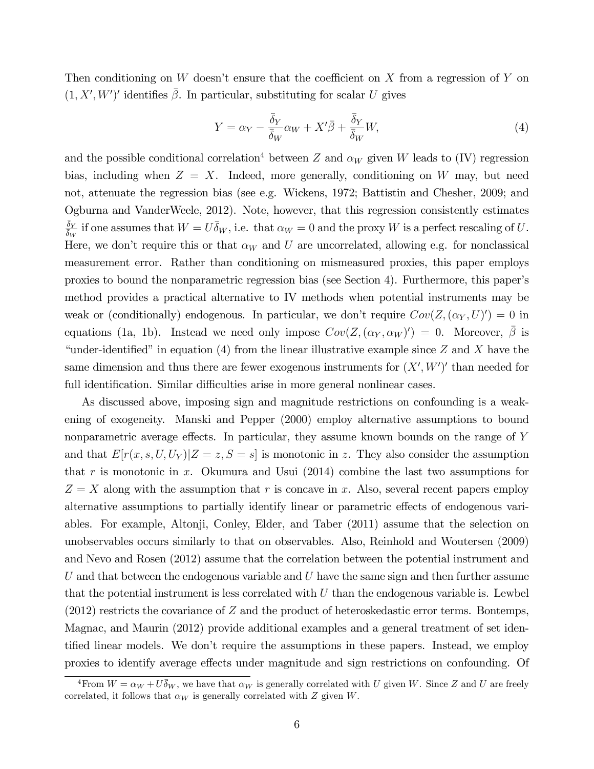Then conditioning on $W$ doesn't ensure that the coefficient on $X$ from a regression of $Y$ on $(1, X', W')'$ identifies $\bar{\beta}$. In particular, substituting for scalar $U$ gives

$$Y = \alpha_Y - \frac{\bar{\delta}_Y}{\bar{\delta}_W}\alpha_W + X'\bar{\beta} + \frac{\bar{\delta}_Y}{\bar{\delta}_W}W, \tag{4}$$

and the possible conditional correlation[4] between $Z$ and $\alpha_W$ given $W$ leads to (IV) regression bias, including when $Z = X$. Indeed, more generally, conditioning on $W$ may, but need not, attenuate the regression bias (see e.g. Wickens, 1972; Battistin and Chesher, 2009; and Ogburna and VanderWeele, 2012). Note, however, that this regression consistently estimates $\frac{\bar{\delta}_Y}{\bar{\delta}_W}$ if one assumes that $W = U\bar{\delta}_W$, i.e. that $\alpha_W = 0$ and the proxy $W$ is a perfect rescaling of $U$. Here, we don't require this or that $\alpha_W$ and $U$ are uncorrelated, allowing e.g. for nonclassical measurement error. Rather than conditioning on mismeasured proxies, this paper employs proxies to bound the nonparametric regression bias (see Section 4). Furthermore, this paper's method provides a practical alternative to IV methods when potential instruments may be weak or (conditionally) endogenous. In particular, we don't require $Cov(Z, (\alpha_Y, U)') = 0$ in equations (1a, 1b). Instead we need only impose $Cov(Z, (\alpha_Y, \alpha_W)') = 0$. Moreover, $\bar{\beta}$ is "under-identified" in equation (4) from the linear illustrative example since $Z$ and $X$ have the same dimension and thus there are fewer exogenous instruments for $(X', W')'$ than needed for full identification. Similar difficulties arise in more general nonlinear cases.

As discussed above, imposing sign and magnitude restrictions on confounding is a weakening of exogeneity. Manski and Pepper (2000) employ alternative assumptions to bound nonparametric average effects. In particular, they assume known bounds on the range of $Y$ and that $E[r(x, s, U, U_Y)|Z = z, S = s]$ is monotonic in $z$. They also consider the assumption that $r$ is monotonic in $x$. Okumura and Usui (2014) combine the last two assumptions for $Z = X$ along with the assumption that $r$ is concave in $x$. Also, several recent papers employ alternative assumptions to partially identify linear or parametric effects of endogenous variables. For example, Altonji, Conley, Elder, and Taber (2011) assume that the selection on unobservables occurs similarly to that on observables. Also, Reinhold and Woutersen (2009) and Nevo and Rosen (2012) assume that the correlation between the potential instrument and $U$ and that between the endogenous variable and $U$ have the same sign and then further assume that the potential instrument is less correlated with $U$ than the endogenous variable is. Lewbel (2012) restricts the covariance of $Z$ and the product of heteroskedastic error terms. Bontemps, Magnac, and Maurin (2012) provide additional examples and a general treatment of set identified linear models. We don't require the assumptions in these papers. Instead, we employ proxies to identify average effects under magnitude and sign restrictions on confounding. Of

[4]From $W = \alpha_W + U\bar{\delta}_W$, we have that $\alpha_W$ is generally correlated with $U$ given $W$. Since $Z$ and $U$ are freely correlated, it follows that $\alpha_W$ is generally correlated with $Z$ given $W$.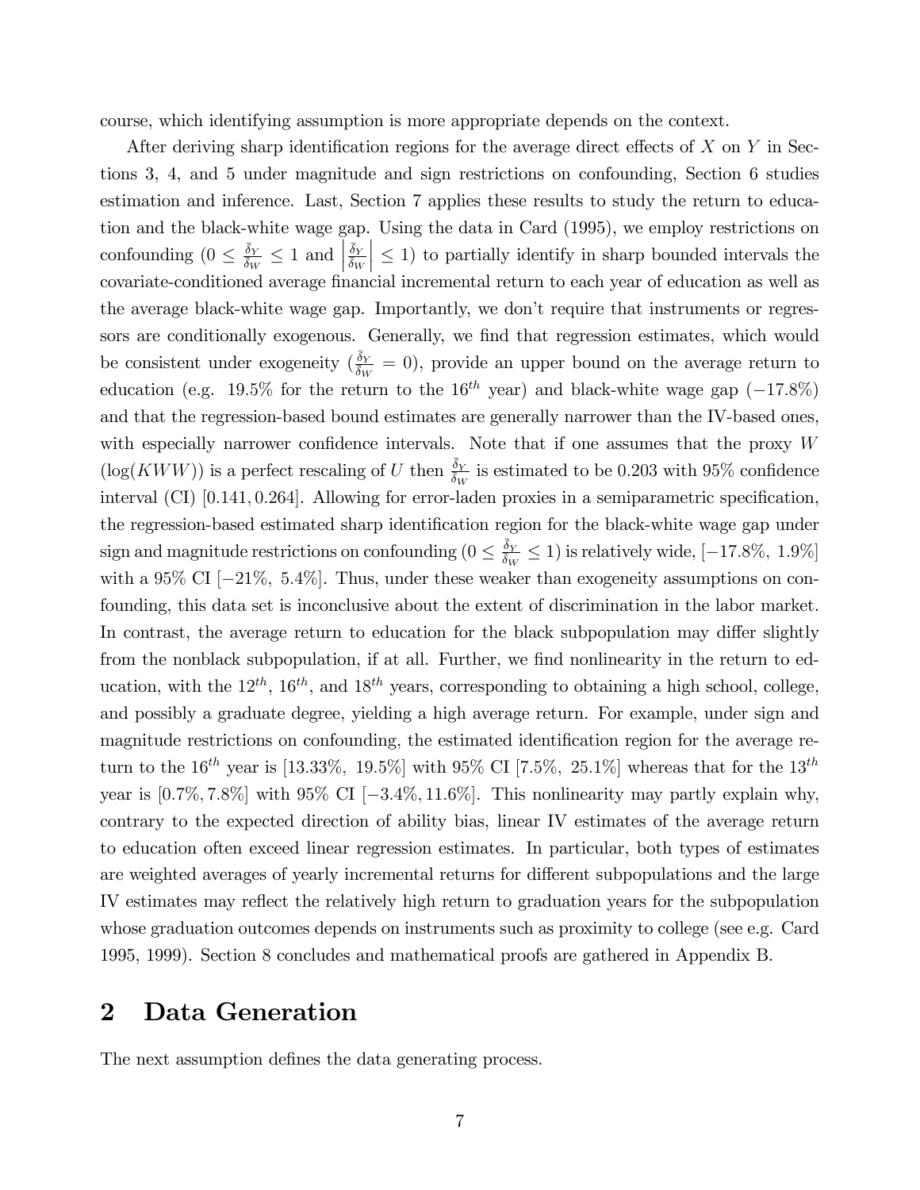course, which identifying assumption is more appropriate depends on the context.

After deriving sharp identification regions for the average direct effects of $X$ on $Y$ in Sections 3, 4, and 5 under magnitude and sign restrictions on confounding, Section 6 studies estimation and inference. Last, Section 7 applies these results to study the return to education and the black-white wage gap. Using the data in Card (1995), we employ restrictions on confounding ($0 \leq \frac{\bar{\delta}_Y}{\delta_W} \leq 1$ and $\left|\frac{\bar{\delta}_Y}{\delta_W}\right| \leq 1$) to partially identify in sharp bounded intervals the covariate-conditioned average financial incremental return to each year of education as well as the average black-white wage gap. Importantly, we don't require that instruments or regressors are conditionally exogenous. Generally, we find that regression estimates, which would be consistent under exogeneity ($\frac{\bar{\delta}_Y}{\delta_W} = 0$), provide an upper bound on the average return to education (e.g. 19.5% for the return to the $16^{th}$ year) and black-white wage gap ($-17.8\%$) and that the regression-based bound estimates are generally narrower than the IV-based ones, with especially narrower confidence intervals. Note that if one assumes that the proxy $W$ ($\log(KWW)$) is a perfect rescaling of $U$ then $\frac{\bar{\delta}_Y}{\delta_W}$ is estimated to be 0.203 with 95% confidence interval (CI) $[0.141, 0.264]$. Allowing for error-laden proxies in a semiparametric specification, the regression-based estimated sharp identification region for the black-white wage gap under sign and magnitude restrictions on confounding ($0 \leq \frac{\bar{\delta}_Y}{\delta_W} \leq 1$) is relatively wide, $[-17.8\%,\ 1.9\%]$ with a 95% CI $[-21\%,\ 5.4\%]$. Thus, under these weaker than exogeneity assumptions on confounding, this data set is inconclusive about the extent of discrimination in the labor market. In contrast, the average return to education for the black subpopulation may differ slightly from the nonblack subpopulation, if at all. Further, we find nonlinearity in the return to education, with the $12^{th}$, $16^{th}$, and $18^{th}$ years, corresponding to obtaining a high school, college, and possibly a graduate degree, yielding a high average return. For example, under sign and magnitude restrictions on confounding, the estimated identification region for the average return to the $16^{th}$ year is $[13.33\%,\ 19.5\%]$ with 95% CI $[7.5\%,\ 25.1\%]$ whereas that for the $13^{th}$ year is $[0.7\%, 7.8\%]$ with 95% CI $[-3.4\%, 11.6\%]$. This nonlinearity may partly explain why, contrary to the expected direction of ability bias, linear IV estimates of the average return to education often exceed linear regression estimates. In particular, both types of estimates are weighted averages of yearly incremental returns for different subpopulations and the large IV estimates may reflect the relatively high return to graduation years for the subpopulation whose graduation outcomes depends on instruments such as proximity to college (see e.g. Card 1995, 1999). Section 8 concludes and mathematical proofs are gathered in Appendix B.

## 2 Data Generation

The next assumption defines the data generating process.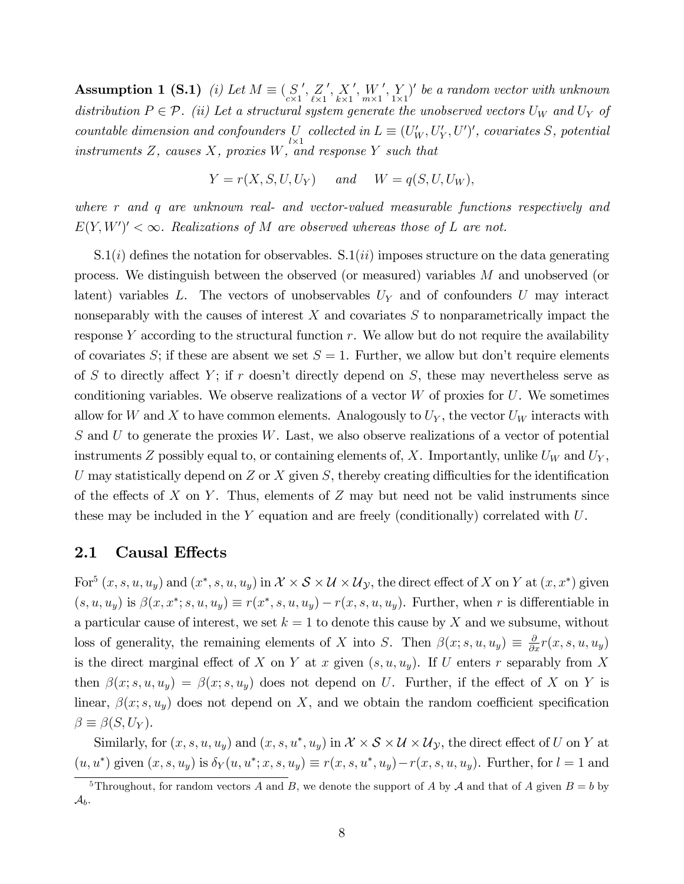**Assumption 1 (S.1)** *(i) Let* $M \equiv (\underset{c\times 1}{S}', \underset{\ell\times 1}{Z}', \underset{k\times 1}{X}', \underset{m\times 1}{W}', \underset{1\times 1}{Y})'$ *be a random vector with unknown distribution* $P \in \mathcal{P}$. *(ii) Let a structural system generate the unobserved vectors* $U_W$ *and* $U_Y$ *of countable dimension and confounders* $\underset{l\times 1}{U}$ *collected in* $L \equiv (U_W', U_Y', U')'$, *covariates* $S$, *potential instruments* $Z$, *causes* $X$, *proxies* $W$, *and response* $Y$ *such that*

$$Y = r(X, S, U, U_Y) \quad \text{and} \quad W = q(S, U, U_W),$$

*where* $r$ *and* $q$ *are unknown real- and vector-valued measurable functions respectively and* $E(Y, W')' < \infty$. *Realizations of* $M$ *are observed whereas those of* $L$ *are not.*

S.1($i$) defines the notation for observables. S.1($ii$) imposes structure on the data generating process. We distinguish between the observed (or measured) variables $M$ and unobserved (or latent) variables $L$. The vectors of unobservables $U_Y$ and of confounders $U$ may interact nonseparably with the causes of interest $X$ and covariates $S$ to nonparametrically impact the response $Y$ according to the structural function $r$. We allow but do not require the availability of covariates $S$; if these are absent we set $S = 1$. Further, we allow but don't require elements of $S$ to directly affect $Y$; if $r$ doesn't directly depend on $S$, these may nevertheless serve as conditioning variables. We observe realizations of a vector $W$ of proxies for $U$. We sometimes allow for $W$ and $X$ to have common elements. Analogously to $U_Y$, the vector $U_W$ interacts with $S$ and $U$ to generate the proxies $W$. Last, we also observe realizations of a vector of potential instruments $Z$ possibly equal to, or containing elements of, $X$. Importantly, unlike $U_W$ and $U_Y$, $U$ may statistically depend on $Z$ or $X$ given $S$, thereby creating difficulties for the identification of the effects of $X$ on $Y$. Thus, elements of $Z$ may but need not be valid instruments since these may be included in the $Y$ equation and are freely (conditionally) correlated with $U$.

## 2.1 Causal Effects

For[5] $(x, s, u, u_y)$ and $(x^*, s, u, u_y)$ in $\mathcal{X} \times \mathcal{S} \times \mathcal{U} \times \mathcal{U}_{\mathcal{Y}}$, the direct effect of $X$ on $Y$ at $(x, x^*)$ given $(s, u, u_y)$ is $\beta(x, x^*; s, u, u_y) \equiv r(x^*, s, u, u_y) - r(x, s, u, u_y)$. Further, when $r$ is differentiable in a particular cause of interest, we set $k = 1$ to denote this cause by $X$ and we subsume, without loss of generality, the remaining elements of $X$ into $S$. Then $\beta(x; s, u, u_y) \equiv \frac{\partial}{\partial x} r(x, s, u, u_y)$ is the direct marginal effect of $X$ on $Y$ at $x$ given $(s, u, u_y)$. If $U$ enters $r$ separably from $X$ then $\beta(x; s, u, u_y) = \beta(x; s, u_y)$ does not depend on $U$. Further, if the effect of $X$ on $Y$ is linear, $\beta(x; s, u_y)$ does not depend on $X$, and we obtain the random coefficient specification $\beta \equiv \beta(S, U_Y)$.

Similarly, for $(x, s, u, u_y)$ and $(x, s, u^*, u_y)$ in $\mathcal{X} \times \mathcal{S} \times \mathcal{U} \times \mathcal{U}_{\mathcal{Y}}$, the direct effect of $U$ on $Y$ at $(u, u^*)$ given $(x, s, u_y)$ is $\delta_Y(u, u^*; x, s, u_y) \equiv r(x, s, u^*, u_y) - r(x, s, u, u_y)$. Further, for $l = 1$ and

[5] Throughout, for random vectors $A$ and $B$, we denote the support of $A$ by $\mathcal{A}$ and that of $A$ given $B = b$ by $\mathcal{A}_b$.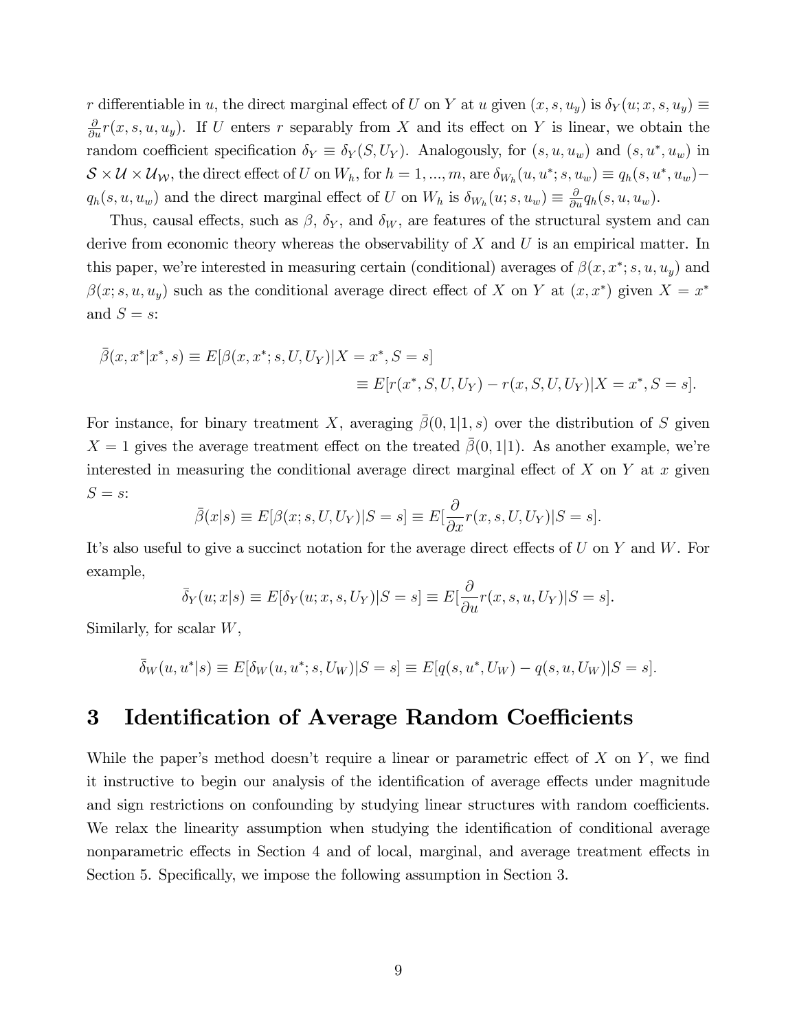$r$ differentiable in $u$, the direct marginal effect of $U$ on $Y$ at $u$ given $(x, s, u_y)$ is $\delta_Y(u; x, s, u_y) \equiv \frac{\partial}{\partial u} r(x, s, u, u_y)$. If $U$ enters $r$ separably from $X$ and its effect on $Y$ is linear, we obtain the random coefficient specification $\delta_Y \equiv \delta_Y(S, U_Y)$. Analogously, for $(s, u, u_w)$ and $(s, u^*, u_w)$ in $\mathcal{S} \times \mathcal{U} \times \mathcal{U}_{\mathcal{W}}$, the direct effect of $U$ on $W_h$, for $h = 1, ..., m$, are $\delta_{W_h}(u, u^*; s, u_w) \equiv q_h(s, u^*, u_w) - q_h(s, u, u_w)$ and the direct marginal effect of $U$ on $W_h$ is $\delta_{W_h}(u; s, u_w) \equiv \frac{\partial}{\partial u} q_h(s, u, u_w)$.

Thus, causal effects, such as $\beta$, $\delta_Y$, and $\delta_W$, are features of the structural system and can derive from economic theory whereas the observability of $X$ and $U$ is an empirical matter. In this paper, we're interested in measuring certain (conditional) averages of $\beta(x, x^*; s, u, u_y)$ and $\beta(x; s, u, u_y)$ such as the conditional average direct effect of $X$ on $Y$ at $(x, x^*)$ given $X = x^*$ and $S = s$:

$$\begin{aligned}
\bar{\beta}(x, x^*|x^*, s) &\equiv E[\beta(x, x^*; s, U, U_Y)|X = x^*, S = s] \\
&\equiv E[r(x^*, S, U, U_Y) - r(x, S, U, U_Y)|X = x^*, S = s].
\end{aligned}$$

For instance, for binary treatment $X$, averaging $\bar{\beta}(0, 1|1, s)$ over the distribution of $S$ given $X = 1$ gives the average treatment effect on the treated $\bar{\beta}(0, 1|1)$. As another example, we're interested in measuring the conditional average direct marginal effect of $X$ on $Y$ at $x$ given $S = s$:

$$\bar{\beta}(x|s) \equiv E[\beta(x; s, U, U_Y)|S = s] \equiv E[\frac{\partial}{\partial x} r(x, s, U, U_Y)|S = s].$$

It's also useful to give a succinct notation for the average direct effects of $U$ on $Y$ and $W$. For example,

$$\bar{\delta}_Y(u; x|s) \equiv E[\delta_Y(u; x, s, U_Y)|S = s] \equiv E[\frac{\partial}{\partial u} r(x, s, u, U_Y)|S = s].$$

Similarly, for scalar $W$,

$$\bar{\delta}_W(u, u^*|s) \equiv E[\delta_W(u, u^*; s, U_W)|S = s] \equiv E[q(s, u^*, U_W) - q(s, u, U_W)|S = s].$$

# 3 Identification of Average Random Coefficients

While the paper's method doesn't require a linear or parametric effect of $X$ on $Y$, we find it instructive to begin our analysis of the identification of average effects under magnitude and sign restrictions on confounding by studying linear structures with random coefficients. We relax the linearity assumption when studying the identification of conditional average nonparametric effects in Section 4 and of local, marginal, and average treatment effects in Section 5. Specifically, we impose the following assumption in Section 3.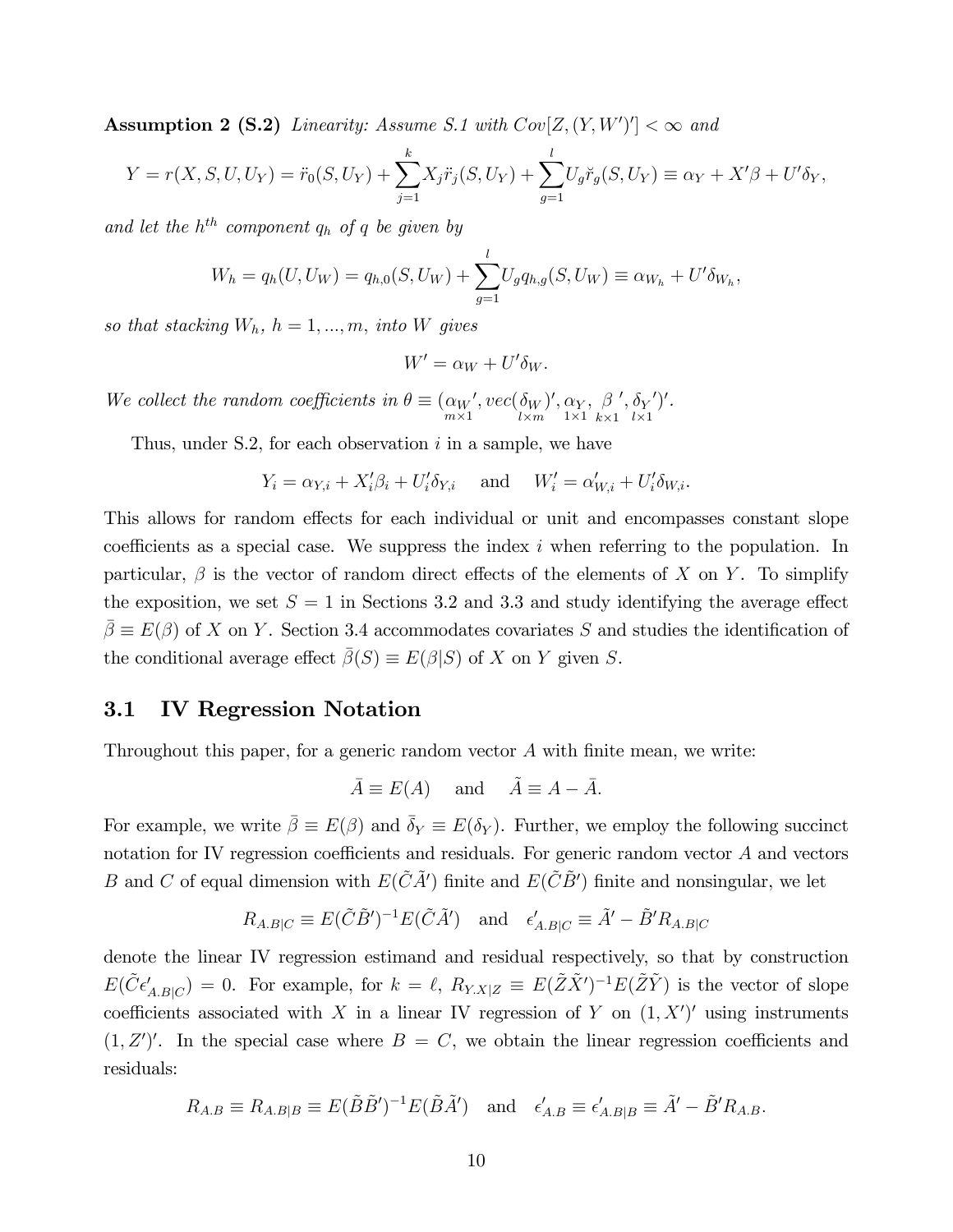**Assumption 2 (S.2)** *Linearity: Assume S.1 with $Cov[Z, (Y, W')'] < \infty$ and*

$$Y = r(X, S, U, U_Y) = \ddot{r}_0(S, U_Y) + \sum_{j=1}^{k} X_j \ddot{r}_j(S, U_Y) + \sum_{g=1}^{l} U_g \check{r}_g(S, U_Y) \equiv \alpha_Y + X'\beta + U'\delta_Y,$$

*and let the $h^{th}$ component $q_h$ of $q$ be given by*

$$W_h = q_h(U, U_W) = q_{h,0}(S, U_W) + \sum_{g=1}^{l} U_g q_{h,g}(S, U_W) \equiv \alpha_{W_h} + U'\delta_{W_h},$$

*so that stacking $W_h$, $h = 1, ..., m$, into $W$ gives*

$$W' = \alpha_W + U'\delta_W.$$

*We collect the random coefficients in $\theta \equiv (\underset{m\times 1}{\alpha_W}', \underset{l\times m}{vec(\delta_W)}', \underset{1\times 1}{\alpha_Y}, \underset{k\times 1}{\beta}', \underset{l\times 1}{\delta_Y}')'$.*

Thus, under S.2, for each observation $i$ in a sample, we have

$$Y_i = \alpha_{Y,i} + X_i'\beta_i + U_i'\delta_{Y,i} \quad \text{and} \quad W_i' = \alpha_{W,i}' + U_i'\delta_{W,i}.$$

This allows for random effects for each individual or unit and encompasses constant slope coefficients as a special case. We suppress the index $i$ when referring to the population. In particular, $\beta$ is the vector of random direct effects of the elements of $X$ on $Y$. To simplify the exposition, we set $S = 1$ in Sections 3.2 and 3.3 and study identifying the average effect $\bar{\beta} \equiv E(\beta)$ of $X$ on $Y$. Section 3.4 accommodates covariates $S$ and studies the identification of the conditional average effect $\bar{\beta}(S) \equiv E(\beta|S)$ of $X$ on $Y$ given $S$.

## 3.1 IV Regression Notation

Throughout this paper, for a generic random vector $A$ with finite mean, we write:

$$\bar{A} \equiv E(A) \quad \text{and} \quad \tilde{A} \equiv A - \bar{A}.$$

For example, we write $\bar{\beta} \equiv E(\beta)$ and $\bar{\delta}_Y \equiv E(\delta_Y)$. Further, we employ the following succinct notation for IV regression coefficients and residuals. For generic random vector $A$ and vectors $B$ and $C$ of equal dimension with $E(\tilde{C}\tilde{A}')$ finite and $E(\tilde{C}\tilde{B}')$ finite and nonsingular, we let

$$R_{A.B|C} \equiv E(\tilde{C}\tilde{B}')^{-1}E(\tilde{C}\tilde{A}') \quad \text{and} \quad \epsilon'_{A.B|C} \equiv \tilde{A}' - \tilde{B}'R_{A.B|C}$$

denote the linear IV regression estimand and residual respectively, so that by construction $E(\tilde{C}\epsilon'_{A.B|C}) = 0$. For example, for $k = \ell$, $R_{Y.X|Z} \equiv E(\tilde{Z}\tilde{X}')^{-1}E(\tilde{Z}\tilde{Y})$ is the vector of slope coefficients associated with $X$ in a linear IV regression of $Y$ on $(1, X')'$ using instruments $(1, Z')'$. In the special case where $B = C$, we obtain the linear regression coefficients and residuals:

$$R_{A.B} \equiv R_{A.B|B} \equiv E(\tilde{B}\tilde{B}')^{-1}E(\tilde{B}\tilde{A}') \quad \text{and} \quad \epsilon'_{A.B} \equiv \epsilon'_{A.B|B} \equiv \tilde{A}' - \tilde{B}'R_{A.B}.$$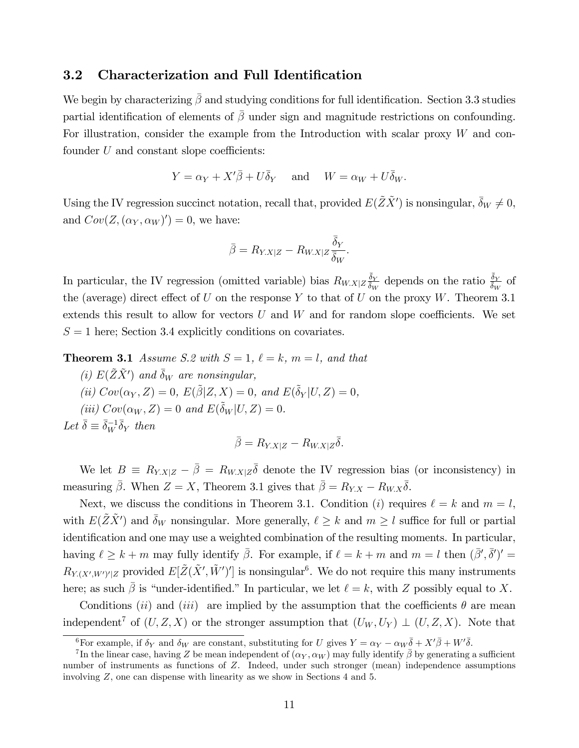## 3.2 Characterization and Full Identification

We begin by characterizing $\bar{\beta}$ and studying conditions for full identification. Section 3.3 studies partial identification of elements of $\bar{\beta}$ under sign and magnitude restrictions on confounding. For illustration, consider the example from the Introduction with scalar proxy $W$ and confounder $U$ and constant slope coefficients:

$$Y = \alpha_Y + X'\bar{\beta} + U\bar{\delta}_Y \quad \text{ and } \quad W = \alpha_W + U\bar{\delta}_W.$$

Using the IV regression succinct notation, recall that, provided $E(\tilde{Z}\tilde{X}')$ is nonsingular, $\bar{\delta}_W \neq 0$, and $Cov(Z, (\alpha_Y, \alpha_W)') = 0$, we have:

$$\bar{\beta} = R_{Y.X|Z} - R_{W.X|Z}\frac{\bar{\delta}_Y}{\bar{\delta}_W}.$$

In particular, the IV regression (omitted variable) bias $R_{W.X|Z}\frac{\bar{\delta}_Y}{\bar{\delta}_W}$ depends on the ratio $\frac{\bar{\delta}_Y}{\bar{\delta}_W}$ of the (average) direct effect of $U$ on the response $Y$ to that of $U$ on the proxy $W$. Theorem 3.1 extends this result to allow for vectors $U$ and $W$ and for random slope coefficients. We set $S = 1$ here; Section 3.4 explicitly conditions on covariates.

**Theorem 3.1** *Assume S.2 with $S = 1$, $\ell = k$, $m = l$, and that*

*(i) $E(\tilde{Z}\tilde{X}')$ and $\bar{\delta}_W$ are nonsingular,*

*(ii) $Cov(\alpha_Y, Z) = 0$, $E(\tilde{\beta}|Z, X) = 0$, and $E(\tilde{\delta}_Y|U, Z) = 0$,*

*(iii) $Cov(\alpha_W, Z) = 0$ and $E(\tilde{\delta}_W|U, Z) = 0$.*

*Let $\bar{\delta} \equiv \bar{\delta}_W^{-1}\bar{\delta}_Y$ then*

$$\bar{\beta} = R_{Y.X|Z} - R_{W.X|Z}\bar{\delta}.$$

We let $B \equiv R_{Y.X|Z} - \bar{\beta} = R_{W.X|Z}\bar{\delta}$ denote the IV regression bias (or inconsistency) in measuring $\bar{\beta}$. When $Z = X$, Theorem 3.1 gives that $\bar{\beta} = R_{Y.X} - R_{W.X}\bar{\delta}$.

Next, we discuss the conditions in Theorem 3.1. Condition $(i)$ requires $\ell = k$ and $m = l$, with $E(\tilde{Z}\tilde{X}')$ and $\bar{\delta}_W$ nonsingular. More generally, $\ell \geq k$ and $m \geq l$ suffice for full or partial identification and one may use a weighted combination of the resulting moments. In particular, having $\ell \geq k + m$ may fully identify $\bar{\beta}$. For example, if $\ell = k + m$ and $m = l$ then $(\bar{\beta}', \bar{\delta}')' = R_{Y.(X',W')'|Z}$ provided $E[\tilde{Z}(\tilde{X}', \tilde{W}')']$ is nonsingular[6]. We do not require this many instruments here; as such $\bar{\beta}$ is "under-identified." In particular, we let $\ell = k$, with $Z$ possibly equal to $X$.

Conditions $(ii)$ and $(iii)$ are implied by the assumption that the coefficients $\theta$ are mean independent[7] of $(U, Z, X)$ or the stronger assumption that $(U_W, U_Y) \perp (U, Z, X)$. Note that

---

[6] For example, if $\delta_Y$ and $\delta_W$ are constant, substituting for $U$ gives $Y = \alpha_Y - \alpha_W\bar{\delta} + X'\bar{\beta} + W'\bar{\delta}$.

[7] In the linear case, having $Z$ be mean independent of $(\alpha_Y, \alpha_W)$ may fully identify $\bar{\beta}$ by generating a sufficient number of instruments as functions of $Z$. Indeed, under such stronger (mean) independence assumptions involving $Z$, one can dispense with linearity as we show in Sections 4 and 5.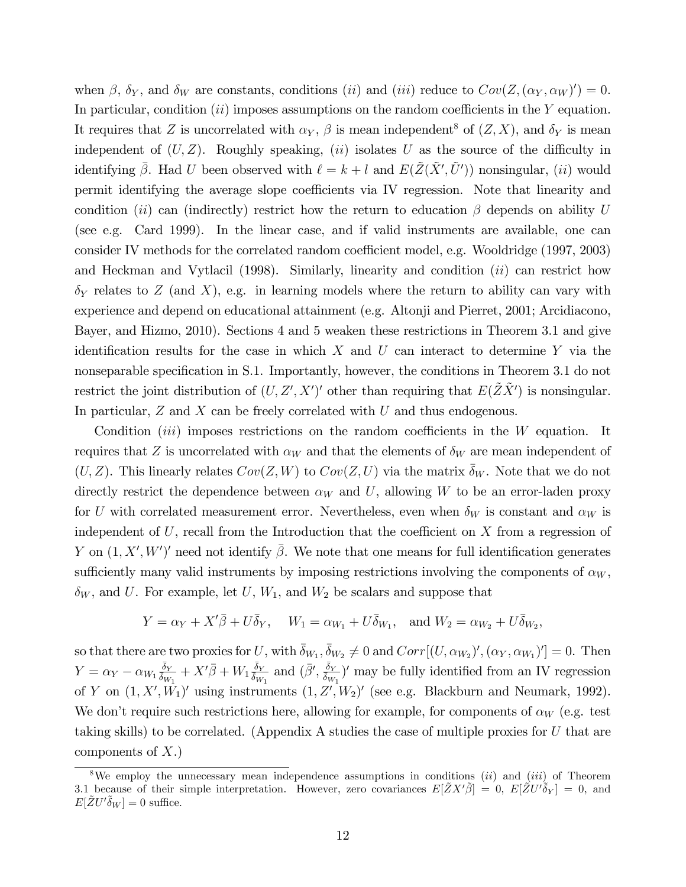when $\beta$, $\delta_Y$, and $\delta_W$ are constants, conditions (*ii*) and (*iii*) reduce to $Cov(Z, (\alpha_Y, \alpha_W)') = 0$. In particular, condition (*ii*) imposes assumptions on the random coefficients in the $Y$ equation. It requires that $Z$ is uncorrelated with $\alpha_Y$, $\beta$ is mean independent[8] of $(Z, X)$, and $\delta_Y$ is mean independent of $(U, Z)$. Roughly speaking, (*ii*) isolates $U$ as the source of the difficulty in identifying $\bar{\beta}$. Had $U$ been observed with $\ell = k + l$ and $E(\tilde{Z}(\tilde{X}', \tilde{U}'))$ nonsingular, (*ii*) would permit identifying the average slope coefficients via IV regression. Note that linearity and condition (*ii*) can (indirectly) restrict how the return to education $\beta$ depends on ability $U$ (see e.g. Card 1999). In the linear case, and if valid instruments are available, one can consider IV methods for the correlated random coefficient model, e.g. Wooldridge (1997, 2003) and Heckman and Vytlacil (1998). Similarly, linearity and condition (*ii*) can restrict how $\delta_Y$ relates to $Z$ (and $X$), e.g. in learning models where the return to ability can vary with experience and depend on educational attainment (e.g. Altonji and Pierret, 2001; Arcidiacono, Bayer, and Hizmo, 2010). Sections 4 and 5 weaken these restrictions in Theorem 3.1 and give identification results for the case in which $X$ and $U$ can interact to determine $Y$ via the nonseparable specification in S.1. Importantly, however, the conditions in Theorem 3.1 do not restrict the joint distribution of $(U, Z', X')'$ other than requiring that $E(\tilde{Z}\tilde{X}')$ is nonsingular. In particular, $Z$ and $X$ can be freely correlated with $U$ and thus endogenous.

Condition (*iii*) imposes restrictions on the random coefficients in the $W$ equation. It requires that $Z$ is uncorrelated with $\alpha_W$ and that the elements of $\delta_W$ are mean independent of $(U, Z)$. This linearly relates $Cov(Z, W)$ to $Cov(Z, U)$ via the matrix $\bar{\delta}_W$. Note that we do not directly restrict the dependence between $\alpha_W$ and $U$, allowing $W$ to be an error-laden proxy for $U$ with correlated measurement error. Nevertheless, even when $\delta_W$ is constant and $\alpha_W$ is independent of $U$, recall from the Introduction that the coefficient on $X$ from a regression of $Y$ on $(1, X', W')'$ need not identify $\bar{\beta}$. We note that one means for full identification generates sufficiently many valid instruments by imposing restrictions involving the components of $\alpha_W$, $\delta_W$, and $U$. For example, let $U$, $W_1$, and $W_2$ be scalars and suppose that

$$Y = \alpha_Y + X'\bar{\beta} + U\bar{\delta}_Y, \quad W_1 = \alpha_{W_1} + U\bar{\delta}_{W_1}, \quad \text{and } W_2 = \alpha_{W_2} + U\bar{\delta}_{W_2},$$

so that there are two proxies for $U$, with $\bar{\delta}_{W_1}, \bar{\delta}_{W_2} \neq 0$ and $Corr[(U, \alpha_{W_2})', (\alpha_Y, \alpha_{W_1})'] = 0$. Then $Y = \alpha_Y - \alpha_{W_1}\frac{\bar{\delta}_Y}{\bar{\delta}_{W_1}} + X'\bar{\beta} + W_1\frac{\bar{\delta}_Y}{\bar{\delta}_{W_1}}$ and $(\bar{\beta}', \frac{\bar{\delta}_Y}{\bar{\delta}_{W_1}})'$ may be fully identified from an IV regression of $Y$ on $(1, X', W_1)'$ using instruments $(1, Z', W_2)'$ (see e.g. Blackburn and Neumark, 1992). We don't require such restrictions here, allowing for example, for components of $\alpha_W$ (e.g. test taking skills) to be correlated. (Appendix A studies the case of multiple proxies for $U$ that are components of $X$.)

---

[8] We employ the unnecessary mean independence assumptions in conditions (*ii*) and (*iii*) of Theorem 3.1 because of their simple interpretation. However, zero covariances $E[\tilde{Z}X'\tilde{\beta}] = 0$, $E[\tilde{Z}U'\tilde{\delta}_Y] = 0$, and $E[\tilde{Z}U'\tilde{\delta}_W] = 0$ suffice.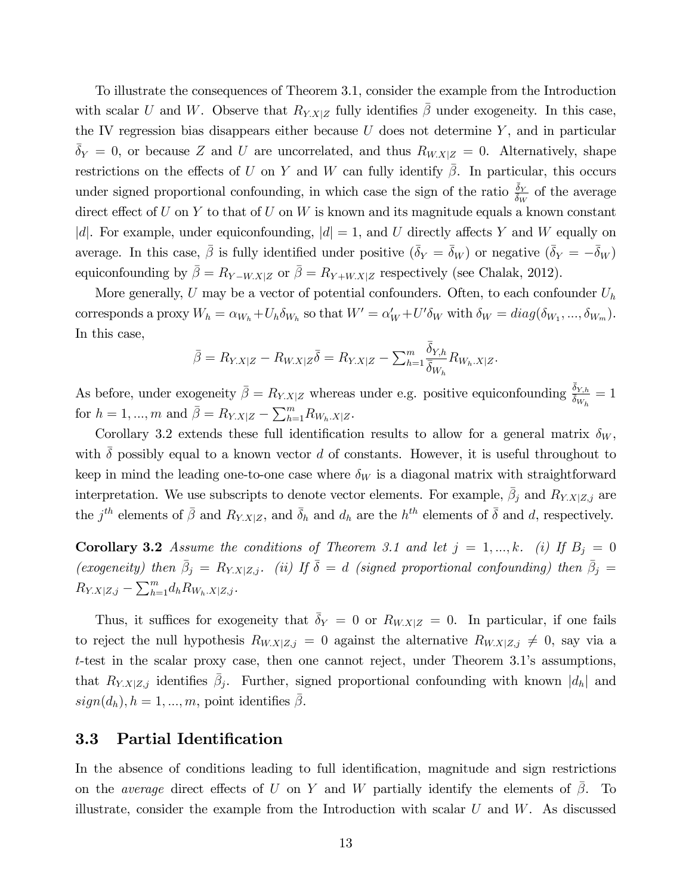To illustrate the consequences of Theorem 3.1, consider the example from the Introduction with scalar $U$ and $W$. Observe that $R_{Y.X|Z}$ fully identifies $\bar{\beta}$ under exogeneity. In this case, the IV regression bias disappears either because $U$ does not determine $Y$, and in particular $\bar{\delta}_Y = 0$, or because $Z$ and $U$ are uncorrelated, and thus $R_{W.X|Z} = 0$. Alternatively, shape restrictions on the effects of $U$ on $Y$ and $W$ can fully identify $\bar{\beta}$. In particular, this occurs under signed proportional confounding, in which case the sign of the ratio $\frac{\bar{\delta}_Y}{\bar{\delta}_W}$ of the average direct effect of $U$ on $Y$ to that of $U$ on $W$ is known and its magnitude equals a known constant $|d|$. For example, under equiconfounding, $|d| = 1$, and $U$ directly affects $Y$ and $W$ equally on average. In this case, $\bar{\beta}$ is fully identified under positive ($\bar{\delta}_Y = \bar{\delta}_W$) or negative ($\bar{\delta}_Y = -\bar{\delta}_W$) equiconfounding by $\bar{\beta} = R_{Y-W.X|Z}$ or $\bar{\beta} = R_{Y+W.X|Z}$ respectively (see Chalak, 2012).

More generally, $U$ may be a vector of potential confounders. Often, to each confounder $U_h$ corresponds a proxy $W_h = \alpha_{W_h} + U_h \delta_{W_h}$ so that $W' = \alpha'_W + U'\delta_W$ with $\delta_W = diag(\delta_{W_1}, ..., \delta_{W_m})$. In this case,

$$\bar{\beta} = R_{Y.X|Z} - R_{W.X|Z}\bar{\delta} = R_{Y.X|Z} - \textstyle\sum_{h=1}^{m} \dfrac{\bar{\delta}_{Y,h}}{\bar{\delta}_{W_h}} R_{W_h.X|Z}.$$

As before, under exogeneity $\bar{\beta} = R_{Y.X|Z}$ whereas under e.g. positive equiconfounding $\frac{\bar{\delta}_{Y,h}}{\bar{\delta}_{W_h}} = 1$ for $h = 1, ..., m$ and $\bar{\beta} = R_{Y.X|Z} - \sum_{h=1}^{m} R_{W_h.X|Z}$.

Corollary 3.2 extends these full identification results to allow for a general matrix $\delta_W$, with $\bar{\delta}$ possibly equal to a known vector $d$ of constants. However, it is useful throughout to keep in mind the leading one-to-one case where $\delta_W$ is a diagonal matrix with straightforward interpretation. We use subscripts to denote vector elements. For example, $\bar{\beta}_j$ and $R_{Y.X|Z,j}$ are the $j^{th}$ elements of $\bar{\beta}$ and $R_{Y.X|Z}$, and $\bar{\delta}_h$ and $d_h$ are the $h^{th}$ elements of $\bar{\delta}$ and $d$, respectively.

**Corollary 3.2** *Assume the conditions of Theorem 3.1 and let $j = 1, ..., k$. (i) If $B_j = 0$ (exogeneity) then $\bar{\beta}_j = R_{Y.X|Z,j}$. (ii) If $\bar{\delta} = d$ (signed proportional confounding) then $\bar{\beta}_j = R_{Y.X|Z,j} - \sum_{h=1}^{m} d_h R_{W_h.X|Z,j}$.*

Thus, it suffices for exogeneity that $\bar{\delta}_Y = 0$ or $R_{W.X|Z} = 0$. In particular, if one fails to reject the null hypothesis $R_{W.X|Z,j} = 0$ against the alternative $R_{W.X|Z,j} \neq 0$, say via a $t$-test in the scalar proxy case, then one cannot reject, under Theorem 3.1's assumptions, that $R_{Y.X|Z,j}$ identifies $\bar{\beta}_j$. Further, signed proportional confounding with known $|d_h|$ and $sign(d_h), h = 1, ..., m$, point identifies $\bar{\beta}$.

## 3.3 Partial Identification

In the absence of conditions leading to full identification, magnitude and sign restrictions on the *average* direct effects of $U$ on $Y$ and $W$ partially identify the elements of $\bar{\beta}$. To illustrate, consider the example from the Introduction with scalar $U$ and $W$. As discussed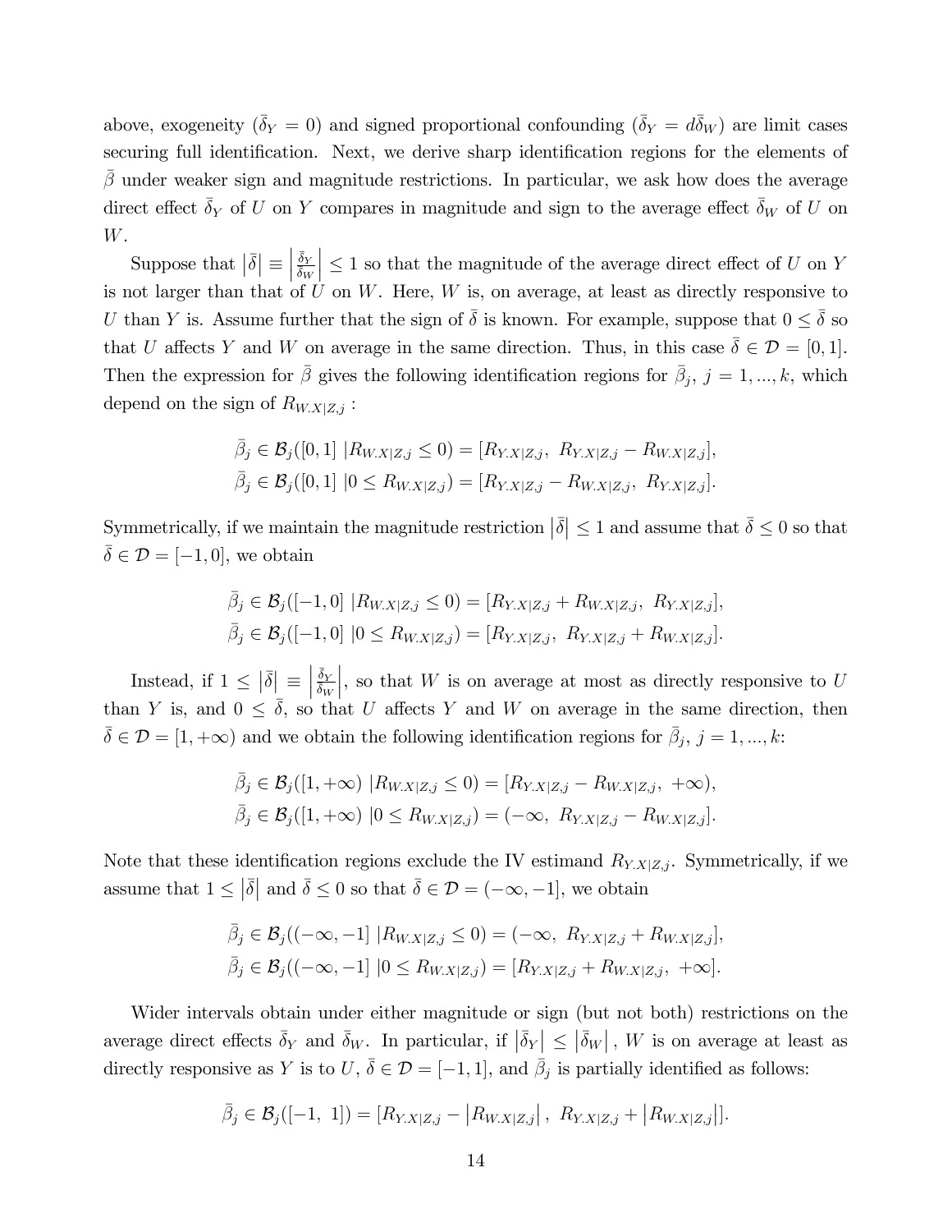above, exogeneity ($\bar{\delta}_Y = 0$) and signed proportional confounding ($\bar{\delta}_Y = d\bar{\delta}_W$) are limit cases securing full identification. Next, we derive sharp identification regions for the elements of $\bar{\beta}$ under weaker sign and magnitude restrictions. In particular, we ask how does the average direct effect $\bar{\delta}_Y$ of $U$ on $Y$ compares in magnitude and sign to the average effect $\bar{\delta}_W$ of $U$ on $W$.

Suppose that $\left|\bar{\delta}\right| \equiv \left|\frac{\bar{\delta}_Y}{\bar{\delta}_W}\right| \leq 1$ so that the magnitude of the average direct effect of $U$ on $Y$ is not larger than that of $U$ on $W$. Here, $W$ is, on average, at least as directly responsive to $U$ than $Y$ is. Assume further that the sign of $\bar{\delta}$ is known. For example, suppose that $0 \leq \bar{\delta}$ so that $U$ affects $Y$ and $W$ on average in the same direction. Thus, in this case $\bar{\delta} \in \mathcal{D} = [0, 1]$. Then the expression for $\bar{\beta}$ gives the following identification regions for $\bar{\beta}_j$, $j = 1, ..., k$, which depend on the sign of $R_{W.X|Z,j}$ :

$$\bar{\beta}_j \in \mathcal{B}_j([0,1]\ |R_{W.X|Z,j} \leq 0) = [R_{Y.X|Z,j},\ R_{Y.X|Z,j} - R_{W.X|Z,j}],$$
$$\bar{\beta}_j \in \mathcal{B}_j([0,1]\ |0 \leq R_{W.X|Z,j}) = [R_{Y.X|Z,j} - R_{W.X|Z,j},\ R_{Y.X|Z,j}].$$

Symmetrically, if we maintain the magnitude restriction $\left|\bar{\delta}\right| \leq 1$ and assume that $\bar{\delta} \leq 0$ so that $\bar{\delta} \in \mathcal{D} = [-1, 0]$, we obtain

$$\bar{\beta}_j \in \mathcal{B}_j([-1,0]\ |R_{W.X|Z,j} \leq 0) = [R_{Y.X|Z,j} + R_{W.X|Z,j},\ R_{Y.X|Z,j}],$$
$$\bar{\beta}_j \in \mathcal{B}_j([-1,0]\ |0 \leq R_{W.X|Z,j}) = [R_{Y.X|Z,j},\ R_{Y.X|Z,j} + R_{W.X|Z,j}].$$

Instead, if $1 \leq \left|\bar{\delta}\right| \equiv \left|\frac{\bar{\delta}_Y}{\bar{\delta}_W}\right|$, so that $W$ is on average at most as directly responsive to $U$ than $Y$ is, and $0 \leq \bar{\delta}$, so that $U$ affects $Y$ and $W$ on average in the same direction, then $\bar{\delta} \in \mathcal{D} = [1, +\infty)$ and we obtain the following identification regions for $\bar{\beta}_j$, $j = 1, ..., k$:

$$\bar{\beta}_j \in \mathcal{B}_j([1,+\infty)\ |R_{W.X|Z,j} \leq 0) = [R_{Y.X|Z,j} - R_{W.X|Z,j},\ +\infty),$$
$$\bar{\beta}_j \in \mathcal{B}_j([1,+\infty)\ |0 \leq R_{W.X|Z,j}) = (-\infty,\ R_{Y.X|Z,j} - R_{W.X|Z,j}].$$

Note that these identification regions exclude the IV estimand $R_{Y.X|Z,j}$. Symmetrically, if we assume that $1 \leq \left|\bar{\delta}\right|$ and $\bar{\delta} \leq 0$ so that $\bar{\delta} \in \mathcal{D} = (-\infty, -1]$, we obtain

$$\bar{\beta}_j \in \mathcal{B}_j((-\infty,-1]\ |R_{W.X|Z,j} \leq 0) = (-\infty,\ R_{Y.X|Z,j} + R_{W.X|Z,j}],$$
$$\bar{\beta}_j \in \mathcal{B}_j((-\infty,-1]\ |0 \leq R_{W.X|Z,j}) = [R_{Y.X|Z,j} + R_{W.X|Z,j},\ +\infty].$$

Wider intervals obtain under either magnitude or sign (but not both) restrictions on the average direct effects $\bar{\delta}_Y$ and $\bar{\delta}_W$. In particular, if $\left|\bar{\delta}_Y\right| \leq \left|\bar{\delta}_W\right|$, $W$ is on average at least as directly responsive as $Y$ is to $U$, $\bar{\delta} \in \mathcal{D} = [-1, 1]$, and $\bar{\beta}_j$ is partially identified as follows:

$$\bar{\beta}_j \in \mathcal{B}_j([-1,\ 1]) = [R_{Y.X|Z,j} - \left|R_{W.X|Z,j}\right|,\ R_{Y.X|Z,j} + \left|R_{W.X|Z,j}\right|].$$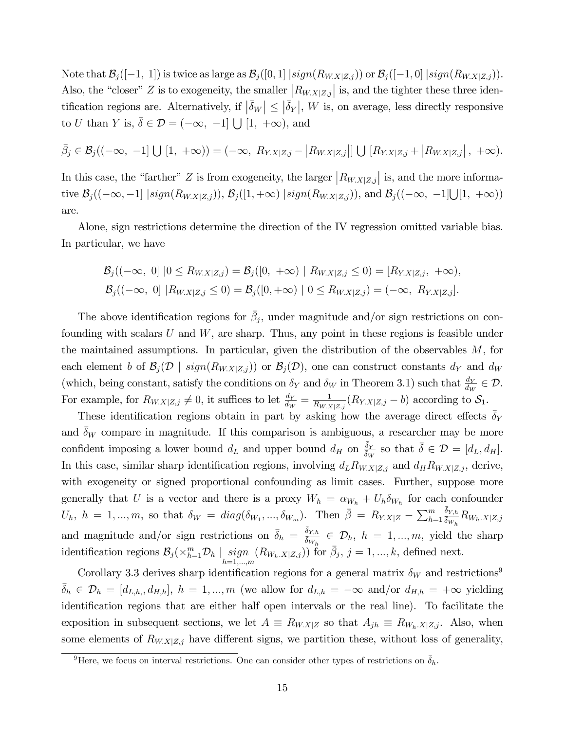Note that $\mathcal{B}_j([-1,\ 1])$ is twice as large as $\mathcal{B}_j([0, 1]\ |sign(R_{W.X|Z,j}))$ or $\mathcal{B}_j([-1, 0]\ |sign(R_{W.X|Z,j}))$. Also, the "closer" $Z$ is to exogeneity, the smaller $\left|R_{W.X|Z,j}\right|$ is, and the tighter these three identification regions are. Alternatively, if $\left|\bar{\delta}_W\right| \leq \left|\bar{\delta}_Y\right|$, $W$ is, on average, less directly responsive to $U$ than $Y$ is, $\bar{\delta} \in \mathcal{D} = (-\infty,\ -1] \bigcup [1,\ +\infty)$, and

$$\bar{\beta}_j \in \mathcal{B}_j((-\infty,\ -1] \bigcup [1,\ +\infty)) = (-\infty,\ R_{Y.X|Z,j} - \left|R_{W.X|Z,j}\right|] \bigcup [R_{Y.X|Z,j} + \left|R_{W.X|Z,j}\right|,\ +\infty).$$

In this case, the "farther" $Z$ is from exogeneity, the larger $\left|R_{W.X|Z,j}\right|$ is, and the more informative $\mathcal{B}_j((-\infty, -1]\ |sign(R_{W.X|Z,j}))$, $\mathcal{B}_j([1, +\infty)\ |sign(R_{W.X|Z,j}))$, and $\mathcal{B}_j((-\infty,\ -1]\bigcup[1,\ +\infty))$ are.

Alone, sign restrictions determine the direction of the IV regression omitted variable bias. In particular, we have

$$\mathcal{B}_j((-\infty,\ 0]\ |0 \leq R_{W.X|Z,j}) = \mathcal{B}_j([0,\ +\infty)\ |\ R_{W.X|Z,j} \leq 0) = [R_{Y.X|Z,j},\ +\infty),$$
$$\mathcal{B}_j((-\infty,\ 0]\ |R_{W.X|Z,j} \leq 0) = \mathcal{B}_j([0, +\infty)\ |\ 0 \leq R_{W.X|Z,j}) = (-\infty,\ R_{Y.X|Z,j}].$$

The above identification regions for $\bar{\beta}_j$, under magnitude and/or sign restrictions on confounding with scalars $U$ and $W$, are sharp. Thus, any point in these regions is feasible under the maintained assumptions. In particular, given the distribution of the observables $M$, for each element $b$ of $\mathcal{B}_j(\mathcal{D}\ |\ sign(R_{W.X|Z,j}))$ or $\mathcal{B}_j(\mathcal{D})$, one can construct constants $d_Y$ and $d_W$ (which, being constant, satisfy the conditions on $\delta_Y$ and $\delta_W$ in Theorem 3.1) such that $\frac{d_Y}{d_W} \in \mathcal{D}$. For example, for $R_{W.X|Z,j} \neq 0$, it suffices to let $\frac{d_Y}{d_W} = \frac{1}{R_{W.X|Z,j}}(R_{Y.X|Z,j} - b)$ according to $\mathcal{S}_1$.

These identification regions obtain in part by asking how the average direct effects $\bar{\delta}_Y$ and $\bar{\delta}_W$ compare in magnitude. If this comparison is ambiguous, a researcher may be more confident imposing a lower bound $d_L$ and upper bound $d_H$ on $\frac{\bar{\delta}_Y}{\bar{\delta}_W}$ so that $\bar{\delta} \in \mathcal{D} = [d_L, d_H]$. In this case, similar sharp identification regions, involving $d_L R_{W.X|Z,j}$ and $d_H R_{W.X|Z,j}$, derive, with exogeneity or signed proportional confounding as limit cases. Further, suppose more generally that $U$ is a vector and there is a proxy $W_h = \alpha_{W_h} + U_h \delta_{W_h}$ for each confounder $U_h$, $h = 1, ..., m$, so that $\delta_W = diag(\delta_{W_1}, ..., \delta_{W_m})$. Then $\bar{\beta} = R_{Y.X|Z} - \sum_{h=1}^{m} \frac{\bar{\delta}_{Y,h}}{\bar{\delta}_{W_h}} R_{W_h.X|Z,j}$ and magnitude and/or sign restrictions on $\bar{\delta}_h = \frac{\bar{\delta}_{Y,h}}{\bar{\delta}_{W_h}} \in \mathcal{D}_h$, $h = 1, ..., m$, yield the sharp identification regions $\mathcal{B}_j(\times_{h=1}^{m} \mathcal{D}_h \mid \underset{h=1,...,m}{sign} (R_{W_h.X|Z,j}))$ for $\bar{\beta}_j$, $j = 1, ..., k$, defined next.

Corollary 3.3 derives sharp identification regions for a general matrix $\delta_W$ and restrictions[9] $\bar{\delta}_h \in \mathcal{D}_h = [d_{L,h,}, d_{H,h}]$, $h = 1, ..., m$ (we allow for $d_{L,h} = -\infty$ and/or $d_{H,h} = +\infty$ yielding identification regions that are either half open intervals or the real line). To facilitate the exposition in subsequent sections, we let $A \equiv R_{W.X|Z}$ so that $A_{jh} \equiv R_{W_h.X|Z,j}$. Also, when some elements of $R_{W.X|Z,j}$ have different signs, we partition these, without loss of generality,

[9] Here, we focus on interval restrictions. One can consider other types of restrictions on $\bar{\delta}_h$.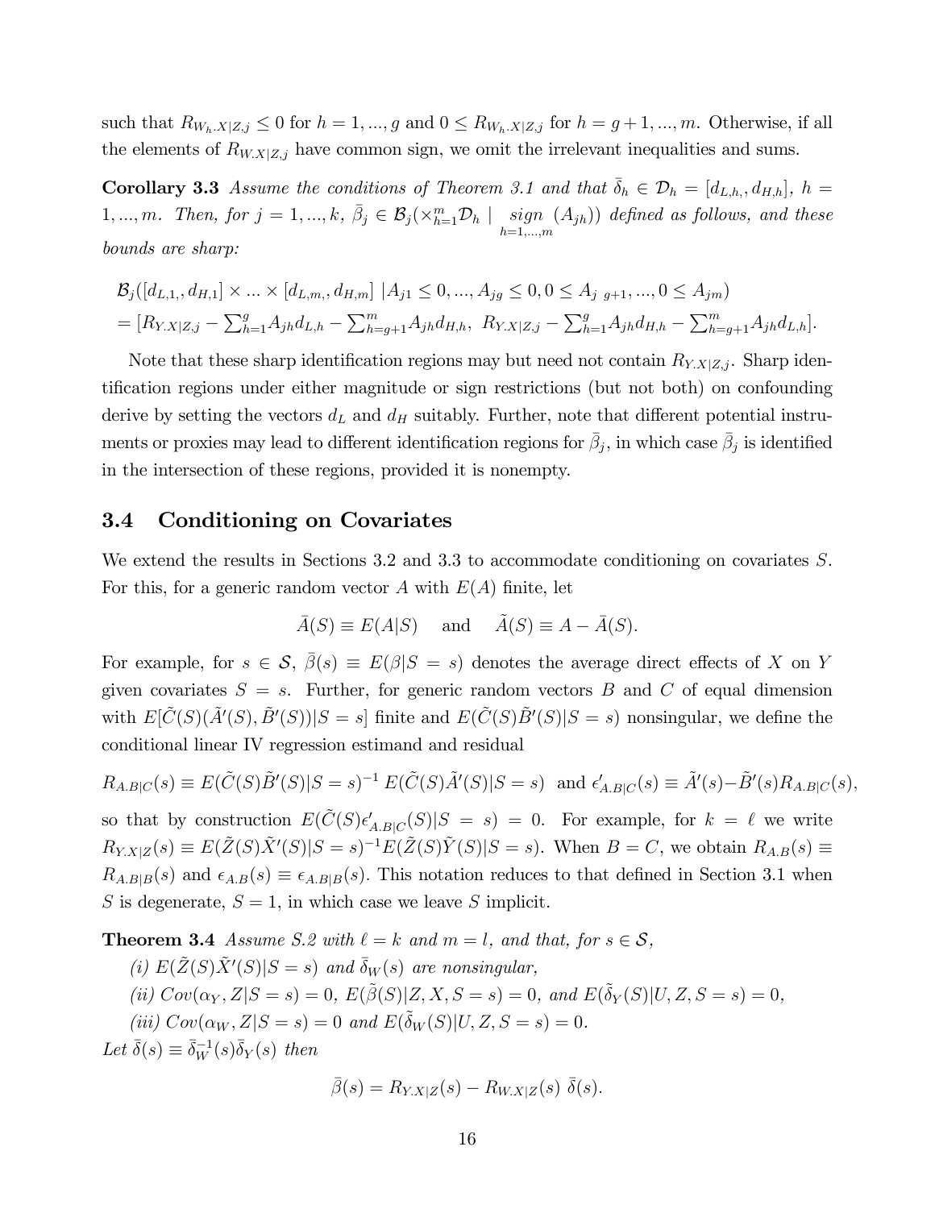such that $R_{W_h.X|Z,j} \leq 0$ for $h = 1, ..., g$ and $0 \leq R_{W_h.X|Z,j}$ for $h = g+1, ..., m$. Otherwise, if all the elements of $R_{W.X|Z,j}$ have common sign, we omit the irrelevant inequalities and sums.

**Corollary 3.3** *Assume the conditions of Theorem 3.1 and that $\bar{\delta}_h \in \mathcal{D}_h = [d_{L,h,}, d_{H,h}]$, $h = 1, ..., m$. Then, for $j = 1, ..., k$, $\bar{\beta}_j \in \mathcal{B}_j(\times_{h=1}^m \mathcal{D}_h \mid \underset{h=1,...,m}{sign} (A_{jh}))$ defined as follows, and these bounds are sharp:*

$$\mathcal{B}_j([d_{L,1,}, d_{H,1}] \times ... \times [d_{L,m,}, d_{H,m}] \mid A_{j1} \leq 0, ..., A_{jg} \leq 0, 0 \leq A_{j\ g+1}, ..., 0 \leq A_{jm})$$
$$= [R_{Y.X|Z,j} - \textstyle\sum_{h=1}^{g} A_{jh} d_{L,h} - \sum_{h=g+1}^{m} A_{jh} d_{H,h},\ R_{Y.X|Z,j} - \sum_{h=1}^{g} A_{jh} d_{H,h} - \sum_{h=g+1}^{m} A_{jh} d_{L,h}].$$

Note that these sharp identification regions may but need not contain $R_{Y.X|Z,j}$. Sharp identification regions under either magnitude or sign restrictions (but not both) on confounding derive by setting the vectors $d_L$ and $d_H$ suitably. Further, note that different potential instruments or proxies may lead to different identification regions for $\bar{\beta}_j$, in which case $\bar{\beta}_j$ is identified in the intersection of these regions, provided it is nonempty.

### 3.4 Conditioning on Covariates

We extend the results in Sections 3.2 and 3.3 to accommodate conditioning on covariates $S$. For this, for a generic random vector $A$ with $E(A)$ finite, let

$$\bar{A}(S) \equiv E(A|S) \quad \text{ and } \quad \tilde{A}(S) \equiv A - \bar{A}(S).$$

For example, for $s \in \mathcal{S}$, $\bar{\beta}(s) \equiv E(\beta|S = s)$ denotes the average direct effects of $X$ on $Y$ given covariates $S = s$. Further, for generic random vectors $B$ and $C$ of equal dimension with $E[\tilde{C}(S)(\tilde{A}'(S), \tilde{B}'(S))|S = s]$ finite and $E(\tilde{C}(S)\tilde{B}'(S)|S = s)$ nonsingular, we define the conditional linear IV regression estimand and residual

$$R_{A.B|C}(s) \equiv E(\tilde{C}(S)\tilde{B}'(S)|S = s)^{-1}\, E(\tilde{C}(S)\tilde{A}'(S)|S = s) \ \text{ and } \epsilon'_{A.B|C}(s) \equiv \tilde{A}'(s) - \tilde{B}'(s)R_{A.B|C}(s),$$

so that by construction $E(\tilde{C}(S)\epsilon'_{A.B|C}(S)|S = s) = 0$. For example, for $k = \ell$ we write $R_{Y.X|Z}(s) \equiv E(\tilde{Z}(S)\tilde{X}'(S)|S = s)^{-1}E(\tilde{Z}(S)\tilde{Y}(S)|S = s)$. When $B = C$, we obtain $R_{A.B}(s) \equiv R_{A.B|B}(s)$ and $\epsilon_{A.B}(s) \equiv \epsilon_{A.B|B}(s)$. This notation reduces to that defined in Section 3.1 when $S$ is degenerate, $S = 1$, in which case we leave $S$ implicit.

**Theorem 3.4** *Assume S.2 with $\ell = k$ and $m = l$, and that, for $s \in \mathcal{S}$,*

*(i) $E(\tilde{Z}(S)\tilde{X}'(S)|S = s)$ and $\bar{\delta}_W(s)$ are nonsingular,*

*(ii) $Cov(\alpha_Y, Z|S = s) = 0$, $E(\tilde{\beta}(S)|Z, X, S = s) = 0$, and $E(\tilde{\delta}_Y(S)|U, Z, S = s) = 0$,*

*(iii) $Cov(\alpha_W, Z|S = s) = 0$ and $E(\tilde{\delta}_W(S)|U, Z, S = s) = 0$.*

*Let $\bar{\delta}(s) \equiv \bar{\delta}_W^{-1}(s)\bar{\delta}_Y(s)$ then*

$$\bar{\beta}(s) = R_{Y.X|Z}(s) - R_{W.X|Z}(s)\ \bar{\delta}(s).$$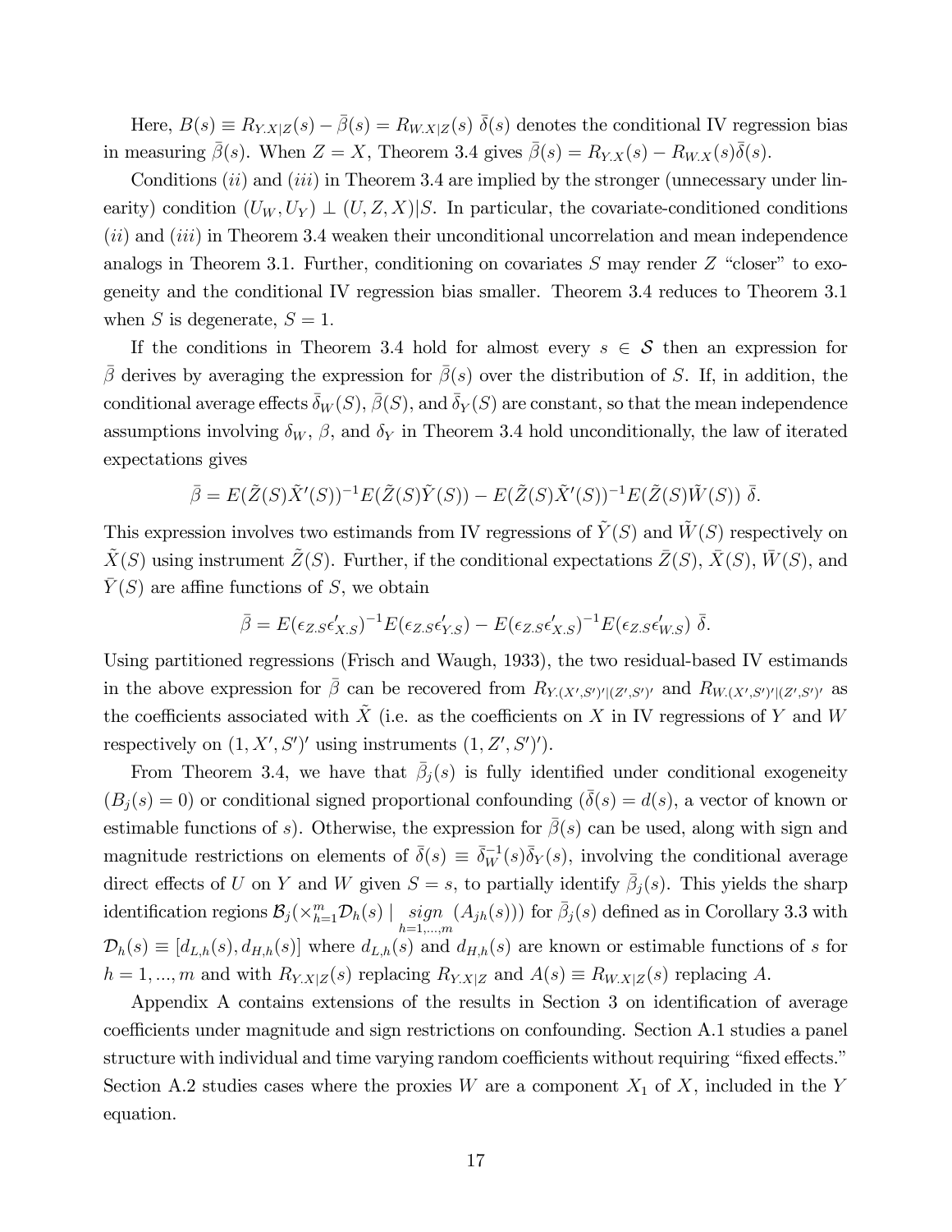Here, $B(s) \equiv R_{Y.X|Z}(s) - \bar{\beta}(s) = R_{W.X|Z}(s)\ \bar{\delta}(s)$ denotes the conditional IV regression bias in measuring $\bar{\beta}(s)$. When $Z = X$, Theorem 3.4 gives $\bar{\beta}(s) = R_{Y.X}(s) - R_{W.X}(s)\bar{\delta}(s)$.

Conditions $(ii)$ and $(iii)$ in Theorem 3.4 are implied by the stronger (unnecessary under linearity) condition $(U_W, U_Y) \perp (U, Z, X)|S$. In particular, the covariate-conditioned conditions $(ii)$ and $(iii)$ in Theorem 3.4 weaken their unconditional uncorrelation and mean independence analogs in Theorem 3.1. Further, conditioning on covariates $S$ may render $Z$ "closer" to exogeneity and the conditional IV regression bias smaller. Theorem 3.4 reduces to Theorem 3.1 when $S$ is degenerate, $S = 1$.

If the conditions in Theorem 3.4 hold for almost every $s \in \mathcal{S}$ then an expression for $\bar{\beta}$ derives by averaging the expression for $\bar{\beta}(s)$ over the distribution of $S$. If, in addition, the conditional average effects $\bar{\delta}_W(S)$, $\bar{\beta}(S)$, and $\bar{\delta}_Y(S)$ are constant, so that the mean independence assumptions involving $\delta_W$, $\beta$, and $\delta_Y$ in Theorem 3.4 hold unconditionally, the law of iterated expectations gives

$$\bar{\beta} = E(\tilde{Z}(S)\tilde{X}'(S))^{-1}E(\tilde{Z}(S)\tilde{Y}(S)) - E(\tilde{Z}(S)\tilde{X}'(S))^{-1}E(\tilde{Z}(S)\tilde{W}(S))\ \bar{\delta}.$$

This expression involves two estimands from IV regressions of $\tilde{Y}(S)$ and $\tilde{W}(S)$ respectively on $\tilde{X}(S)$ using instrument $\tilde{Z}(S)$. Further, if the conditional expectations $\bar{Z}(S)$, $\bar{X}(S)$, $\bar{W}(S)$, and $\bar{Y}(S)$ are affine functions of $S$, we obtain

$$\bar{\beta} = E(\epsilon_{Z.S}\epsilon'_{X.S})^{-1}E(\epsilon_{Z.S}\epsilon'_{Y.S}) - E(\epsilon_{Z.S}\epsilon'_{X.S})^{-1}E(\epsilon_{Z.S}\epsilon'_{W.S})\ \bar{\delta}.$$

Using partitioned regressions (Frisch and Waugh, 1933), the two residual-based IV estimands in the above expression for $\bar{\beta}$ can be recovered from $R_{Y.(X',S')'|(Z',S')'}$ and $R_{W.(X',S')'|(Z',S')'}$ as the coefficients associated with $\tilde{X}$ (i.e. as the coefficients on $X$ in IV regressions of $Y$ and $W$ respectively on $(1, X', S')'$ using instruments $(1, Z', S')'$).

From Theorem 3.4, we have that $\bar{\beta}_j(s)$ is fully identified under conditional exogeneity ($B_j(s) = 0$) or conditional signed proportional confounding ($\bar{\delta}(s) = d(s)$, a vector of known or estimable functions of $s$). Otherwise, the expression for $\bar{\beta}(s)$ can be used, along with sign and magnitude restrictions on elements of $\bar{\delta}(s) \equiv \bar{\delta}_W^{-1}(s)\bar{\delta}_Y(s)$, involving the conditional average direct effects of $U$ on $Y$ and $W$ given $S = s$, to partially identify $\bar{\beta}_j(s)$. This yields the sharp identification regions $\mathcal{B}_j(\times_{h=1}^m \mathcal{D}_h(s) \mid \underset{h=1,...,m}{sign}\ (A_{jh}(s)))$ for $\bar{\beta}_j(s)$ defined as in Corollary 3.3 with $\mathcal{D}_h(s) \equiv [d_{L,h}(s), d_{H,h}(s)]$ where $d_{L,h}(s)$ and $d_{H,h}(s)$ are known or estimable functions of $s$ for $h = 1, ..., m$ and with $R_{Y.X|Z}(s)$ replacing $R_{Y.X|Z}$ and $A(s) \equiv R_{W.X|Z}(s)$ replacing $A$.

Appendix A contains extensions of the results in Section 3 on identification of average coefficients under magnitude and sign restrictions on confounding. Section A.1 studies a panel structure with individual and time varying random coefficients without requiring "fixed effects." Section A.2 studies cases where the proxies $W$ are a component $X_1$ of $X$, included in the $Y$ equation.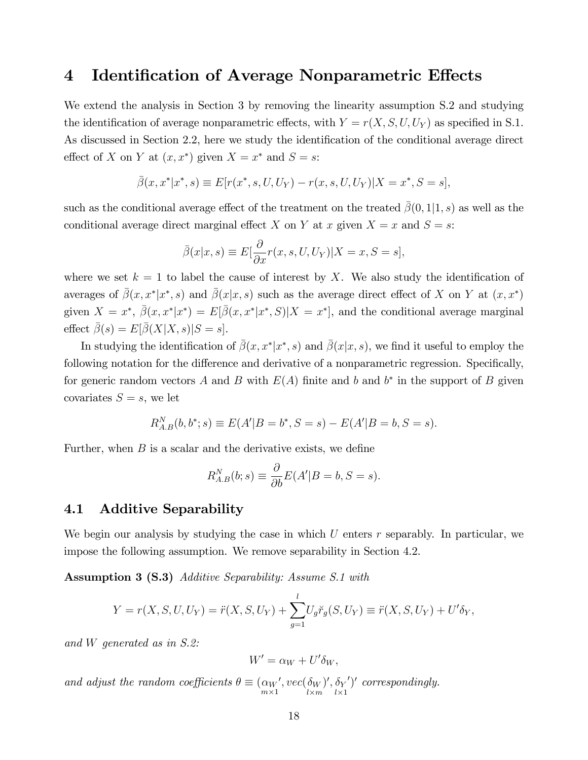# 4 Identification of Average Nonparametric Effects

We extend the analysis in Section 3 by removing the linearity assumption S.2 and studying the identification of average nonparametric effects, with $Y = r(X, S, U, U_Y)$ as specified in S.1. As discussed in Section 2.2, here we study the identification of the conditional average direct effect of $X$ on $Y$ at $(x, x^*)$ given $X = x^*$ and $S = s$:

$$\bar{\beta}(x, x^*|x^*, s) \equiv E[r(x^*, s, U, U_Y) - r(x, s, U, U_Y)|X = x^*, S = s],$$

such as the conditional average effect of the treatment on the treated $\bar{\beta}(0, 1|1, s)$ as well as the conditional average direct marginal effect $X$ on $Y$ at $x$ given $X = x$ and $S = s$:

$$\bar{\beta}(x|x, s) \equiv E[\frac{\partial}{\partial x} r(x, s, U, U_Y)|X = x, S = s],$$

where we set $k = 1$ to label the cause of interest by $X$. We also study the identification of averages of $\bar{\beta}(x, x^*|x^*, s)$ and $\bar{\beta}(x|x, s)$ such as the average direct effect of $X$ on $Y$ at $(x, x^*)$ given $X = x^*$, $\bar{\beta}(x, x^*|x^*) = E[\bar{\beta}(x, x^*|x^*, S)|X = x^*]$, and the conditional average marginal effect $\bar{\beta}(s) = E[\bar{\beta}(X|X, s)|S = s]$.

In studying the identification of $\bar{\beta}(x, x^*|x^*, s)$ and $\bar{\beta}(x|x, s)$, we find it useful to employ the following notation for the difference and derivative of a nonparametric regression. Specifically, for generic random vectors $A$ and $B$ with $E(A)$ finite and $b$ and $b^*$ in the support of $B$ given covariates $S = s$, we let

$$R^N_{A.B}(b, b^*; s) \equiv E(A'|B = b^*, S = s) - E(A'|B = b, S = s).$$

Further, when $B$ is a scalar and the derivative exists, we define

$$R^N_{A.B}(b; s) \equiv \frac{\partial}{\partial b} E(A'|B = b, S = s).$$

## 4.1 Additive Separability

We begin our analysis by studying the case in which $U$ enters $r$ separably. In particular, we impose the following assumption. We remove separability in Section 4.2.

**Assumption 3 (S.3)** *Additive Separability: Assume S.1 with*

$$Y = r(X, S, U, U_Y) = \ddot{r}(X, S, U_Y) + \sum_{g=1}^{l} U_g \check{r}_g(S, U_Y) \equiv \ddot{r}(X, S, U_Y) + U'\delta_Y,$$

*and $W$ generated as in S.2:*

$$W' = \alpha_W + U'\delta_W,$$

*and adjust the random coefficients $\theta \equiv (\underset{m\times 1}{\alpha_W}', \underset{l\times m}{vec(\delta_W)}', \underset{l\times 1}{\delta_Y}')'$ correspondingly.*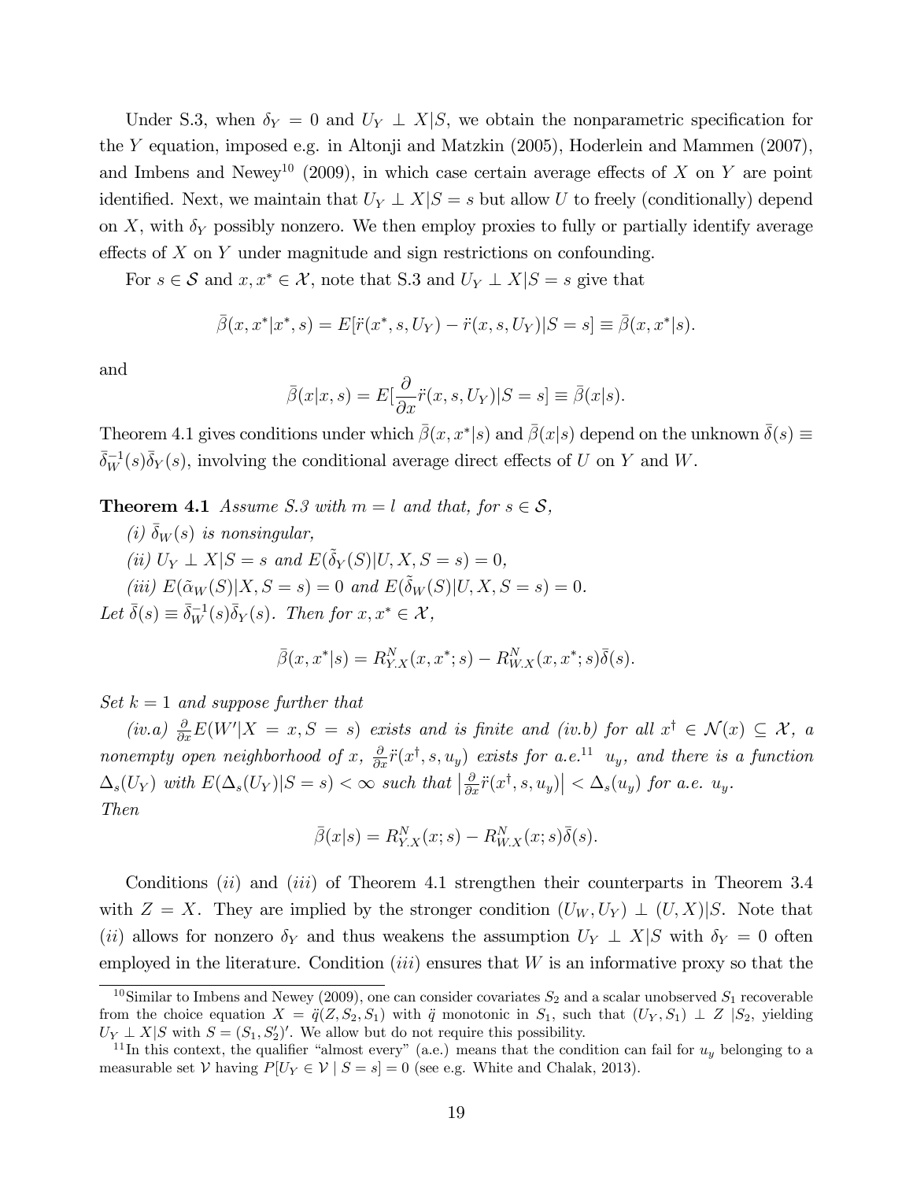Under S.3, when $\delta_Y = 0$ and $U_Y \perp X|S$, we obtain the nonparametric specification for the $Y$ equation, imposed e.g. in Altonji and Matzkin (2005), Hoderlein and Mammen (2007), and Imbens and Newey[10] (2009), in which case certain average effects of $X$ on $Y$ are point identified. Next, we maintain that $U_Y \perp X|S = s$ but allow $U$ to freely (conditionally) depend on $X$, with $\delta_Y$ possibly nonzero. We then employ proxies to fully or partially identify average effects of $X$ on $Y$ under magnitude and sign restrictions on confounding.

For $s \in \mathcal{S}$ and $x, x^* \in \mathcal{X}$, note that S.3 and $U_Y \perp X|S = s$ give that

$$\bar{\beta}(x, x^*|x^*, s) = E[\ddot{r}(x^*, s, U_Y) - \ddot{r}(x, s, U_Y)|S = s] \equiv \bar{\beta}(x, x^*|s).$$

and

$$\bar{\beta}(x|x, s) = E[\frac{\partial}{\partial x}\ddot{r}(x, s, U_Y)|S = s] \equiv \bar{\beta}(x|s).$$

Theorem 4.1 gives conditions under which $\bar{\beta}(x, x^*|s)$ and $\bar{\beta}(x|s)$ depend on the unknown $\bar{\delta}(s) \equiv \bar{\delta}_W^{-1}(s)\bar{\delta}_Y(s)$, involving the conditional average direct effects of $U$ on $Y$ and $W$.

**Theorem 4.1** *Assume S.3 with $m = l$ and that, for $s \in \mathcal{S}$,*

*(i) $\bar{\delta}_W(s)$ is nonsingular,*

*(ii) $U_Y \perp X|S = s$ and $E(\tilde{\delta}_Y(S)|U, X, S = s) = 0$,*

*(iii) $E(\tilde{\alpha}_W(S)|X, S = s) = 0$ and $E(\tilde{\delta}_W(S)|U, X, S = s) = 0$.*

*Let $\bar{\delta}(s) \equiv \bar{\delta}_W^{-1}(s)\bar{\delta}_Y(s)$. Then for $x, x^* \in \mathcal{X}$,*

$$\bar{\beta}(x, x^*|s) = R^N_{Y.X}(x, x^*; s) - R^N_{W.X}(x, x^*; s)\bar{\delta}(s).$$

*Set $k = 1$ and suppose further that*

*(iv.a) $\frac{\partial}{\partial x}E(W'|X = x, S = s)$ exists and is finite and (iv.b) for all $x^\dagger \in \mathcal{N}(x) \subseteq \mathcal{X}$, a nonempty open neighborhood of $x$, $\frac{\partial}{\partial x}\ddot{r}(x^\dagger, s, u_y)$ exists for a.e.[11] $u_y$, and there is a function $\Delta_s(U_Y)$ with $E(\Delta_s(U_Y)|S = s) < \infty$ such that $\left|\frac{\partial}{\partial x}\ddot{r}(x^\dagger, s, u_y)\right| < \Delta_s(u_y)$ for a.e. $u_y$.*

*Then*

$$\bar{\beta}(x|s) = R^N_{Y.X}(x; s) - R^N_{W.X}(x; s)\bar{\delta}(s).$$

Conditions $(ii)$ and $(iii)$ of Theorem 4.1 strengthen their counterparts in Theorem 3.4 with $Z = X$. They are implied by the stronger condition $(U_W, U_Y) \perp (U, X)|S$. Note that $(ii)$ allows for nonzero $\delta_Y$ and thus weakens the assumption $U_Y \perp X|S$ with $\delta_Y = 0$ often employed in the literature. Condition $(iii)$ ensures that $W$ is an informative proxy so that the

---

[10] Similar to Imbens and Newey (2009), one can consider covariates $S_2$ and a scalar unobserved $S_1$ recoverable from the choice equation $X = \ddot{q}(Z, S_2, S_1)$ with $\ddot{q}$ monotonic in $S_1$, such that $(U_Y, S_1) \perp Z \,|S_2$, yielding $U_Y \perp X|S$ with $S = (S_1, S_2')'$. We allow but do not require this possibility.

[11] In this context, the qualifier "almost every" (a.e.) means that the condition can fail for $u_y$ belonging to a measurable set $\mathcal{V}$ having $P[U_Y \in \mathcal{V} \mid S = s] = 0$ (see e.g. White and Chalak, 2013).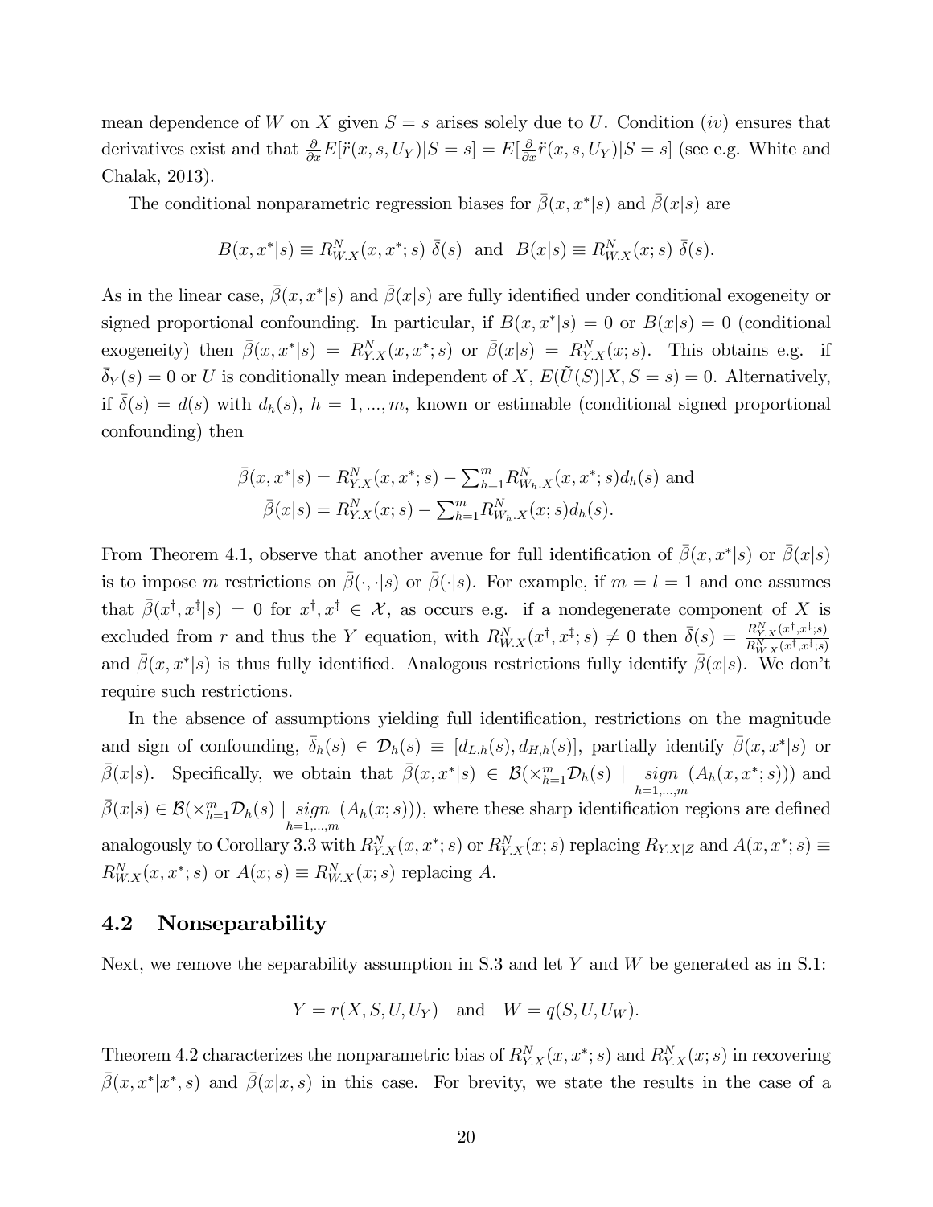mean dependence of $W$ on $X$ given $S = s$ arises solely due to $U$. Condition $(iv)$ ensures that derivatives exist and that $\frac{\partial}{\partial x}E[\ddot{r}(x, s, U_Y)|S = s] = E[\frac{\partial}{\partial x}\ddot{r}(x, s, U_Y)|S = s]$ (see e.g. White and Chalak, 2013).

The conditional nonparametric regression biases for $\bar{\beta}(x, x^*|s)$ and $\bar{\beta}(x|s)$ are

$$B(x, x^*|s) \equiv R^N_{W.X}(x, x^*; s)\ \bar{\delta}(s) \ \text{ and } \ B(x|s) \equiv R^N_{W.X}(x; s)\ \bar{\delta}(s).$$

As in the linear case, $\bar{\beta}(x, x^*|s)$ and $\bar{\beta}(x|s)$ are fully identified under conditional exogeneity or signed proportional confounding. In particular, if $B(x, x^*|s) = 0$ or $B(x|s) = 0$ (conditional exogeneity) then $\bar{\beta}(x, x^*|s) = R^N_{Y.X}(x, x^*; s)$ or $\bar{\beta}(x|s) = R^N_{Y.X}(x; s)$. This obtains e.g. if $\bar{\delta}_Y(s) = 0$ or $U$ is conditionally mean independent of $X$, $E(\tilde{U}(S)|X, S = s) = 0$. Alternatively, if $\bar{\delta}(s) = d(s)$ with $d_h(s)$, $h = 1, ..., m$, known or estimable (conditional signed proportional confounding) then

$$\bar{\beta}(x, x^*|s) = R^N_{Y.X}(x, x^*; s) - \textstyle\sum_{h=1}^m R^N_{W_h.X}(x, x^*; s)d_h(s) \text{ and}$$
$$\bar{\beta}(x|s) = R^N_{Y.X}(x; s) - \textstyle\sum_{h=1}^m R^N_{W_h.X}(x; s)d_h(s).$$

From Theorem 4.1, observe that another avenue for full identification of $\bar{\beta}(x, x^*|s)$ or $\bar{\beta}(x|s)$ is to impose $m$ restrictions on $\bar{\beta}(\cdot, \cdot|s)$ or $\bar{\beta}(\cdot|s)$. For example, if $m = l = 1$ and one assumes that $\bar{\beta}(x^\dagger, x^\ddagger|s) = 0$ for $x^\dagger, x^\ddagger \in \mathcal{X}$, as occurs e.g. if a nondegenerate component of $X$ is excluded from $r$ and thus the $Y$ equation, with $R^N_{W.X}(x^\dagger, x^\ddagger; s) \neq 0$ then $\bar{\delta}(s) = \frac{R^N_{Y.X}(x^\dagger, x^\ddagger; s)}{R^N_{W.X}(x^\dagger, x^\ddagger; s)}$ and $\bar{\beta}(x, x^*|s)$ is thus fully identified. Analogous restrictions fully identify $\bar{\beta}(x|s)$. We don't require such restrictions.

In the absence of assumptions yielding full identification, restrictions on the magnitude and sign of confounding, $\bar{\delta}_h(s) \in \mathcal{D}_h(s) \equiv [d_{L,h}(s), d_{H,h}(s)]$, partially identify $\bar{\beta}(x, x^*|s)$ or $\bar{\beta}(x|s)$. Specifically, we obtain that $\bar{\beta}(x, x^*|s) \in \mathcal{B}(\times_{h=1}^m \mathcal{D}_h(s) \mid \underset{h=1,...,m}{sign} (A_h(x, x^*; s)))$ and $\bar{\beta}(x|s) \in \mathcal{B}(\times_{h=1}^m \mathcal{D}_h(s) \mid \underset{h=1,...,m}{sign} (A_h(x; s)))$, where these sharp identification regions are defined analogously to Corollary 3.3 with $R^N_{Y.X}(x, x^*; s)$ or $R^N_{Y.X}(x; s)$ replacing $R_{Y.X|Z}$ and $A(x, x^*; s) \equiv R^N_{W.X}(x, x^*; s)$ or $A(x; s) \equiv R^N_{W.X}(x; s)$ replacing $A$.

## 4.2 Nonseparability

Next, we remove the separability assumption in S.3 and let $Y$ and $W$ be generated as in S.1:

$$Y = r(X, S, U, U_Y) \quad \text{and} \quad W = q(S, U, U_W).$$

Theorem 4.2 characterizes the nonparametric bias of $R^N_{Y.X}(x, x^*; s)$ and $R^N_{Y.X}(x; s)$ in recovering $\bar{\beta}(x, x^*|x^*, s)$ and $\bar{\beta}(x|x, s)$ in this case. For brevity, we state the results in the case of a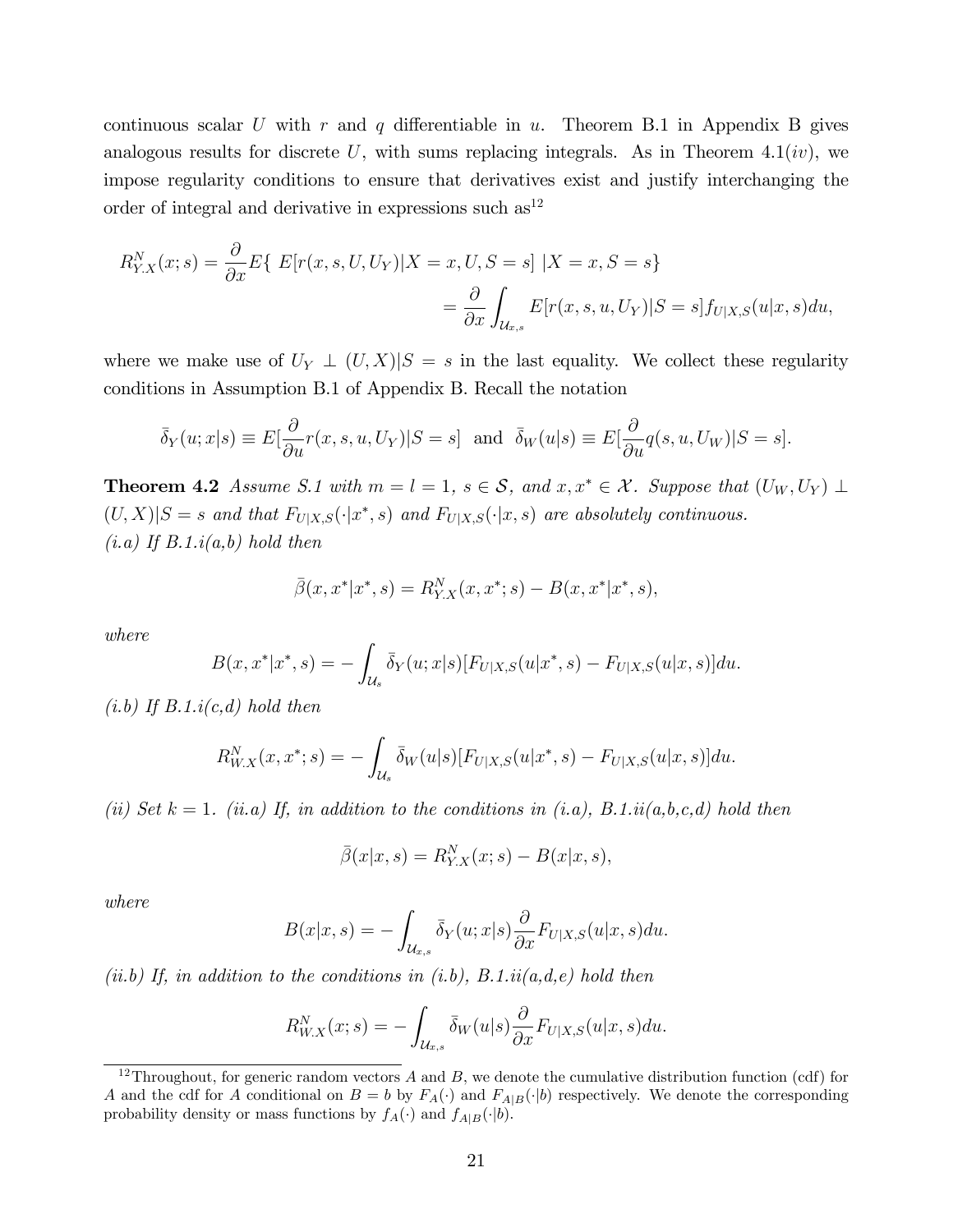continuous scalar $U$ with $r$ and $q$ differentiable in $u$. Theorem B.1 in Appendix B gives analogous results for discrete $U$, with sums replacing integrals. As in Theorem 4.1($iv$), we impose regularity conditions to ensure that derivatives exist and justify interchanging the order of integral and derivative in expressions such as[12]

$$
\begin{aligned}
R^N_{Y.X}(x;s) &= \frac{\partial}{\partial x} E\{\ E[r(x,s,U,U_Y)|X=x,U,S=s]\ |X=x,S=s\} \\
&= \frac{\partial}{\partial x}\int_{\mathcal{U}_{x,s}} E[r(x,s,u,U_Y)|S=s] f_{U|X,S}(u|x,s)du,
\end{aligned}
$$

where we make use of $U_Y \perp (U,X)|S=s$ in the last equality. We collect these regularity conditions in Assumption B.1 of Appendix B. Recall the notation

$$
\bar{\delta}_Y(u;x|s) \equiv E[\frac{\partial}{\partial u} r(x,s,u,U_Y)|S=s] \text{ and } \bar{\delta}_W(u|s) \equiv E[\frac{\partial}{\partial u} q(s,u,U_W)|S=s].
$$

**Theorem 4.2** *Assume S.1 with $m=l=1$, $s\in\mathcal{S}$, and $x,x^*\in\mathcal{X}$. Suppose that $(U_W,U_Y)\perp (U,X)|S=s$ and that $F_{U|X,S}(\cdot|x^*,s)$ and $F_{U|X,S}(\cdot|x,s)$ are absolutely continuous.*
*(i.a) If B.1.i(a,b) hold then*

$$
\bar{\beta}(x,x^*|x^*,s) = R^N_{Y.X}(x,x^*;s) - B(x,x^*|x^*,s),
$$

*where*

$$
B(x,x^*|x^*,s) = -\int_{\mathcal{U}_s} \bar{\delta}_Y(u;x|s)[F_{U|X,S}(u|x^*,s) - F_{U|X,S}(u|x,s)]du.
$$

*(i.b) If B.1.i(c,d) hold then*

$$
R^N_{W.X}(x,x^*;s) = -\int_{\mathcal{U}_s} \bar{\delta}_W(u|s)[F_{U|X,S}(u|x^*,s) - F_{U|X,S}(u|x,s)]du.
$$

*(ii) Set $k=1$. (ii.a) If, in addition to the conditions in (i.a), B.1.ii(a,b,c,d) hold then*

$$
\bar{\beta}(x|x,s) = R^N_{Y.X}(x;s) - B(x|x,s),
$$

*where*

$$
B(x|x,s) = -\int_{\mathcal{U}_{x,s}} \bar{\delta}_Y(u;x|s)\frac{\partial}{\partial x}F_{U|X,S}(u|x,s)du.
$$

*(ii.b) If, in addition to the conditions in (i.b), B.1.ii(a,d,e) hold then*

$$
R^N_{W.X}(x;s) = -\int_{\mathcal{U}_{x,s}} \bar{\delta}_W(u|s)\frac{\partial}{\partial x}F_{U|X,S}(u|x,s)du.
$$

[12] Throughout, for generic random vectors $A$ and $B$, we denote the cumulative distribution function (cdf) for $A$ and the cdf for $A$ conditional on $B=b$ by $F_A(\cdot)$ and $F_{A|B}(\cdot|b)$ respectively. We denote the corresponding probability density or mass functions by $f_A(\cdot)$ and $f_{A|B}(\cdot|b)$.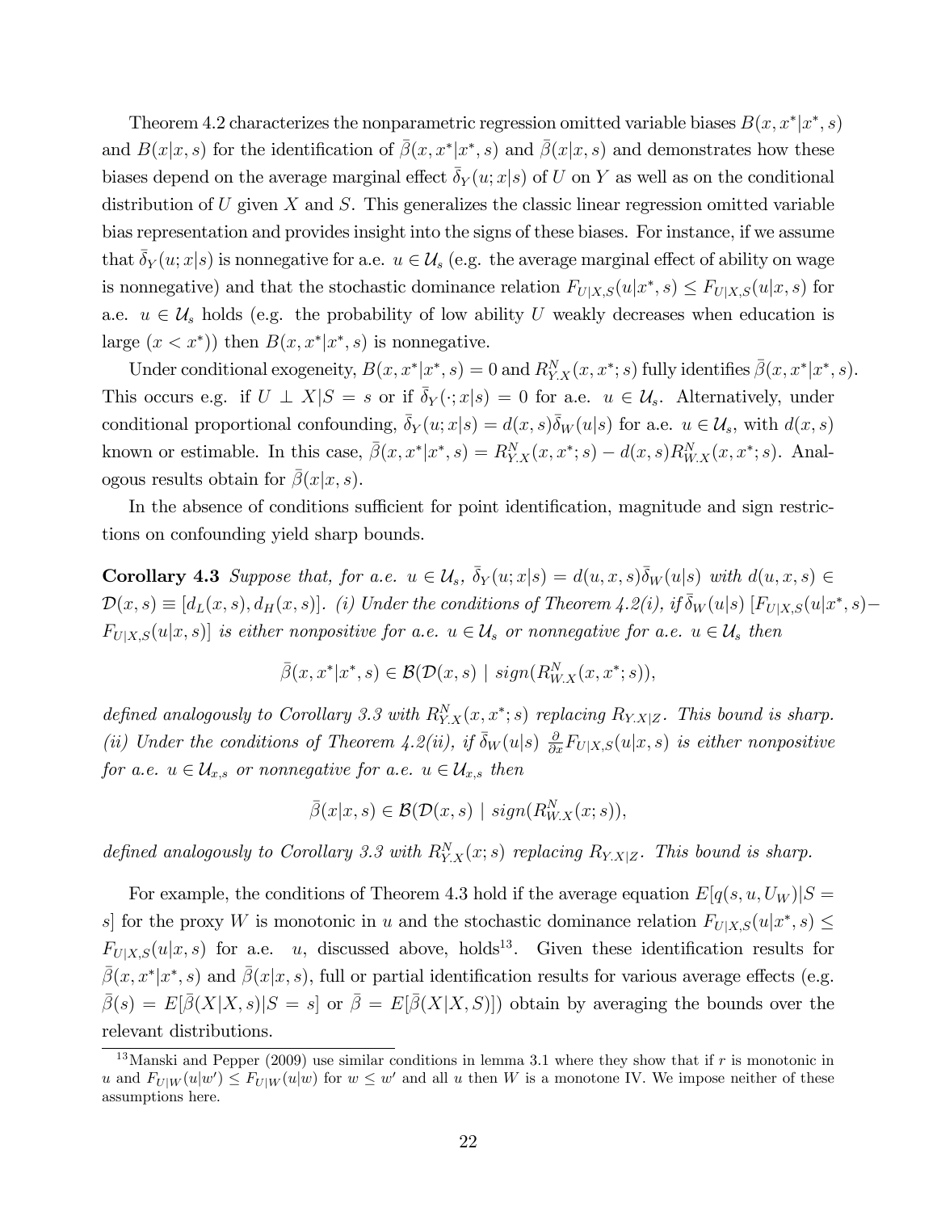Theorem 4.2 characterizes the nonparametric regression omitted variable biases $B(x, x^*|x^*, s)$ and $B(x|x, s)$ for the identification of $\bar{\beta}(x, x^*|x^*, s)$ and $\bar{\beta}(x|x, s)$ and demonstrates how these biases depend on the average marginal effect $\bar{\delta}_Y(u; x|s)$ of $U$ on $Y$ as well as on the conditional distribution of $U$ given $X$ and $S$. This generalizes the classic linear regression omitted variable bias representation and provides insight into the signs of these biases. For instance, if we assume that $\bar{\delta}_Y(u; x|s)$ is nonnegative for a.e. $u \in \mathcal{U}_s$ (e.g. the average marginal effect of ability on wage is nonnegative) and that the stochastic dominance relation $F_{U|X,S}(u|x^*, s) \leq F_{U|X,S}(u|x, s)$ for a.e. $u \in \mathcal{U}_s$ holds (e.g. the probability of low ability $U$ weakly decreases when education is large $(x < x^*)$) then $B(x, x^*|x^*, s)$ is nonnegative.

Under conditional exogeneity, $B(x, x^*|x^*, s) = 0$ and $R^N_{Y.X}(x, x^*; s)$ fully identifies $\bar{\beta}(x, x^*|x^*, s)$. This occurs e.g. if $U \perp X|S = s$ or if $\bar{\delta}_Y(\cdot; x|s) = 0$ for a.e. $u \in \mathcal{U}_s$. Alternatively, under conditional proportional confounding, $\bar{\delta}_Y(u; x|s) = d(x, s)\bar{\delta}_W(u|s)$ for a.e. $u \in \mathcal{U}_s$, with $d(x, s)$ known or estimable. In this case, $\bar{\beta}(x, x^*|x^*, s) = R^N_{Y.X}(x, x^*; s) - d(x, s)R^N_{W.X}(x, x^*; s)$. Analogous results obtain for $\bar{\beta}(x|x, s)$.

In the absence of conditions sufficient for point identification, magnitude and sign restrictions on confounding yield sharp bounds.

**Corollary 4.3** *Suppose that, for a.e.* $u \in \mathcal{U}_s$, $\bar{\delta}_Y(u; x|s) = d(u, x, s)\bar{\delta}_W(u|s)$ *with* $d(u, x, s) \in \mathcal{D}(x, s) \equiv [d_L(x, s), d_H(x, s)]$. *(i) Under the conditions of Theorem 4.2(i), if* $\bar{\delta}_W(u|s)\, [F_{U|X,S}(u|x^*, s) - F_{U|X,S}(u|x, s)]$ *is either nonpositive for a.e.* $u \in \mathcal{U}_s$ *or nonnegative for a.e.* $u \in \mathcal{U}_s$ *then*

$$\bar{\beta}(x, x^*|x^*, s) \in \mathcal{B}(\mathcal{D}(x, s) \mid sign(R^N_{W.X}(x, x^*; s)),$$

*defined analogously to Corollary 3.3 with* $R^N_{Y.X}(x, x^*; s)$ *replacing* $R_{Y.X|Z}$. *This bound is sharp. (ii) Under the conditions of Theorem 4.2(ii), if* $\bar{\delta}_W(u|s)\ \frac{\partial}{\partial x}F_{U|X,S}(u|x, s)$ *is either nonpositive for a.e.* $u \in \mathcal{U}_{x,s}$ *or nonnegative for a.e.* $u \in \mathcal{U}_{x,s}$ *then*

$$\bar{\beta}(x|x, s) \in \mathcal{B}(\mathcal{D}(x, s) \mid sign(R^N_{W.X}(x; s)),$$

*defined analogously to Corollary 3.3 with* $R^N_{Y.X}(x; s)$ *replacing* $R_{Y.X|Z}$. *This bound is sharp.*

For example, the conditions of Theorem 4.3 hold if the average equation $E[q(s, u, U_W)|S = s]$ for the proxy $W$ is monotonic in $u$ and the stochastic dominance relation $F_{U|X,S}(u|x^*, s) \leq F_{U|X,S}(u|x, s)$ for a.e. $u$, discussed above, holds[13]. Given these identification results for $\bar{\beta}(x, x^*|x^*, s)$ and $\bar{\beta}(x|x, s)$, full or partial identification results for various average effects (e.g. $\bar{\beta}(s) = E[\bar{\beta}(X|X, s)|S = s]$ or $\bar{\beta} = E[\bar{\beta}(X|X, S)]$) obtain by averaging the bounds over the relevant distributions.

[13] Manski and Pepper (2009) use similar conditions in lemma 3.1 where they show that if $r$ is monotonic in $u$ and $F_{U|W}(u|w') \leq F_{U|W}(u|w)$ for $w \leq w'$ and all $u$ then $W$ is a monotone IV. We impose neither of these assumptions here.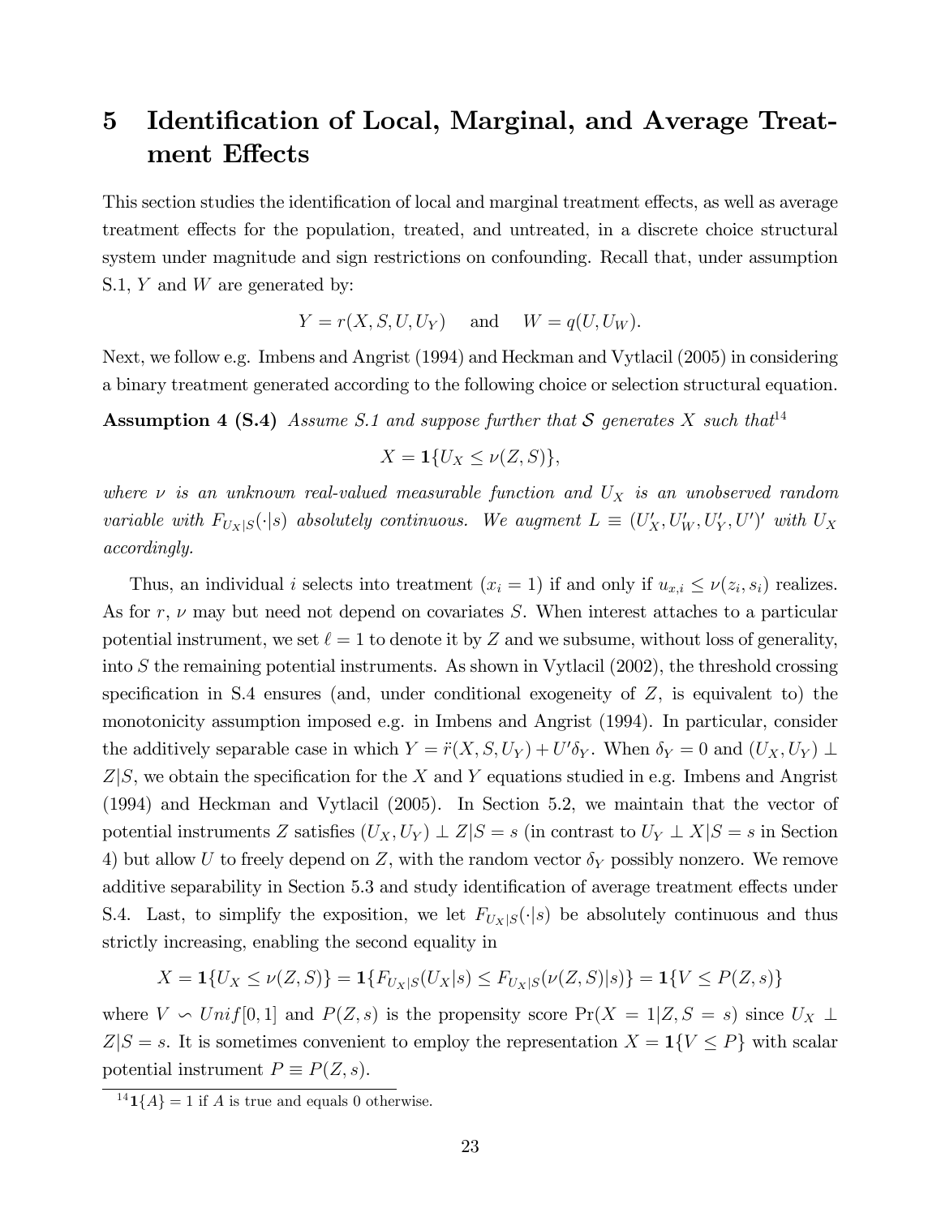# 5 Identification of Local, Marginal, and Average Treatment Effects

This section studies the identification of local and marginal treatment effects, as well as average treatment effects for the population, treated, and untreated, in a discrete choice structural system under magnitude and sign restrictions on confounding. Recall that, under assumption S.1, $Y$ and $W$ are generated by:

$$Y = r(X, S, U, U_Y) \quad \text{and} \quad W = q(U, U_W).$$

Next, we follow e.g. Imbens and Angrist (1994) and Heckman and Vytlacil (2005) in considering a binary treatment generated according to the following choice or selection structural equation.

**Assumption 4 (S.4)** *Assume S.1 and suppose further that $\mathcal{S}$ generates $X$ such that*[14]

$$X = \mathbf{1}\{U_X \leq \nu(Z, S)\},$$

*where $\nu$ is an unknown real-valued measurable function and $U_X$ is an unobserved random variable with $F_{U_X|S}(\cdot|s)$ absolutely continuous. We augment $L \equiv (U_X', U_W', U_Y', U')'$ with $U_X$ accordingly.*

Thus, an individual $i$ selects into treatment ($x_i = 1$) if and only if $u_{x,i} \leq \nu(z_i, s_i)$ realizes. As for $r$, $\nu$ may but need not depend on covariates $S$. When interest attaches to a particular potential instrument, we set $\ell = 1$ to denote it by $Z$ and we subsume, without loss of generality, into $S$ the remaining potential instruments. As shown in Vytlacil (2002), the threshold crossing specification in S.4 ensures (and, under conditional exogeneity of $Z$, is equivalent to) the monotonicity assumption imposed e.g. in Imbens and Angrist (1994). In particular, consider the additively separable case in which $Y = \ddot{r}(X, S, U_Y) + U'\delta_Y$. When $\delta_Y = 0$ and $(U_X, U_Y) \perp Z|S$, we obtain the specification for the $X$ and $Y$ equations studied in e.g. Imbens and Angrist (1994) and Heckman and Vytlacil (2005). In Section 5.2, we maintain that the vector of potential instruments $Z$ satisfies $(U_X, U_Y) \perp Z|S = s$ (in contrast to $U_Y \perp X|S = s$ in Section 4) but allow $U$ to freely depend on $Z$, with the random vector $\delta_Y$ possibly nonzero. We remove additive separability in Section 5.3 and study identification of average treatment effects under S.4. Last, to simplify the exposition, we let $F_{U_X|S}(\cdot|s)$ be absolutely continuous and thus strictly increasing, enabling the second equality in

$$X = \mathbf{1}\{U_X \leq \nu(Z, S)\} = \mathbf{1}\{F_{U_X|S}(U_X|s) \leq F_{U_X|S}(\nu(Z, S)|s)\} = \mathbf{1}\{V \leq P(Z, s)\}$$

where $V \backsim Unif[0, 1]$ and $P(Z, s)$ is the propensity score $\Pr(X = 1|Z, S = s)$ since $U_X \perp Z|S = s$. It is sometimes convenient to employ the representation $X = \mathbf{1}\{V \leq P\}$ with scalar potential instrument $P \equiv P(Z, s)$.

[14] $\mathbf{1}\{A\} = 1$ if $A$ is true and equals 0 otherwise.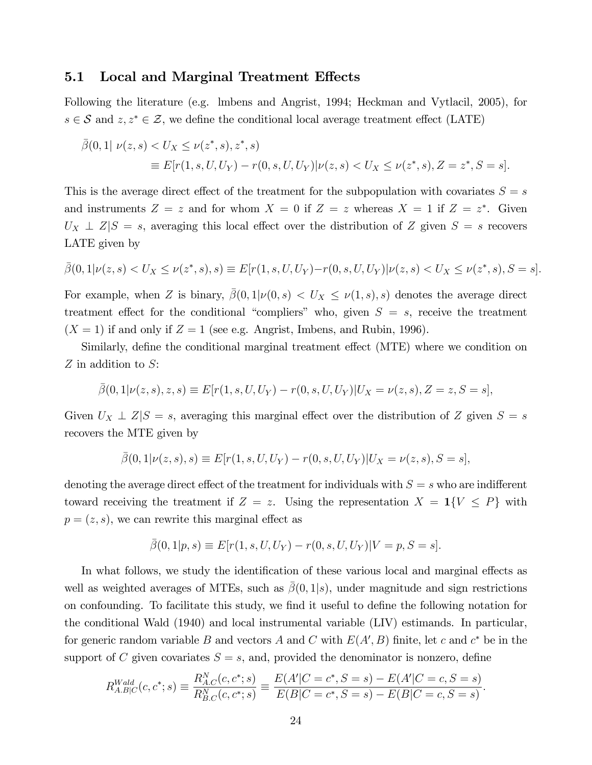### 5.1 Local and Marginal Treatment Effects

Following the literature (e.g. Imbens and Angrist, 1994; Heckman and Vytlacil, 2005), for $s \in \mathcal{S}$ and $z, z^* \in \mathcal{Z}$, we define the conditional local average treatment effect (LATE)

$$
\begin{aligned}
&\bar{\beta}(0, 1|\ \nu(z,s) < U_X \leq \nu(z^*, s), z^*, s) \\
&\qquad\qquad \equiv E[r(1, s, U, U_Y) - r(0, s, U, U_Y)|\nu(z, s) < U_X \leq \nu(z^*, s), Z = z^*, S = s].
\end{aligned}
$$

This is the average direct effect of the treatment for the subpopulation with covariates $S = s$ and instruments $Z = z$ and for whom $X = 0$ if $Z = z$ whereas $X = 1$ if $Z = z^*$. Given $U_X \perp Z|S = s$, averaging this local effect over the distribution of $Z$ given $S = s$ recovers LATE given by

$$
\bar{\beta}(0, 1|\nu(z, s) < U_X \leq \nu(z^*, s), s) \equiv E[r(1, s, U, U_Y) - r(0, s, U, U_Y)|\nu(z, s) < U_X \leq \nu(z^*, s), S = s].
$$

For example, when $Z$ is binary, $\bar{\beta}(0, 1|\nu(0, s) < U_X \leq \nu(1, s), s)$ denotes the average direct treatment effect for the conditional "compliers" who, given $S = s$, receive the treatment ($X = 1$) if and only if $Z = 1$ (see e.g. Angrist, Imbens, and Rubin, 1996).

Similarly, define the conditional marginal treatment effect (MTE) where we condition on $Z$ in addition to $S$:

$$
\bar{\beta}(0, 1|\nu(z, s), z, s) \equiv E[r(1, s, U, U_Y) - r(0, s, U, U_Y)|U_X = \nu(z, s), Z = z, S = s],
$$

Given $U_X \perp Z|S = s$, averaging this marginal effect over the distribution of $Z$ given $S = s$ recovers the MTE given by

$$
\bar{\beta}(0, 1|\nu(z, s), s) \equiv E[r(1, s, U, U_Y) - r(0, s, U, U_Y)|U_X = \nu(z, s), S = s],
$$

denoting the average direct effect of the treatment for individuals with $S = s$ who are indifferent toward receiving the treatment if $Z = z$. Using the representation $X = \mathbf{1}\{V \leq P\}$ with $p = (z, s)$, we can rewrite this marginal effect as

$$
\bar{\beta}(0, 1|p, s) \equiv E[r(1, s, U, U_Y) - r(0, s, U, U_Y)|V = p, S = s].
$$

In what follows, we study the identification of these various local and marginal effects as well as weighted averages of MTEs, such as $\bar{\beta}(0, 1|s)$, under magnitude and sign restrictions on confounding. To facilitate this study, we find it useful to define the following notation for the conditional Wald (1940) and local instrumental variable (LIV) estimands. In particular, for generic random variable $B$ and vectors $A$ and $C$ with $E(A', B)$ finite, let $c$ and $c^*$ be in the support of $C$ given covariates $S = s$, and, provided the denominator is nonzero, define

$$
R^{Wald}_{A.B|C}(c, c^*; s) \equiv \frac{R^N_{A.C}(c, c^*; s)}{R^N_{B.C}(c, c^*; s)} \equiv \frac{E(A'|C = c^*, S = s) - E(A'|C = c, S = s)}{E(B|C = c^*, S = s) - E(B|C = c, S = s)}.
$$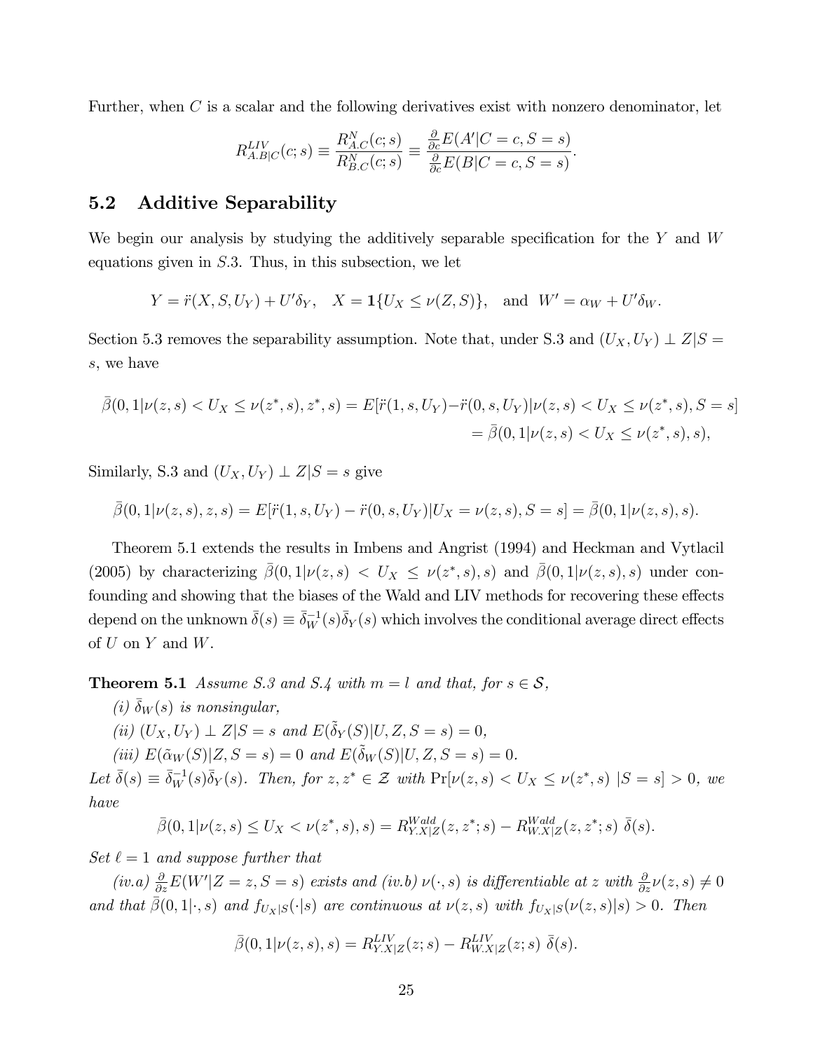Further, when $C$ is a scalar and the following derivatives exist with nonzero denominator, let

$$R^{LIV}_{A.B|C}(c;s) \equiv \frac{R^N_{A.C}(c;s)}{R^N_{B.C}(c;s)} \equiv \frac{\frac{\partial}{\partial c}E(A'|C=c, S=s)}{\frac{\partial}{\partial c}E(B|C=c, S=s)}.$$

## 5.2 Additive Separability

We begin our analysis by studying the additively separable specification for the $Y$ and $W$ equations given in $S.3$. Thus, in this subsection, we let

$$Y = \ddot{r}(X, S, U_Y) + U'\delta_Y, \quad X = \mathbf{1}\{U_X \leq \nu(Z, S)\}, \quad \text{and} \quad W' = \alpha_W + U'\delta_W.$$

Section 5.3 removes the separability assumption. Note that, under S.3 and $(U_X, U_Y) \perp Z|S = s$, we have

$$\begin{aligned}\bar{\beta}(0,1|\nu(z,s) < U_X \leq \nu(z^*,s), z^*, s) &= E[\ddot{r}(1,s,U_Y) - \ddot{r}(0,s,U_Y)|\nu(z,s) < U_X \leq \nu(z^*,s), S=s] \\ &= \bar{\beta}(0,1|\nu(z,s) < U_X \leq \nu(z^*,s), s),\end{aligned}$$

Similarly, S.3 and $(U_X, U_Y) \perp Z|S = s$ give

$$\bar{\beta}(0,1|\nu(z,s), z, s) = E[\ddot{r}(1,s,U_Y) - \ddot{r}(0,s,U_Y)|U_X = \nu(z,s), S=s] = \bar{\beta}(0,1|\nu(z,s), s).$$

Theorem 5.1 extends the results in Imbens and Angrist (1994) and Heckman and Vytlacil (2005) by characterizing $\bar{\beta}(0,1|\nu(z,s) < U_X \leq \nu(z^*,s), s)$ and $\bar{\beta}(0,1|\nu(z,s), s)$ under confounding and showing that the biases of the Wald and LIV methods for recovering these effects depend on the unknown $\bar{\delta}(s) \equiv \bar{\delta}_W^{-1}(s)\bar{\delta}_Y(s)$ which involves the conditional average direct effects of $U$ on $Y$ and $W$.

**Theorem 5.1** *Assume S.3 and S.4 with $m = l$ and that, for $s \in \mathcal{S}$,*

*(i) $\bar{\delta}_W(s)$ is nonsingular,*

*(ii) $(U_X, U_Y) \perp Z|S = s$ and $E(\tilde{\delta}_Y(S)|U, Z, S = s) = 0$,*

*(iii) $E(\tilde{\alpha}_W(S)|Z, S = s) = 0$ and $E(\tilde{\delta}_W(S)|U, Z, S = s) = 0$.*

*Let $\bar{\delta}(s) \equiv \bar{\delta}_W^{-1}(s)\bar{\delta}_Y(s)$. Then, for $z, z^* \in \mathcal{Z}$ with $\Pr[\nu(z,s) < U_X \leq \nu(z^*,s) \; |S = s] > 0$, we have*

$$\bar{\beta}(0,1|\nu(z,s) \leq U_X < \nu(z^*,s), s) = R^{Wald}_{Y.X|Z}(z,z^*;s) - R^{Wald}_{W.X|Z}(z,z^*;s)\;\bar{\delta}(s).$$

*Set $\ell = 1$ and suppose further that*

*(iv.a) $\frac{\partial}{\partial z}E(W'|Z = z, S = s)$ exists and (iv.b) $\nu(\cdot, s)$ is differentiable at $z$ with $\frac{\partial}{\partial z}\nu(z,s) \neq 0$ and that $\bar{\beta}(0,1|\cdot, s)$ and $f_{U_X|S}(\cdot|s)$ are continuous at $\nu(z,s)$ with $f_{U_X|S}(\nu(z,s)|s) > 0$. Then*

$$\bar{\beta}(0,1|\nu(z,s), s) = R^{LIV}_{Y.X|Z}(z;s) - R^{LIV}_{W.X|Z}(z;s)\;\bar{\delta}(s).$$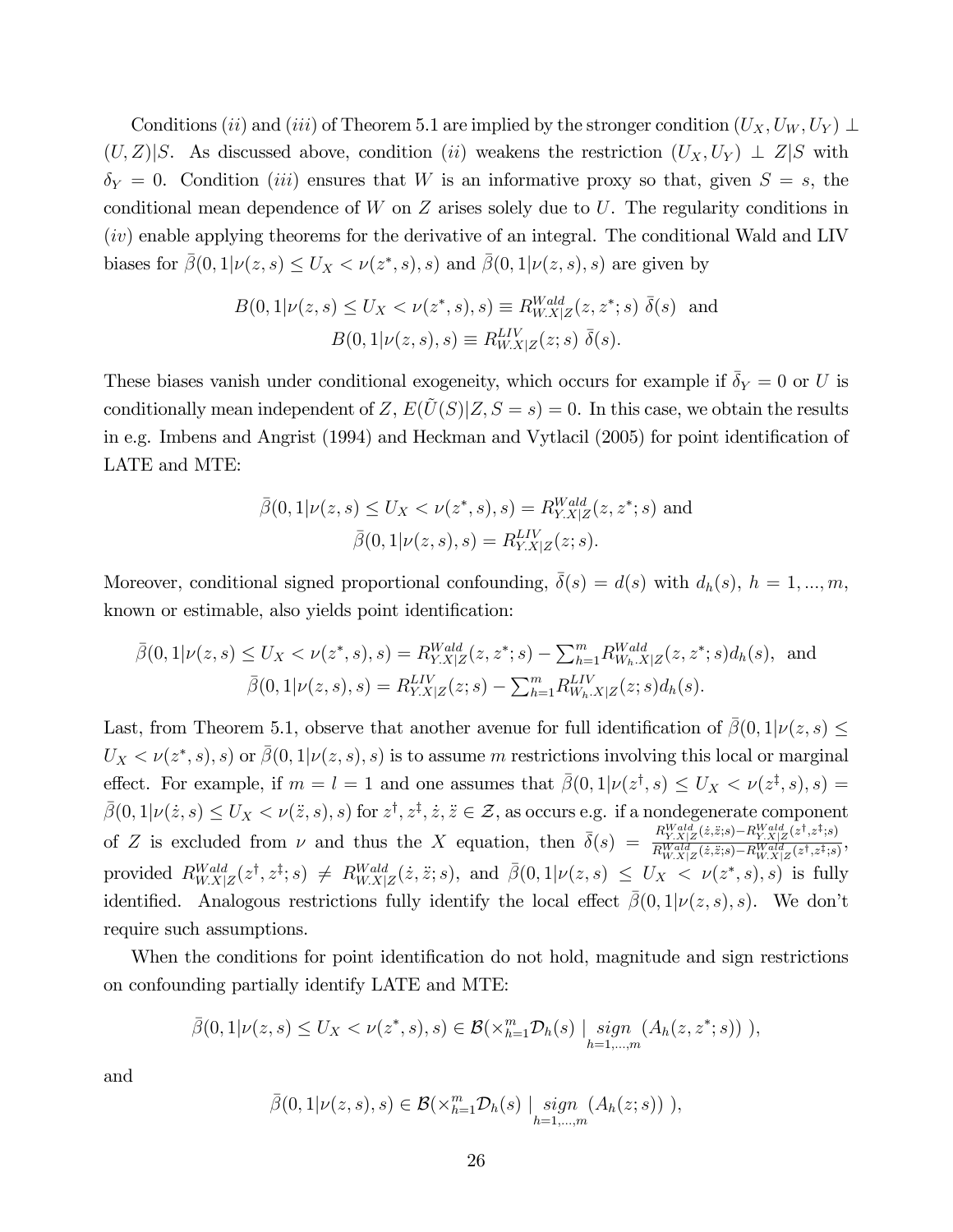Conditions $(ii)$ and $(iii)$ of Theorem 5.1 are implied by the stronger condition $(U_X, U_W, U_Y) \perp (U, Z)|S$. As discussed above, condition $(ii)$ weakens the restriction $(U_X, U_Y) \perp Z|S$ with $\delta_Y = 0$. Condition $(iii)$ ensures that $W$ is an informative proxy so that, given $S = s$, the conditional mean dependence of $W$ on $Z$ arises solely due to $U$. The regularity conditions in $(iv)$ enable applying theorems for the derivative of an integral. The conditional Wald and LIV biases for $\bar{\beta}(0, 1|\nu(z, s) \leq U_X < \nu(z^*, s), s)$ and $\bar{\beta}(0, 1|\nu(z, s), s)$ are given by

$$B(0, 1|\nu(z, s) \leq U_X < \nu(z^*, s), s) \equiv R^{Wald}_{W.X|Z}(z, z^*; s)\ \bar{\delta}(s) \ \text{ and}$$
$$B(0, 1|\nu(z, s), s) \equiv R^{LIV}_{W.X|Z}(z; s)\ \bar{\delta}(s).$$

These biases vanish under conditional exogeneity, which occurs for example if $\bar{\delta}_Y = 0$ or $U$ is conditionally mean independent of $Z$, $E(\tilde{U}(S)|Z, S = s) = 0$. In this case, we obtain the results in e.g. Imbens and Angrist (1994) and Heckman and Vytlacil (2005) for point identification of LATE and MTE:

$$\bar{\beta}(0, 1|\nu(z, s) \leq U_X < \nu(z^*, s), s) = R^{Wald}_{Y.X|Z}(z, z^*; s) \text{ and}$$
$$\bar{\beta}(0, 1|\nu(z, s), s) = R^{LIV}_{Y.X|Z}(z; s).$$

Moreover, conditional signed proportional confounding, $\bar{\delta}(s) = d(s)$ with $d_h(s)$, $h = 1, ..., m$, known or estimable, also yields point identification:

$$\bar{\beta}(0, 1|\nu(z, s) \leq U_X < \nu(z^*, s), s) = R^{Wald}_{Y.X|Z}(z, z^*; s) - \textstyle\sum_{h=1}^{m} R^{Wald}_{W_h.X|Z}(z, z^*; s) d_h(s), \text{ and}$$
$$\bar{\beta}(0, 1|\nu(z, s), s) = R^{LIV}_{Y.X|Z}(z; s) - \textstyle\sum_{h=1}^{m} R^{LIV}_{W_h.X|Z}(z; s) d_h(s).$$

Last, from Theorem 5.1, observe that another avenue for full identification of $\bar{\beta}(0, 1|\nu(z, s) \leq U_X < \nu(z^*, s), s)$ or $\bar{\beta}(0, 1|\nu(z, s), s)$ is to assume $m$ restrictions involving this local or marginal effect. For example, if $m = l = 1$ and one assumes that $\bar{\beta}(0, 1|\nu(z^\dagger, s) \leq U_X < \nu(z^\ddagger, s), s) = \bar{\beta}(0, 1|\nu(\dot{z}, s) \leq U_X < \nu(\ddot{z}, s), s)$ for $z^\dagger, z^\ddagger, \dot{z}, \ddot{z} \in \mathcal{Z}$, as occurs e.g. if a nondegenerate component of $Z$ is excluded from $\nu$ and thus the $X$ equation, then $\bar{\delta}(s) = \frac{R^{Wald}_{Y.X|Z}(\dot{z}, \ddot{z}; s) - R^{Wald}_{Y.X|Z}(z^\dagger, z^\ddagger; s)}{R^{Wald}_{W.X|Z}(\dot{z}, \ddot{z}; s) - R^{Wald}_{W.X|Z}(z^\dagger, z^\ddagger; s)}$, provided $R^{Wald}_{W.X|Z}(z^\dagger, z^\ddagger; s) \neq R^{Wald}_{W.X|Z}(\dot{z}, \ddot{z}; s)$, and $\bar{\beta}(0, 1|\nu(z, s) \leq U_X < \nu(z^*, s), s)$ is fully identified. Analogous restrictions fully identify the local effect $\bar{\beta}(0, 1|\nu(z, s), s)$. We don't require such assumptions.

When the conditions for point identification do not hold, magnitude and sign restrictions on confounding partially identify LATE and MTE:

$$\bar{\beta}(0, 1|\nu(z, s) \leq U_X < \nu(z^*, s), s) \in \mathcal{B}(\times_{h=1}^{m} \mathcal{D}_h(s) \mid \underset{h=1,...,m}{sign} \ (A_h(z, z^*; s)) \ ),$$

and

$$\bar{\beta}(0, 1|\nu(z, s), s) \in \mathcal{B}(\times_{h=1}^{m} \mathcal{D}_h(s) \mid \underset{h=1,...,m}{sign} \ (A_h(z; s)) \ ),$$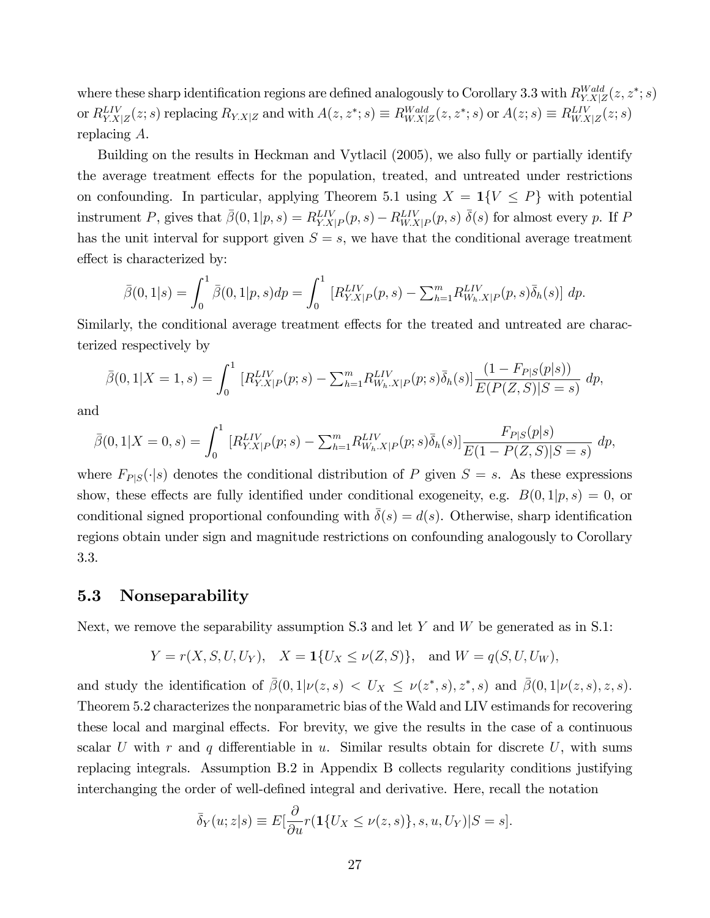where these sharp identification regions are defined analogously to Corollary 3.3 with $R^{Wald}_{Y.X|Z}(z, z^*; s)$ or $R^{LIV}_{Y.X|Z}(z; s)$ replacing $R_{Y.X|Z}$ and with $A(z, z^*; s) \equiv R^{Wald}_{W.X|Z}(z, z^*; s)$ or $A(z; s) \equiv R^{LIV}_{W.X|Z}(z; s)$ replacing $A$.

Building on the results in Heckman and Vytlacil (2005), we also fully or partially identify the average treatment effects for the population, treated, and untreated under restrictions on confounding. In particular, applying Theorem 5.1 using $X = \mathbf{1}\{V \leq P\}$ with potential instrument $P$, gives that $\bar{\beta}(0, 1|p, s) = R^{LIV}_{Y.X|P}(p, s) - R^{LIV}_{W.X|P}(p, s)\ \bar{\delta}(s)$ for almost every $p$. If $P$ has the unit interval for support given $S = s$, we have that the conditional average treatment effect is characterized by:

$$\bar{\beta}(0, 1|s) = \int_0^1 \bar{\beta}(0, 1|p, s)dp = \int_0^1\ [R^{LIV}_{Y.X|P}(p, s) - \textstyle\sum_{h=1}^m R^{LIV}_{W_h.X|P}(p, s)\bar{\delta}_h(s)]\ dp.$$

Similarly, the conditional average treatment effects for the treated and untreated are characterized respectively by

$$\bar{\beta}(0, 1|X = 1, s) = \int_0^1\ [R^{LIV}_{Y.X|P}(p; s) - \textstyle\sum_{h=1}^m R^{LIV}_{W_h.X|P}(p; s)\bar{\delta}_h(s)] \dfrac{(1 - F_{P|S}(p|s))}{E(P(Z, S)|S = s)}\ dp,$$

and

$$\bar{\beta}(0, 1|X = 0, s) = \int_0^1\ [R^{LIV}_{Y.X|P}(p; s) - \textstyle\sum_{h=1}^m R^{LIV}_{W_h.X|P}(p; s)\bar{\delta}_h(s)] \dfrac{F_{P|S}(p|s)}{E(1 - P(Z, S)|S = s)}\ dp,$$

where $F_{P|S}(\cdot|s)$ denotes the conditional distribution of $P$ given $S = s$. As these expressions show, these effects are fully identified under conditional exogeneity, e.g. $B(0, 1|p, s) = 0$, or conditional signed proportional confounding with $\bar{\delta}(s) = d(s)$. Otherwise, sharp identification regions obtain under sign and magnitude restrictions on confounding analogously to Corollary 3.3.

### 5.3 Nonseparability

Next, we remove the separability assumption S.3 and let $Y$ and $W$ be generated as in S.1:

$$Y = r(X, S, U, U_Y), \quad X = \mathbf{1}\{U_X \leq \nu(Z, S)\}, \quad \text{and } W = q(S, U, U_W),$$

and study the identification of $\bar{\beta}(0, 1|\nu(z, s) < U_X \leq \nu(z^*, s), z^*, s)$ and $\bar{\beta}(0, 1|\nu(z, s), z, s)$. Theorem 5.2 characterizes the nonparametric bias of the Wald and LIV estimands for recovering these local and marginal effects. For brevity, we give the results in the case of a continuous scalar $U$ with $r$ and $q$ differentiable in $u$. Similar results obtain for discrete $U$, with sums replacing integrals. Assumption B.2 in Appendix B collects regularity conditions justifying interchanging the order of well-defined integral and derivative. Here, recall the notation

$$\bar{\delta}_Y(u; z|s) \equiv E[\frac{\partial}{\partial u} r(\mathbf{1}\{U_X \leq \nu(z, s)\}, s, u, U_Y)|S = s].$$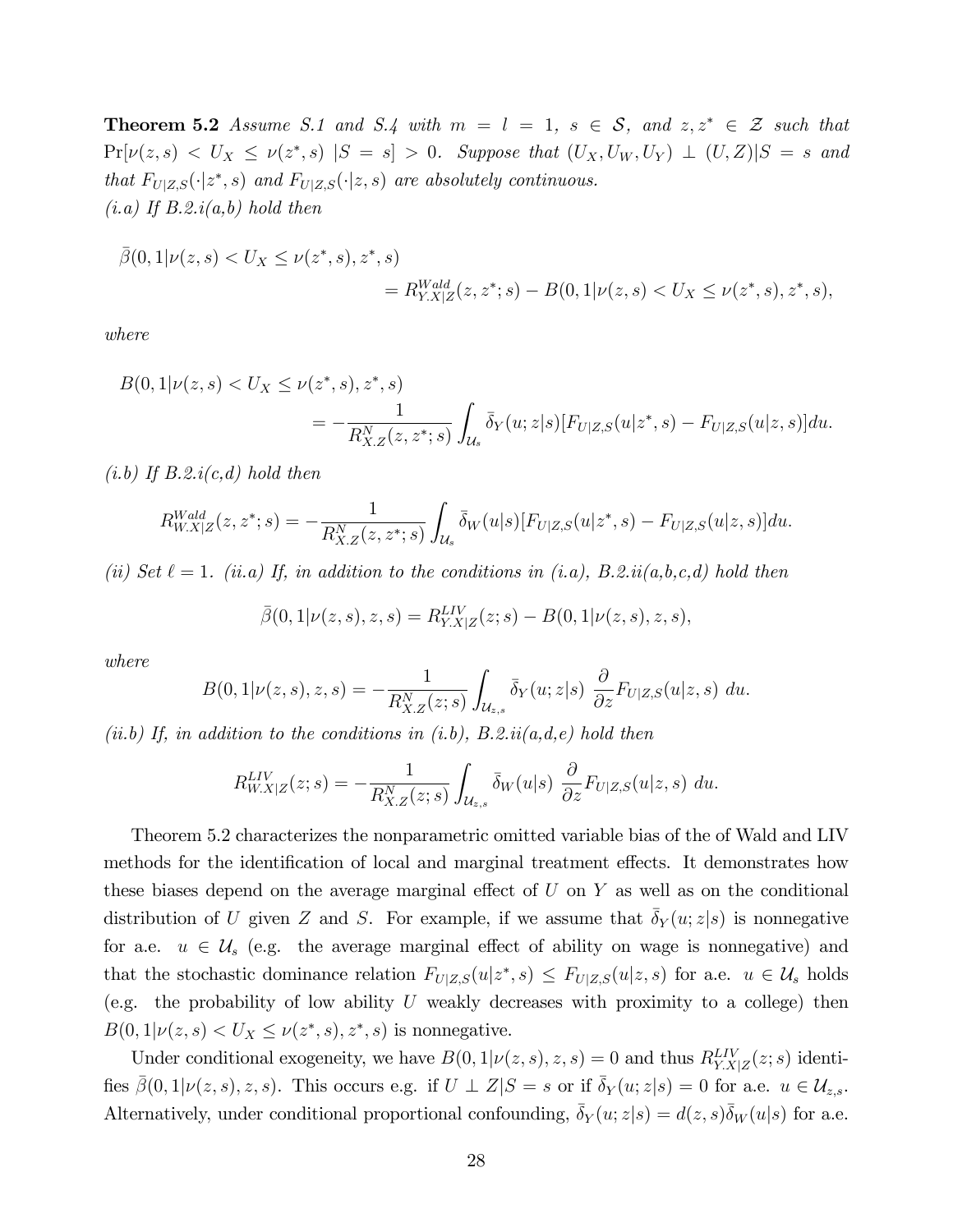**Theorem 5.2** *Assume S.1 and S.4 with $m = l = 1$, $s \in \mathcal{S}$, and $z, z^* \in \mathcal{Z}$ such that $\Pr[\nu(z,s) < U_X \leq \nu(z^*,s) \; | S = s] > 0$. Suppose that $(U_X, U_W, U_Y) \perp (U, Z)|S = s$ and that $F_{U|Z,S}(\cdot|z^*, s)$ and $F_{U|Z,S}(\cdot|z, s)$ are absolutely continuous.*

*(i.a) If B.2.i(a,b) hold then*

$$\bar{\beta}(0, 1|\nu(z,s) < U_X \leq \nu(z^*,s), z^*, s) = R^{Wald}_{Y.X|Z}(z, z^*; s) - B(0, 1|\nu(z,s) < U_X \leq \nu(z^*,s), z^*, s),$$

*where*

$$B(0, 1|\nu(z,s) < U_X \leq \nu(z^*,s), z^*, s) = -\frac{1}{R^N_{X.Z}(z, z^*; s)} \int_{\mathcal{U}_s} \bar{\delta}_Y(u; z|s)[F_{U|Z,S}(u|z^*, s) - F_{U|Z,S}(u|z, s)]du.$$

*(i.b) If B.2.i(c,d) hold then*

$$R^{Wald}_{W.X|Z}(z, z^*; s) = -\frac{1}{R^N_{X.Z}(z, z^*; s)} \int_{\mathcal{U}_s} \bar{\delta}_W(u|s)[F_{U|Z,S}(u|z^*, s) - F_{U|Z,S}(u|z, s)]du.$$

*(ii) Set $\ell = 1$. (ii.a) If, in addition to the conditions in (i.a), B.2.ii(a,b,c,d) hold then*

$$\bar{\beta}(0, 1|\nu(z,s), z, s) = R^{LIV}_{Y.X|Z}(z; s) - B(0, 1|\nu(z,s), z, s),$$

*where*

$$B(0, 1|\nu(z,s), z, s) = -\frac{1}{R^N_{X.Z}(z; s)} \int_{\mathcal{U}_{z,s}} \bar{\delta}_Y(u; z|s) \; \frac{\partial}{\partial z} F_{U|Z,S}(u|z, s) \; du.$$

*(ii.b) If, in addition to the conditions in (i.b), B.2.ii(a,d,e) hold then*

$$R^{LIV}_{W.X|Z}(z; s) = -\frac{1}{R^N_{X.Z}(z; s)} \int_{\mathcal{U}_{z,s}} \bar{\delta}_W(u|s) \; \frac{\partial}{\partial z} F_{U|Z,S}(u|z, s) \; du.$$

Theorem 5.2 characterizes the nonparametric omitted variable bias of the of Wald and LIV methods for the identification of local and marginal treatment effects. It demonstrates how these biases depend on the average marginal effect of $U$ on $Y$ as well as on the conditional distribution of $U$ given $Z$ and $S$. For example, if we assume that $\bar{\delta}_Y(u; z|s)$ is nonnegative for a.e. $u \in \mathcal{U}_s$ (e.g. the average marginal effect of ability on wage is nonnegative) and that the stochastic dominance relation $F_{U|Z,S}(u|z^*, s) \leq F_{U|Z,S}(u|z, s)$ for a.e. $u \in \mathcal{U}_s$ holds (e.g. the probability of low ability $U$ weakly decreases with proximity to a college) then $B(0, 1|\nu(z,s) < U_X \leq \nu(z^*,s), z^*, s)$ is nonnegative.

Under conditional exogeneity, we have $B(0, 1|\nu(z,s), z, s) = 0$ and thus $R^{LIV}_{Y.X|Z}(z; s)$ identifies $\bar{\beta}(0, 1|\nu(z,s), z, s)$. This occurs e.g. if $U \perp Z|S = s$ or if $\bar{\delta}_Y(u; z|s) = 0$ for a.e. $u \in \mathcal{U}_{z,s}$. Alternatively, under conditional proportional confounding, $\bar{\delta}_Y(u; z|s) = d(z,s)\bar{\delta}_W(u|s)$ for a.e.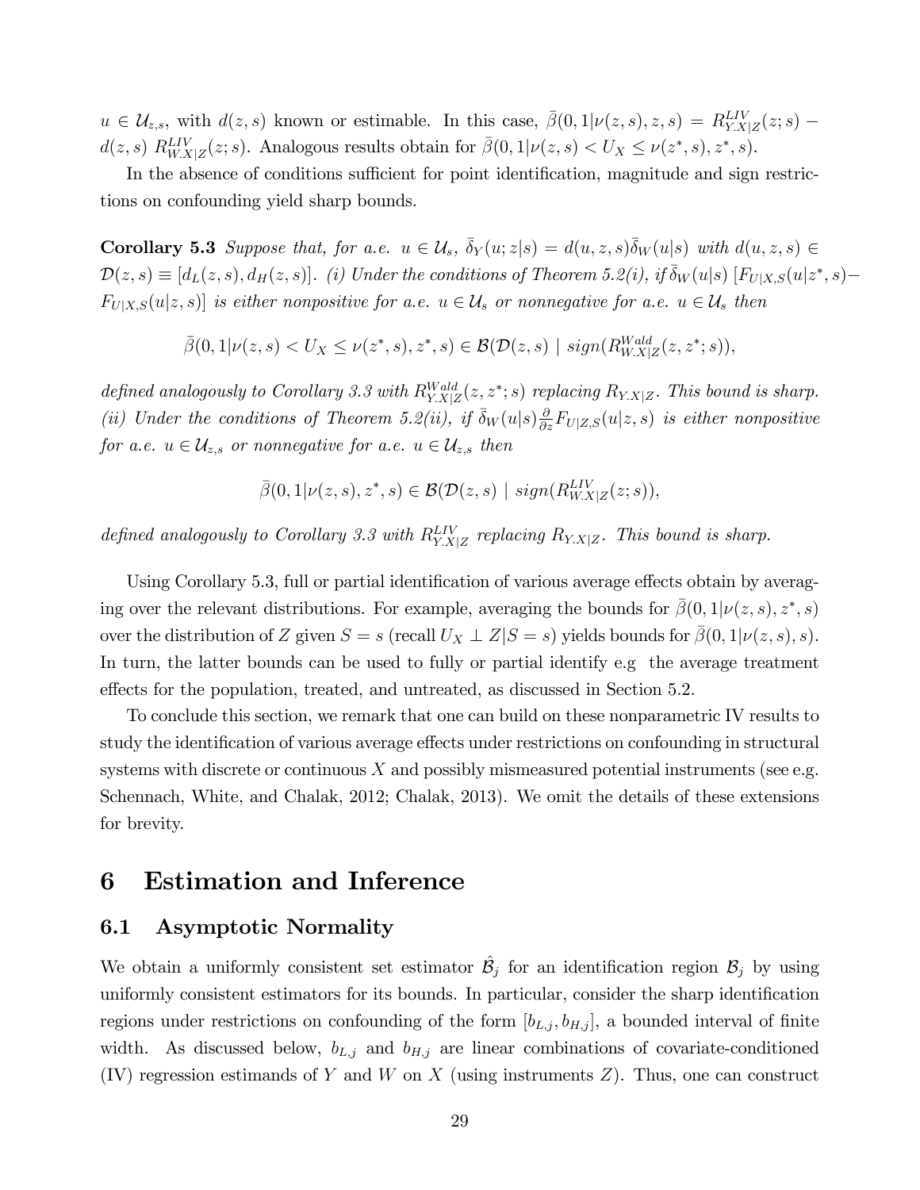$u \in \mathcal{U}_{z,s}$, with $d(z,s)$ known or estimable. In this case, $\bar{\beta}(0,1|\nu(z,s),z,s) = R^{LIV}_{Y.X|Z}(z;s) - d(z,s)\ R^{LIV}_{W.X|Z}(z;s)$. Analogous results obtain for $\bar{\beta}(0,1|\nu(z,s) < U_X \leq \nu(z^*,s),z^*,s)$.

In the absence of conditions sufficient for point identification, magnitude and sign restrictions on confounding yield sharp bounds.

**Corollary 5.3** *Suppose that, for a.e. $u \in \mathcal{U}_s$, $\bar{\delta}_Y(u;z|s) = d(u,z,s)\bar{\delta}_W(u|s)$ with $d(u,z,s) \in \mathcal{D}(z,s) \equiv [d_L(z,s), d_H(z,s)]$. (i) Under the conditions of Theorem 5.2(i), if $\bar{\delta}_W(u|s)\,[F_{U|X,S}(u|z^*,s) - F_{U|X,S}(u|z,s)]$ is either nonpositive for a.e. $u \in \mathcal{U}_s$ or nonnegative for a.e. $u \in \mathcal{U}_s$ then*

$$\bar{\beta}(0,1|\nu(z,s) < U_X \leq \nu(z^*,s),z^*,s) \in \mathcal{B}(\mathcal{D}(z,s) \mid sign(R^{Wald}_{W.X|Z}(z,z^*;s)),$$

*defined analogously to Corollary 3.3 with $R^{Wald}_{Y.X|Z}(z,z^*;s)$ replacing $R_{Y.X|Z}$. This bound is sharp. (ii) Under the conditions of Theorem 5.2(ii), if $\bar{\delta}_W(u|s)\frac{\partial}{\partial z}F_{U|Z,S}(u|z,s)$ is either nonpositive for a.e. $u \in \mathcal{U}_{z,s}$ or nonnegative for a.e. $u \in \mathcal{U}_{z,s}$ then*

$$\bar{\beta}(0,1|\nu(z,s),z^*,s) \in \mathcal{B}(\mathcal{D}(z,s) \mid sign(R^{LIV}_{W.X|Z}(z;s)),$$

*defined analogously to Corollary 3.3 with $R^{LIV}_{Y.X|Z}$ replacing $R_{Y.X|Z}$. This bound is sharp.*

Using Corollary 5.3, full or partial identification of various average effects obtain by averaging over the relevant distributions. For example, averaging the bounds for $\bar{\beta}(0,1|\nu(z,s),z^*,s)$ over the distribution of $Z$ given $S = s$ (recall $U_X \perp Z|S = s$) yields bounds for $\bar{\beta}(0,1|\nu(z,s),s)$. In turn, the latter bounds can be used to fully or partial identify e.g the average treatment effects for the population, treated, and untreated, as discussed in Section 5.2.

To conclude this section, we remark that one can build on these nonparametric IV results to study the identification of various average effects under restrictions on confounding in structural systems with discrete or continuous $X$ and possibly mismeasured potential instruments (see e.g. Schennach, White, and Chalak, 2012; Chalak, 2013). We omit the details of these extensions for brevity.

# 6 Estimation and Inference

## 6.1 Asymptotic Normality

We obtain a uniformly consistent set estimator $\hat{\mathcal{B}}_j$ for an identification region $\mathcal{B}_j$ by using uniformly consistent estimators for its bounds. In particular, consider the sharp identification regions under restrictions on confounding of the form $[b_{L,j}, b_{H,j}]$, a bounded interval of finite width. As discussed below, $b_{L,j}$ and $b_{H,j}$ are linear combinations of covariate-conditioned (IV) regression estimands of $Y$ and $W$ on $X$ (using instruments $Z$). Thus, one can construct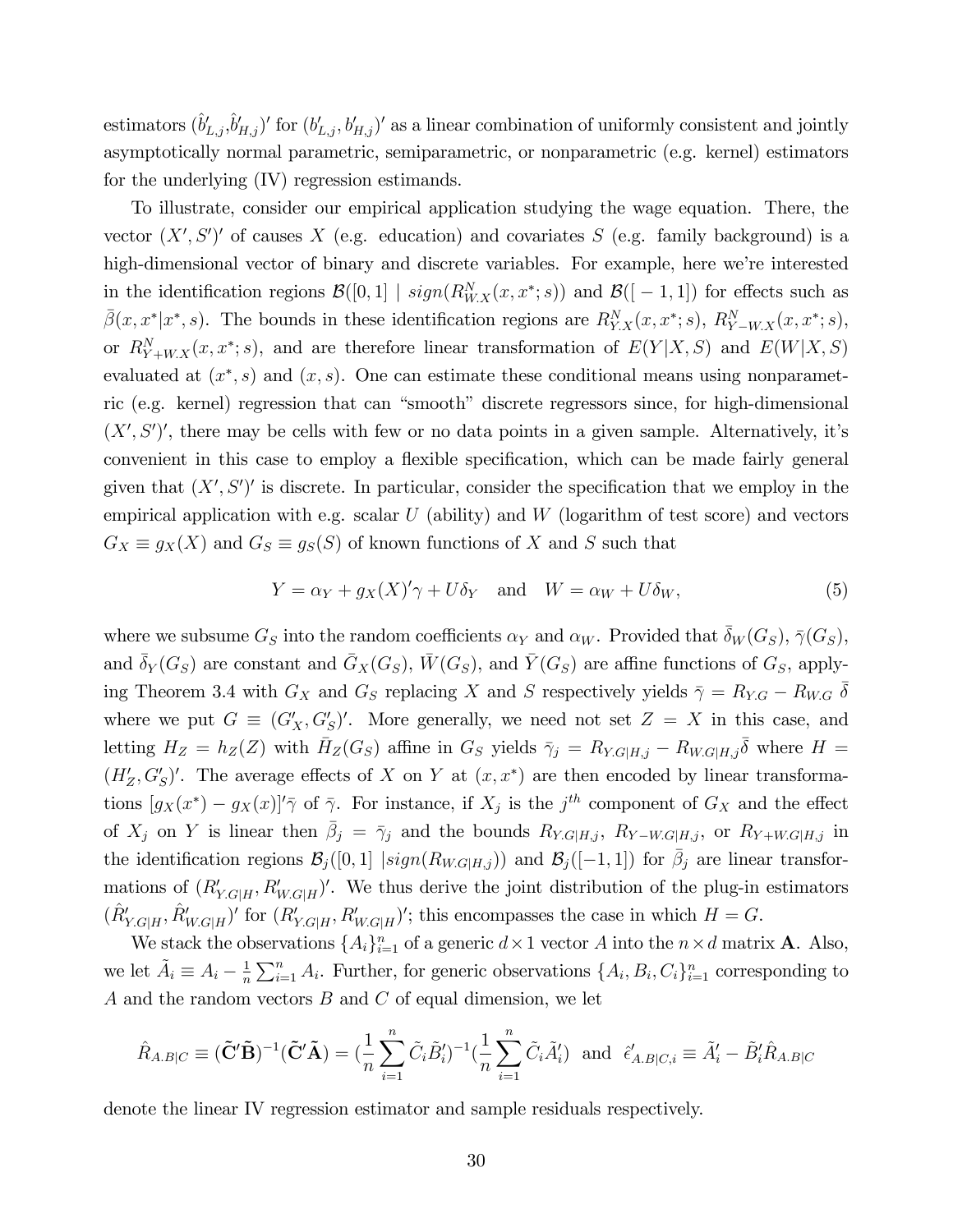estimators $(\hat{b}'_{L,j},\hat{b}'_{H,j})'$ for $(b'_{L,j}, b'_{H,j})'$ as a linear combination of uniformly consistent and jointly asymptotically normal parametric, semiparametric, or nonparametric (e.g. kernel) estimators for the underlying (IV) regression estimands.

To illustrate, consider our empirical application studying the wage equation. There, the vector $(X', S')'$ of causes $X$ (e.g. education) and covariates $S$ (e.g. family background) is a high-dimensional vector of binary and discrete variables. For example, here we're interested in the identification regions $\mathcal{B}([0,1] \mid sign(R^N_{W.X}(x, x^*; s))$ and $\mathcal{B}([-1,1])$ for effects such as $\bar{\beta}(x, x^*|x^*, s)$. The bounds in these identification regions are $R^N_{Y.X}(x, x^*; s)$, $R^N_{Y-W.X}(x, x^*; s)$, or $R^N_{Y+W.X}(x, x^*; s)$, and are therefore linear transformation of $E(Y|X, S)$ and $E(W|X, S)$ evaluated at $(x^*, s)$ and $(x, s)$. One can estimate these conditional means using nonparametric (e.g. kernel) regression that can "smooth" discrete regressors since, for high-dimensional $(X', S')'$, there may be cells with few or no data points in a given sample. Alternatively, it's convenient in this case to employ a flexible specification, which can be made fairly general given that $(X', S')'$ is discrete. In particular, consider the specification that we employ in the empirical application with e.g. scalar $U$ (ability) and $W$ (logarithm of test score) and vectors $G_X \equiv g_X(X)$ and $G_S \equiv g_S(S)$ of known functions of $X$ and $S$ such that

$$Y = \alpha_Y + g_X(X)'\gamma + U\delta_Y \quad \text{and} \quad W = \alpha_W + U\delta_W, \tag{5}$$

where we subsume $G_S$ into the random coefficients $\alpha_Y$ and $\alpha_W$. Provided that $\bar{\delta}_W(G_S)$, $\bar{\gamma}(G_S)$, and $\bar{\delta}_Y(G_S)$ are constant and $\bar{G}_X(G_S)$, $\bar{W}(G_S)$, and $\bar{Y}(G_S)$ are affine functions of $G_S$, applying Theorem 3.4 with $G_X$ and $G_S$ replacing $X$ and $S$ respectively yields $\bar{\gamma} = R_{Y.G} - R_{W.G}\ \bar{\delta}$ where we put $G \equiv (G'_X, G'_S)'$. More generally, we need not set $Z = X$ in this case, and letting $H_Z = h_Z(Z)$ with $\bar{H}_Z(G_S)$ affine in $G_S$ yields $\bar{\gamma}_j = R_{Y.G|H,j} - R_{W.G|H,j}\bar{\delta}$ where $H = (H'_Z, G'_S)'$. The average effects of $X$ on $Y$ at $(x, x^*)$ are then encoded by linear transformations $[g_X(x^*) - g_X(x)]'\bar{\gamma}$ of $\bar{\gamma}$. For instance, if $X_j$ is the $j^{th}$ component of $G_X$ and the effect of $X_j$ on $Y$ is linear then $\bar{\beta}_j = \bar{\gamma}_j$ and the bounds $R_{Y.G|H,j}$, $R_{Y-W.G|H,j}$, or $R_{Y+W.G|H,j}$ in the identification regions $\mathcal{B}_j([0,1]\ |sign(R_{W.G|H,j}))$ and $\mathcal{B}_j([-1,1])$ for $\bar{\beta}_j$ are linear transformations of $(R'_{Y.G|H}, R'_{W.G|H})'$. We thus derive the joint distribution of the plug-in estimators $(\hat{R}'_{Y.G|H}, \hat{R}'_{W.G|H})'$ for $(R'_{Y.G|H}, R'_{W.G|H})'$; this encompasses the case in which $H = G$.

We stack the observations $\{A_i\}_{i=1}^n$ of a generic $d \times 1$ vector $A$ into the $n \times d$ matrix $\mathbf{A}$. Also, we let $\tilde{A}_i \equiv A_i - \frac{1}{n}\sum_{i=1}^n A_i$. Further, for generic observations $\{A_i, B_i, C_i\}_{i=1}^n$ corresponding to $A$ and the random vectors $B$ and $C$ of equal dimension, we let

$$\hat{R}_{A.B|C} \equiv (\tilde{\mathbf{C}}'\tilde{\mathbf{B}})^{-1}(\tilde{\mathbf{C}}'\tilde{\mathbf{A}}) = (\frac{1}{n}\sum_{i=1}^n \tilde{C}_i\tilde{B}'_i)^{-1}(\frac{1}{n}\sum_{i=1}^n \tilde{C}_i\tilde{A}'_i) \ \text{ and } \ \hat{\epsilon}'_{A.B|C,i} \equiv \tilde{A}'_i - \tilde{B}'_i\hat{R}_{A.B|C}$$

denote the linear IV regression estimator and sample residuals respectively.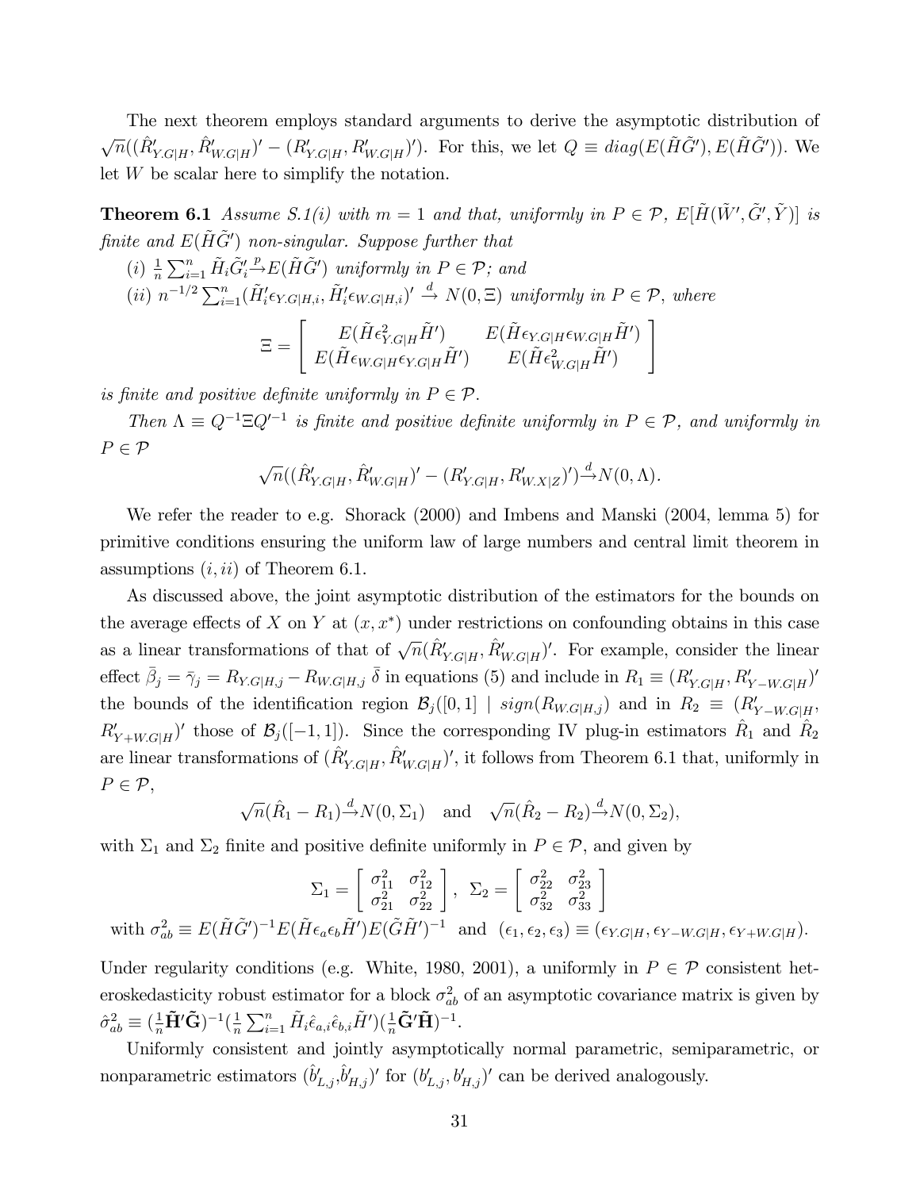The next theorem employs standard arguments to derive the asymptotic distribution of $\sqrt{n}((\hat{R}'_{Y.G|H}, \hat{R}'_{W.G|H})' - (R'_{Y.G|H}, R'_{W.G|H})')$. For this, we let $Q \equiv diag(E(\tilde{H}\tilde{G}'), E(\tilde{H}\tilde{G}'))$. We let $W$ be scalar here to simplify the notation.

**Theorem 6.1** *Assume S.1(i) with $m = 1$ and that, uniformly in $P \in \mathcal{P}$, $E[\tilde{H}(\tilde{W}', \tilde{G}', \tilde{Y})]$ is finite and $E(\tilde{H}\tilde{G}')$ non-singular. Suppose further that*

*(i) $\frac{1}{n}\sum_{i=1}^{n} \tilde{H}_i \tilde{G}'_i \overset{p}{\to} E(\tilde{H}\tilde{G}')$ uniformly in $P \in \mathcal{P}$; and*

*(ii) $n^{-1/2}\sum_{i=1}^{n}(\tilde{H}'_i \epsilon_{Y.G|H,i}, \tilde{H}'_i \epsilon_{W.G|H,i})' \overset{d}{\to} N(0, \Xi)$ uniformly in $P \in \mathcal{P}$, where*

$$\Xi = \begin{bmatrix} E(\tilde{H}\epsilon^2_{Y.G|H}\tilde{H}') & E(\tilde{H}\epsilon_{Y.G|H}\epsilon_{W.G|H}\tilde{H}') \\ E(\tilde{H}\epsilon_{W.G|H}\epsilon_{Y.G|H}\tilde{H}') & E(\tilde{H}\epsilon^2_{W.G|H}\tilde{H}') \end{bmatrix}$$

*is finite and positive definite uniformly in $P \in \mathcal{P}$.*

*Then $\Lambda \equiv Q^{-1}\Xi Q'^{-1}$ is finite and positive definite uniformly in $P \in \mathcal{P}$, and uniformly in $P \in \mathcal{P}$*

$$\sqrt{n}((\hat{R}'_{Y.G|H}, \hat{R}'_{W.G|H})' - (R'_{Y.G|H}, R'_{W.X|Z})') \overset{d}{\to} N(0, \Lambda).$$

We refer the reader to e.g. Shorack (2000) and Imbens and Manski (2004, lemma 5) for primitive conditions ensuring the uniform law of large numbers and central limit theorem in assumptions $(i, ii)$ of Theorem 6.1.

As discussed above, the joint asymptotic distribution of the estimators for the bounds on the average effects of $X$ on $Y$ at $(x, x^*)$ under restrictions on confounding obtains in this case as a linear transformations of that of $\sqrt{n}(\hat{R}'_{Y.G|H}, \hat{R}'_{W.G|H})'$. For example, consider the linear effect $\bar{\beta}_j = \bar{\gamma}_j = R_{Y.G|H,j} - R_{W.G|H,j}\,\bar{\delta}$ in equations (5) and include in $R_1 \equiv (R'_{Y.G|H}, R'_{Y-W.G|H})'$ the bounds of the identification region $\mathcal{B}_j([0,1] \mid sign(R_{W.G|H,j})$ and in $R_2 \equiv (R'_{Y-W.G|H}, R'_{Y+W.G|H})'$ those of $\mathcal{B}_j([-1,1])$. Since the corresponding IV plug-in estimators $\hat{R}_1$ and $\hat{R}_2$ are linear transformations of $(\hat{R}'_{Y.G|H}, \hat{R}'_{W.G|H})'$, it follows from Theorem 6.1 that, uniformly in $P \in \mathcal{P}$,

$$\sqrt{n}(\hat{R}_1 - R_1) \overset{d}{\to} N(0, \Sigma_1) \quad \text{and} \quad \sqrt{n}(\hat{R}_2 - R_2) \overset{d}{\to} N(0, \Sigma_2),$$

with $\Sigma_1$ and $\Sigma_2$ finite and positive definite uniformly in $P \in \mathcal{P}$, and given by

$$\Sigma_1 = \begin{bmatrix} \sigma^2_{11} & \sigma^2_{12} \\ \sigma^2_{21} & \sigma^2_{22} \end{bmatrix}, \; \Sigma_2 = \begin{bmatrix} \sigma^2_{22} & \sigma^2_{23} \\ \sigma^2_{32} & \sigma^2_{33} \end{bmatrix}$$

with $\sigma^2_{ab} \equiv E(\tilde{H}\tilde{G}')^{-1}E(\tilde{H}\epsilon_a\epsilon_b\tilde{H}')E(\tilde{G}\tilde{H}')^{-1}$ and $(\epsilon_1, \epsilon_2, \epsilon_3) \equiv (\epsilon_{Y.G|H}, \epsilon_{Y-W.G|H}, \epsilon_{Y+W.G|H})$.

Under regularity conditions (e.g. White, 1980, 2001), a uniformly in $P \in \mathcal{P}$ consistent heteroskedasticity robust estimator for a block $\sigma^2_{ab}$ of an asymptotic covariance matrix is given by $\hat{\sigma}^2_{ab} \equiv (\frac{1}{n}\tilde{\mathbf{H}}'\tilde{\mathbf{G}})^{-1}(\frac{1}{n}\sum_{i=1}^{n}\tilde{H}_i\hat{\epsilon}_{a,i}\hat{\epsilon}_{b,i}\tilde{H}')(\frac{1}{n}\tilde{\mathbf{G}}'\tilde{\mathbf{H}})^{-1}$.

Uniformly consistent and jointly asymptotically normal parametric, semiparametric, or nonparametric estimators $(\hat{b}'_{L,j}, \hat{b}'_{H,j})'$ for $(b'_{L,j}, b'_{H,j})'$ can be derived analogously.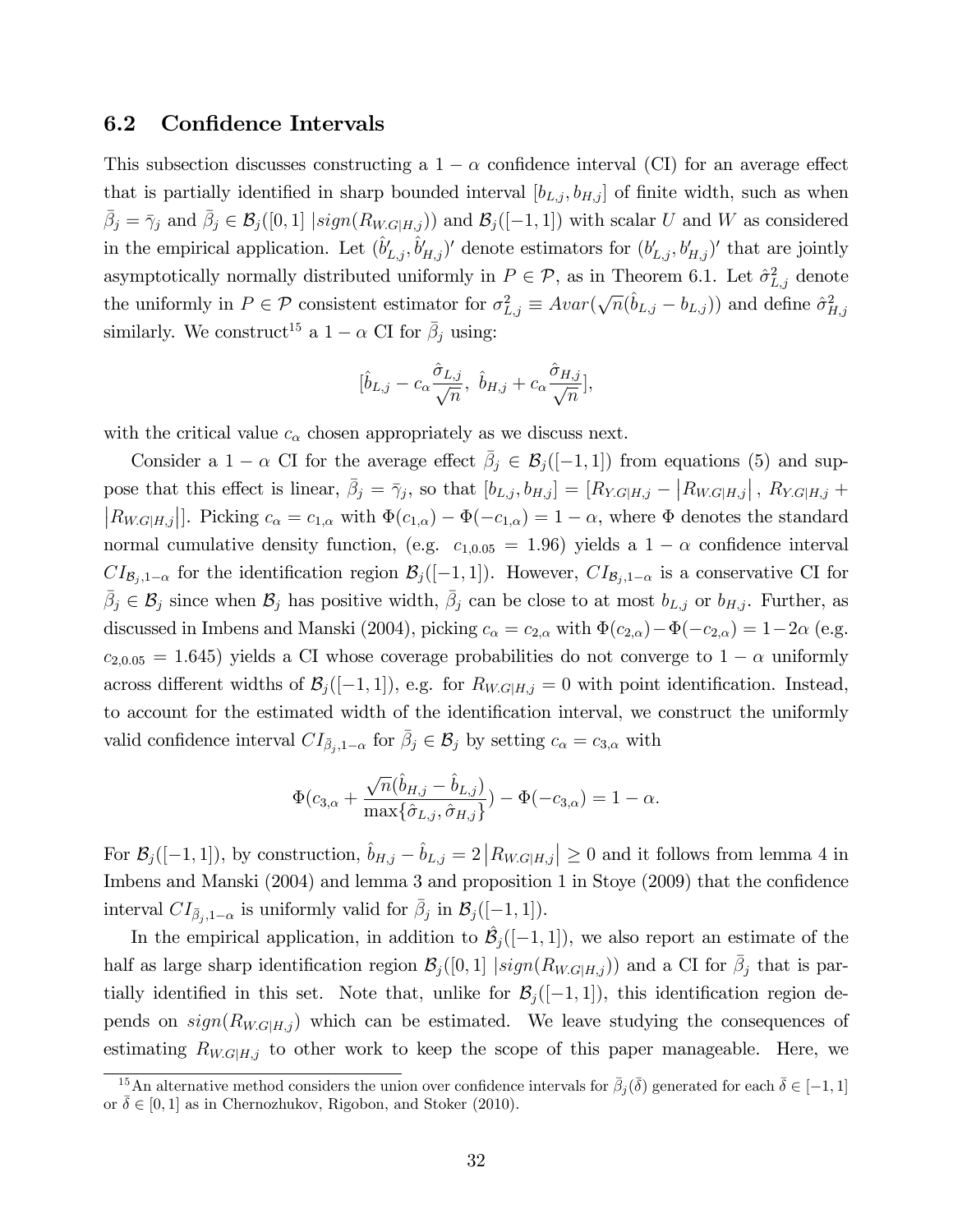## 6.2 Confidence Intervals

This subsection discusses constructing a $1-\alpha$ confidence interval (CI) for an average effect that is partially identified in sharp bounded interval $[b_{L,j}, b_{H,j}]$ of finite width, such as when $\bar{\beta}_j = \bar{\gamma}_j$ and $\bar{\beta}_j \in \mathcal{B}_j([0,1] \,|sign(R_{W.G|H,j}))$ and $\mathcal{B}_j([-1,1])$ with scalar $U$ and $W$ as considered in the empirical application. Let $(\hat{b}_{L,j}', \hat{b}_{H,j}')'$ denote estimators for $(b_{L,j}', b_{H,j}')'$ that are jointly asymptotically normally distributed uniformly in $P \in \mathcal{P}$, as in Theorem 6.1. Let $\hat{\sigma}^2_{L,j}$ denote the uniformly in $P \in \mathcal{P}$ consistent estimator for $\sigma^2_{L,j} \equiv Avar(\sqrt{n}(\hat{b}_{L,j} - b_{L,j}))$ and define $\hat{\sigma}^2_{H,j}$ similarly. We construct[15] a $1-\alpha$ CI for $\bar{\beta}_j$ using:

$$[\hat{b}_{L,j} - c_\alpha \frac{\hat{\sigma}_{L,j}}{\sqrt{n}},\ \hat{b}_{H,j} + c_\alpha \frac{\hat{\sigma}_{H,j}}{\sqrt{n}}],$$

with the critical value $c_\alpha$ chosen appropriately as we discuss next.

Consider a $1-\alpha$ CI for the average effect $\bar{\beta}_j \in \mathcal{B}_j([-1,1])$ from equations (5) and suppose that this effect is linear, $\bar{\beta}_j = \bar{\gamma}_j$, so that $[b_{L,j}, b_{H,j}] = [R_{Y.G|H,j} - \left|R_{W.G|H,j}\right|,\ R_{Y.G|H,j} + \left|R_{W.G|H,j}\right|]$. Picking $c_\alpha = c_{1,\alpha}$ with $\Phi(c_{1,\alpha}) - \Phi(-c_{1,\alpha}) = 1-\alpha$, where $\Phi$ denotes the standard normal cumulative density function, (e.g. $c_{1,0.05} = 1.96$) yields a $1-\alpha$ confidence interval $CI_{\mathcal{B}_j,1-\alpha}$ for the identification region $\mathcal{B}_j([-1,1])$. However, $CI_{\mathcal{B}_j,1-\alpha}$ is a conservative CI for $\bar{\beta}_j \in \mathcal{B}_j$ since when $\mathcal{B}_j$ has positive width, $\bar{\beta}_j$ can be close to at most $b_{L,j}$ or $b_{H,j}$. Further, as discussed in Imbens and Manski (2004), picking $c_\alpha = c_{2,\alpha}$ with $\Phi(c_{2,\alpha}) - \Phi(-c_{2,\alpha}) = 1-2\alpha$ (e.g. $c_{2,0.05} = 1.645$) yields a CI whose coverage probabilities do not converge to $1-\alpha$ uniformly across different widths of $\mathcal{B}_j([-1,1])$, e.g. for $R_{W.G|H,j} = 0$ with point identification. Instead, to account for the estimated width of the identification interval, we construct the uniformly valid confidence interval $CI_{\bar{\beta}_j,1-\alpha}$ for $\bar{\beta}_j \in \mathcal{B}_j$ by setting $c_\alpha = c_{3,\alpha}$ with

$$\Phi(c_{3,\alpha} + \frac{\sqrt{n}(\hat{b}_{H,j} - \hat{b}_{L,j})}{\max\{\hat{\sigma}_{L,j}, \hat{\sigma}_{H,j}\}}) - \Phi(-c_{3,\alpha}) = 1-\alpha.$$

For $\mathcal{B}_j([-1,1])$, by construction, $\hat{b}_{H,j} - \hat{b}_{L,j} = 2\left|R_{W.G|H,j}\right| \geq 0$ and it follows from lemma 4 in Imbens and Manski (2004) and lemma 3 and proposition 1 in Stoye (2009) that the confidence interval $CI_{\bar{\beta}_j,1-\alpha}$ is uniformly valid for $\bar{\beta}_j$ in $\mathcal{B}_j([-1,1])$.

In the empirical application, in addition to $\hat{\mathcal{B}}_j([-1,1])$, we also report an estimate of the half as large sharp identification region $\mathcal{B}_j([0,1] \,|sign(R_{W.G|H,j}))$ and a CI for $\bar{\beta}_j$ that is partially identified in this set. Note that, unlike for $\mathcal{B}_j([-1,1])$, this identification region depends on $sign(R_{W.G|H,j})$ which can be estimated. We leave studying the consequences of estimating $R_{W.G|H,j}$ to other work to keep the scope of this paper manageable. Here, we

[15] An alternative method considers the union over confidence intervals for $\bar{\beta}_j(\bar{\delta})$ generated for each $\bar{\delta} \in [-1,1]$ or $\bar{\delta} \in [0,1]$ as in Chernozhukov, Rigobon, and Stoker (2010).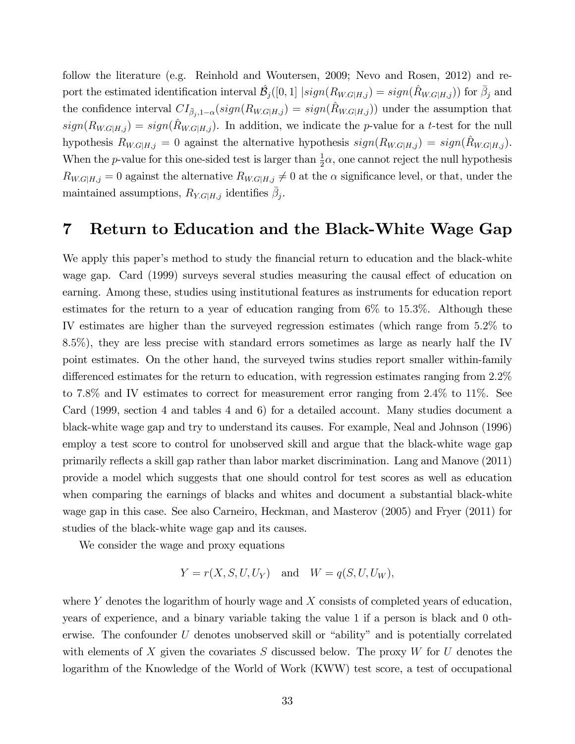follow the literature (e.g. Reinhold and Woutersen, 2009; Nevo and Rosen, 2012) and report the estimated identification interval $\hat{\mathcal{B}}_j([0,1]\ |sign(R_{W.G|H,j}) = sign(\hat{R}_{W.G|H,j}))$ for $\bar{\beta}_j$ and the confidence interval $CI_{\bar{\beta}_j,1-\alpha}(sign(R_{W.G|H,j}) = sign(\hat{R}_{W.G|H,j}))$ under the assumption that $sign(R_{W.G|H,j}) = sign(\hat{R}_{W.G|H,j})$. In addition, we indicate the $p$-value for a $t$-test for the null hypothesis $R_{W.G|H,j} = 0$ against the alternative hypothesis $sign(R_{W.G|H,j}) = sign(\hat{R}_{W.G|H,j})$. When the $p$-value for this one-sided test is larger than $\frac{1}{2}\alpha$, one cannot reject the null hypothesis $R_{W.G|H,j} = 0$ against the alternative $R_{W.G|H,j} \neq 0$ at the $\alpha$ significance level, or that, under the maintained assumptions, $R_{Y.G|H,j}$ identifies $\bar{\beta}_j$.

# 7 Return to Education and the Black-White Wage Gap

We apply this paper's method to study the financial return to education and the black-white wage gap. Card (1999) surveys several studies measuring the causal effect of education on earning. Among these, studies using institutional features as instruments for education report estimates for the return to a year of education ranging from 6% to 15.3%. Although these IV estimates are higher than the surveyed regression estimates (which range from 5.2% to 8.5%), they are less precise with standard errors sometimes as large as nearly half the IV point estimates. On the other hand, the surveyed twins studies report smaller within-family differenced estimates for the return to education, with regression estimates ranging from 2.2% to 7.8% and IV estimates to correct for measurement error ranging from 2.4% to 11%. See Card (1999, section 4 and tables 4 and 6) for a detailed account. Many studies document a black-white wage gap and try to understand its causes. For example, Neal and Johnson (1996) employ a test score to control for unobserved skill and argue that the black-white wage gap primarily reflects a skill gap rather than labor market discrimination. Lang and Manove (2011) provide a model which suggests that one should control for test scores as well as education when comparing the earnings of blacks and whites and document a substantial black-white wage gap in this case. See also Carneiro, Heckman, and Masterov (2005) and Fryer (2011) for studies of the black-white wage gap and its causes.

We consider the wage and proxy equations

$$Y = r(X, S, U, U_Y) \quad \text{and} \quad W = q(S, U, U_W),$$

where $Y$ denotes the logarithm of hourly wage and $X$ consists of completed years of education, years of experience, and a binary variable taking the value 1 if a person is black and 0 otherwise. The confounder $U$ denotes unobserved skill or "ability" and is potentially correlated with elements of $X$ given the covariates $S$ discussed below. The proxy $W$ for $U$ denotes the logarithm of the Knowledge of the World of Work (KWW) test score, a test of occupational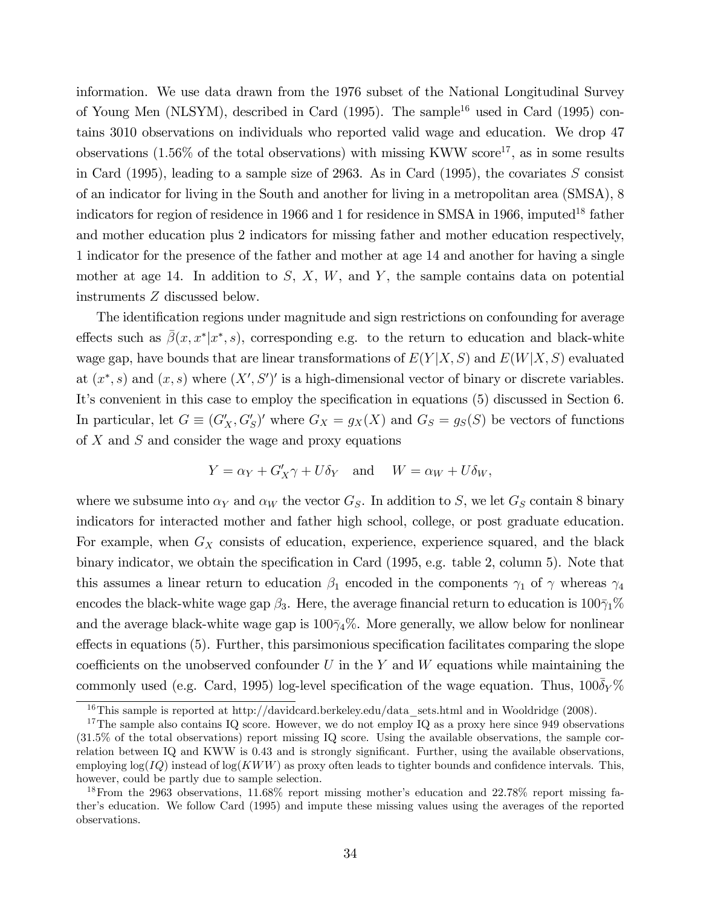information. We use data drawn from the 1976 subset of the National Longitudinal Survey of Young Men (NLSYM), described in Card (1995). The sample[16] used in Card (1995) contains 3010 observations on individuals who reported valid wage and education. We drop 47 observations (1.56% of the total observations) with missing KWW score[17], as in some results in Card (1995), leading to a sample size of 2963. As in Card (1995), the covariates $S$ consist of an indicator for living in the South and another for living in a metropolitan area (SMSA), 8 indicators for region of residence in 1966 and 1 for residence in SMSA in 1966, imputed[18] father and mother education plus 2 indicators for missing father and mother education respectively, 1 indicator for the presence of the father and mother at age 14 and another for having a single mother at age 14. In addition to $S$, $X$, $W$, and $Y$, the sample contains data on potential instruments $Z$ discussed below.

The identification regions under magnitude and sign restrictions on confounding for average effects such as $\bar{\beta}(x, x^*|x^*, s)$, corresponding e.g. to the return to education and black-white wage gap, have bounds that are linear transformations of $E(Y|X, S)$ and $E(W|X, S)$ evaluated at $(x^*, s)$ and $(x, s)$ where $(X', S')'$ is a high-dimensional vector of binary or discrete variables. It's convenient in this case to employ the specification in equations (5) discussed in Section 6. In particular, let $G \equiv (G'_X, G'_S)'$ where $G_X = g_X(X)$ and $G_S = g_S(S)$ be vectors of functions of $X$ and $S$ and consider the wage and proxy equations

$$Y = \alpha_Y + G'_X \gamma + U\delta_Y \quad \text{and} \quad W = \alpha_W + U\delta_W,$$

where we subsume into $\alpha_Y$ and $\alpha_W$ the vector $G_S$. In addition to $S$, we let $G_S$ contain 8 binary indicators for interacted mother and father high school, college, or post graduate education. For example, when $G_X$ consists of education, experience, experience squared, and the black binary indicator, we obtain the specification in Card (1995, e.g. table 2, column 5). Note that this assumes a linear return to education $\beta_1$ encoded in the components $\gamma_1$ of $\gamma$ whereas $\gamma_4$ encodes the black-white wage gap $\beta_3$. Here, the average financial return to education is $100\bar{\gamma}_1\%$ and the average black-white wage gap is $100\bar{\gamma}_4\%$. More generally, we allow below for nonlinear effects in equations (5). Further, this parsimonious specification facilitates comparing the slope coefficients on the unobserved confounder $U$ in the $Y$ and $W$ equations while maintaining the commonly used (e.g. Card, 1995) log-level specification of the wage equation. Thus, $100\bar{\delta}_Y\%$

[16] This sample is reported at http://davidcard.berkeley.edu/data_sets.html and in Wooldridge (2008).

[17] The sample also contains IQ score. However, we do not employ IQ as a proxy here since 949 observations (31.5% of the total observations) report missing IQ score. Using the available observations, the sample correlation between IQ and KWW is 0.43 and is strongly significant. Further, using the available observations, employing $\log(IQ)$ instead of $\log(KWW)$ as proxy often leads to tighter bounds and confidence intervals. This, however, could be partly due to sample selection.

[18] From the 2963 observations, 11.68% report missing mother's education and 22.78% report missing father's education. We follow Card (1995) and impute these missing values using the averages of the reported observations.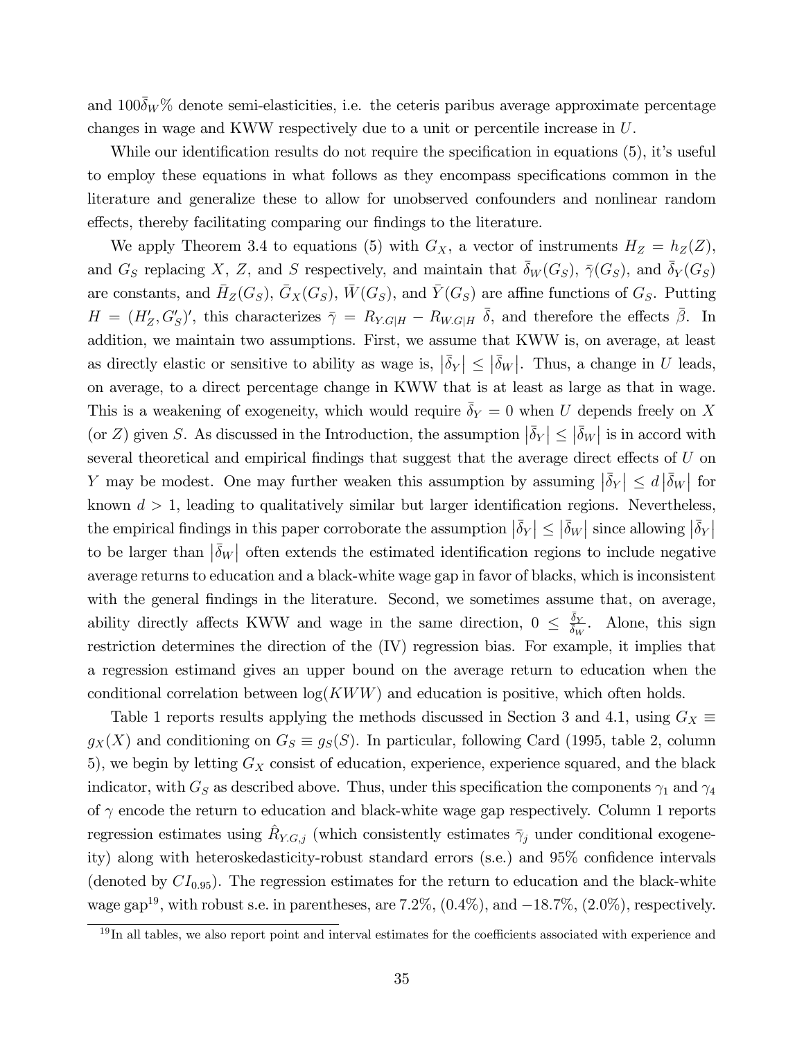and $100\bar{\delta}_W\%$ denote semi-elasticities, i.e. the ceteris paribus average approximate percentage changes in wage and KWW respectively due to a unit or percentile increase in $U$.

While our identification results do not require the specification in equations (5), it's useful to employ these equations in what follows as they encompass specifications common in the literature and generalize these to allow for unobserved confounders and nonlinear random effects, thereby facilitating comparing our findings to the literature.

We apply Theorem 3.4 to equations (5) with $G_X$, a vector of instruments $H_Z = h_Z(Z)$, and $G_S$ replacing $X$, $Z$, and $S$ respectively, and maintain that $\bar{\delta}_W(G_S)$, $\bar{\gamma}(G_S)$, and $\bar{\delta}_Y(G_S)$ are constants, and $\bar{H}_Z(G_S)$, $\bar{G}_X(G_S)$, $\bar{W}(G_S)$, and $\bar{Y}(G_S)$ are affine functions of $G_S$. Putting $H = (H_Z', G_S')'$, this characterizes $\bar{\gamma} = R_{Y.G|H} - R_{W.G|H}\ \bar{\delta}$, and therefore the effects $\bar{\beta}$. In addition, we maintain two assumptions. First, we assume that KWW is, on average, at least as directly elastic or sensitive to ability as wage is, $|\bar{\delta}_Y| \leq |\bar{\delta}_W|$. Thus, a change in $U$ leads, on average, to a direct percentage change in KWW that is at least as large as that in wage. This is a weakening of exogeneity, which would require $\bar{\delta}_Y = 0$ when $U$ depends freely on $X$ (or $Z$) given $S$. As discussed in the Introduction, the assumption $|\bar{\delta}_Y| \leq |\bar{\delta}_W|$ is in accord with several theoretical and empirical findings that suggest that the average direct effects of $U$ on $Y$ may be modest. One may further weaken this assumption by assuming $|\bar{\delta}_Y| \leq d\,|\bar{\delta}_W|$ for known $d > 1$, leading to qualitatively similar but larger identification regions. Nevertheless, the empirical findings in this paper corroborate the assumption $|\bar{\delta}_Y| \leq |\bar{\delta}_W|$ since allowing $|\bar{\delta}_Y|$ to be larger than $|\bar{\delta}_W|$ often extends the estimated identification regions to include negative average returns to education and a black-white wage gap in favor of blacks, which is inconsistent with the general findings in the literature. Second, we sometimes assume that, on average, ability directly affects KWW and wage in the same direction, $0 \leq \frac{\bar{\delta}_Y}{\bar{\delta}_W}$. Alone, this sign restriction determines the direction of the (IV) regression bias. For example, it implies that a regression estimand gives an upper bound on the average return to education when the conditional correlation between $\log(KWW)$ and education is positive, which often holds.

Table 1 reports results applying the methods discussed in Section 3 and 4.1, using $G_X \equiv g_X(X)$ and conditioning on $G_S \equiv g_S(S)$. In particular, following Card (1995, table 2, column 5), we begin by letting $G_X$ consist of education, experience, experience squared, and the black indicator, with $G_S$ as described above. Thus, under this specification the components $\gamma_1$ and $\gamma_4$ of $\gamma$ encode the return to education and black-white wage gap respectively. Column 1 reports regression estimates using $\hat{R}_{Y.G,j}$ (which consistently estimates $\bar{\gamma}_j$ under conditional exogeneity) along with heteroskedasticity-robust standard errors (s.e.) and 95% confidence intervals (denoted by $CI_{0.95}$). The regression estimates for the return to education and the black-white wage gap[19], with robust s.e. in parentheses, are 7.2%, (0.4%), and −18.7%, (2.0%), respectively.

[19]In all tables, we also report point and interval estimates for the coefficients associated with experience and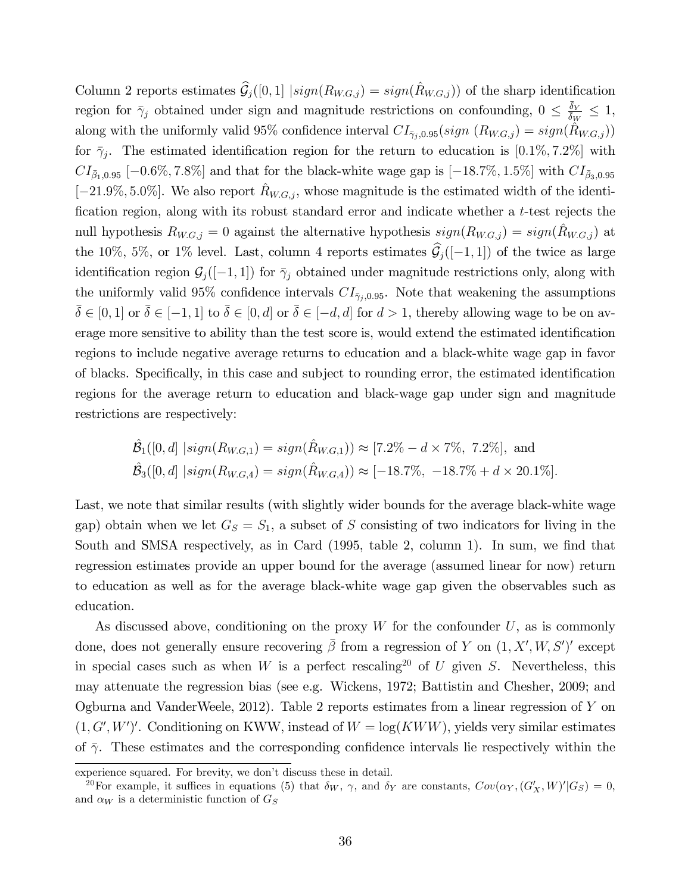Column 2 reports estimates $\widehat{\mathcal{G}}_j([0,1]\ |sign(R_{W.G,j}) = sign(\hat{R}_{W.G,j}))$ of the sharp identification region for $\bar{\gamma}_j$ obtained under sign and magnitude restrictions on confounding, $0 \leq \frac{\bar{\delta}_Y}{\bar{\delta}_W} \leq 1$, along with the uniformly valid 95% confidence interval $CI_{\bar{\gamma}_j,0.95}(sign\ (R_{W.G,j}) = sign(\hat{R}_{W.G,j}))$ for $\bar{\gamma}_j$. The estimated identification region for the return to education is $[0.1\%, 7.2\%]$ with $CI_{\bar{\beta}_1,0.95}$ $[-0.6\%, 7.8\%]$ and that for the black-white wage gap is $[-18.7\%, 1.5\%]$ with $CI_{\bar{\beta}_3,0.95}$ $[-21.9\%, 5.0\%]$. We also report $\hat{R}_{W.G,j}$, whose magnitude is the estimated width of the identification region, along with its robust standard error and indicate whether a $t$-test rejects the null hypothesis $R_{W.G,j} = 0$ against the alternative hypothesis $sign(R_{W.G,j}) = sign(\hat{R}_{W.G,j})$ at the 10%, 5%, or 1% level. Last, column 4 reports estimates $\widehat{\mathcal{G}}_j([-1,1])$ of the twice as large identification region $\mathcal{G}_j([-1,1])$ for $\bar{\gamma}_j$ obtained under magnitude restrictions only, along with the uniformly valid 95% confidence intervals $CI_{\bar{\gamma}_j,0.95}$. Note that weakening the assumptions $\bar{\delta} \in [0,1]$ or $\bar{\delta} \in [-1,1]$ to $\bar{\delta} \in [0,d]$ or $\bar{\delta} \in [-d,d]$ for $d > 1$, thereby allowing wage to be on average more sensitive to ability than the test score is, would extend the estimated identification regions to include negative average returns to education and a black-white wage gap in favor of blacks. Specifically, in this case and subject to rounding error, the estimated identification regions for the average return to education and black-wage gap under sign and magnitude restrictions are respectively:

$$\hat{\mathcal{B}}_1([0,d]\ |sign(R_{W.G,1}) = sign(\hat{R}_{W.G,1})) \approx [7.2\% - d \times 7\%,\ 7.2\%],\ \text{and}$$
$$\hat{\mathcal{B}}_3([0,d]\ |sign(R_{W.G,4}) = sign(\hat{R}_{W.G,4})) \approx [-18.7\%,\ -18.7\% + d \times 20.1\%].$$

Last, we note that similar results (with slightly wider bounds for the average black-white wage gap) obtain when we let $G_S = S_1$, a subset of $S$ consisting of two indicators for living in the South and SMSA respectively, as in Card (1995, table 2, column 1). In sum, we find that regression estimates provide an upper bound for the average (assumed linear for now) return to education as well as for the average black-white wage gap given the observables such as education.

As discussed above, conditioning on the proxy $W$ for the confounder $U$, as is commonly done, does not generally ensure recovering $\bar{\beta}$ from a regression of $Y$ on $(1, X', W, S')'$ except in special cases such as when $W$ is a perfect rescaling[20] of $U$ given $S$. Nevertheless, this may attenuate the regression bias (see e.g. Wickens, 1972; Battistin and Chesher, 2009; and Ogburna and VanderWeele, 2012). Table 2 reports estimates from a linear regression of $Y$ on $(1, G', W')'$. Conditioning on KWW, instead of $W = \log(KWW)$, yields very similar estimates of $\bar{\gamma}$. These estimates and the corresponding confidence intervals lie respectively within the

experience squared. For brevity, we don't discuss these in detail.

[20]For example, it suffices in equations (5) that $\delta_W$, $\gamma$, and $\delta_Y$ are constants, $Cov(\alpha_Y, (G'_X, W)'|G_S) = 0$, and $\alpha_W$ is a deterministic function of $G_S$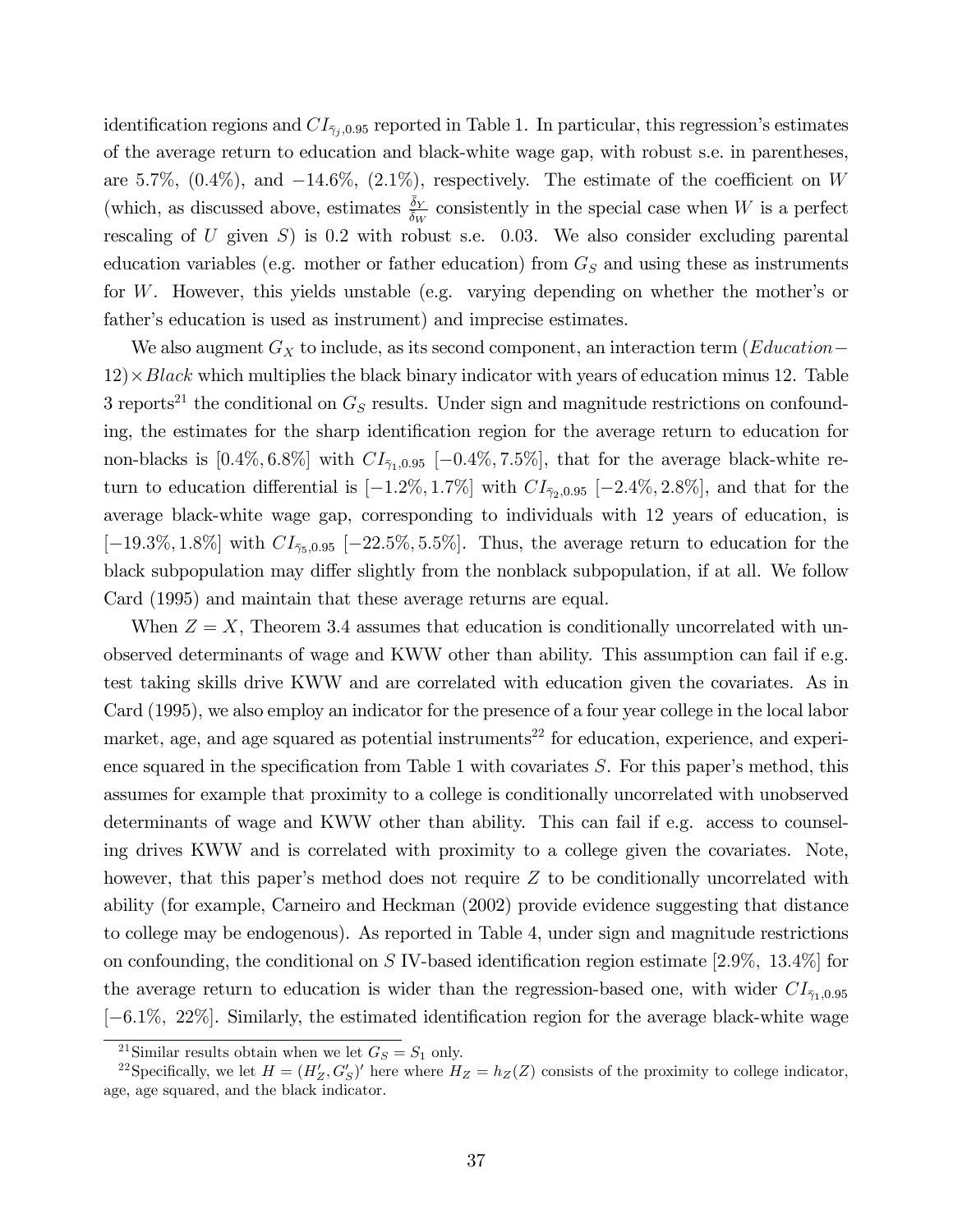identification regions and $CI_{\bar{\gamma}_j,0.95}$ reported in Table 1. In particular, this regression's estimates of the average return to education and black-white wage gap, with robust s.e. in parentheses, are 5.7%, (0.4%), and −14.6%, (2.1%), respectively. The estimate of the coefficient on $W$ (which, as discussed above, estimates $\frac{\bar{\delta}_Y}{\delta_W}$ consistently in the special case when $W$ is a perfect rescaling of $U$ given $S$) is 0.2 with robust s.e. 0.03. We also consider excluding parental education variables (e.g. mother or father education) from $G_S$ and using these as instruments for $W$. However, this yields unstable (e.g. varying depending on whether the mother's or father's education is used as instrument) and imprecise estimates.

We also augment $G_X$ to include, as its second component, an interaction term $(Education-12)\times Black$ which multiplies the black binary indicator with years of education minus 12. Table 3 reports[21] the conditional on $G_S$ results. Under sign and magnitude restrictions on confounding, the estimates for the sharp identification region for the average return to education for non-blacks is $[0.4\%, 6.8\%]$ with $CI_{\bar{\gamma}_1,0.95}$ $[-0.4\%, 7.5\%]$, that for the average black-white return to education differential is $[-1.2\%, 1.7\%]$ with $CI_{\bar{\gamma}_2,0.95}$ $[-2.4\%, 2.8\%]$, and that for the average black-white wage gap, corresponding to individuals with 12 years of education, is $[-19.3\%, 1.8\%]$ with $CI_{\bar{\gamma}_5,0.95}$ $[-22.5\%, 5.5\%]$. Thus, the average return to education for the black subpopulation may differ slightly from the nonblack subpopulation, if at all. We follow Card (1995) and maintain that these average returns are equal.

When $Z = X$, Theorem 3.4 assumes that education is conditionally uncorrelated with unobserved determinants of wage and KWW other than ability. This assumption can fail if e.g. test taking skills drive KWW and are correlated with education given the covariates. As in Card (1995), we also employ an indicator for the presence of a four year college in the local labor market, age, and age squared as potential instruments[22] for education, experience, and experience squared in the specification from Table 1 with covariates $S$. For this paper's method, this assumes for example that proximity to a college is conditionally uncorrelated with unobserved determinants of wage and KWW other than ability. This can fail if e.g. access to counseling drives KWW and is correlated with proximity to a college given the covariates. Note, however, that this paper's method does not require $Z$ to be conditionally uncorrelated with ability (for example, Carneiro and Heckman (2002) provide evidence suggesting that distance to college may be endogenous). As reported in Table 4, under sign and magnitude restrictions on confounding, the conditional on $S$ IV-based identification region estimate $[2.9\%,\ 13.4\%]$ for the average return to education is wider than the regression-based one, with wider $CI_{\bar{\gamma}_1,0.95}$ $[-6.1\%,\ 22\%]$. Similarly, the estimated identification region for the average black-white wage

[21] Similar results obtain when we let $G_S = S_1$ only.

[22] Specifically, we let $H = (H_Z', G_S')'$ here where $H_Z = h_Z(Z)$ consists of the proximity to college indicator, age, age squared, and the black indicator.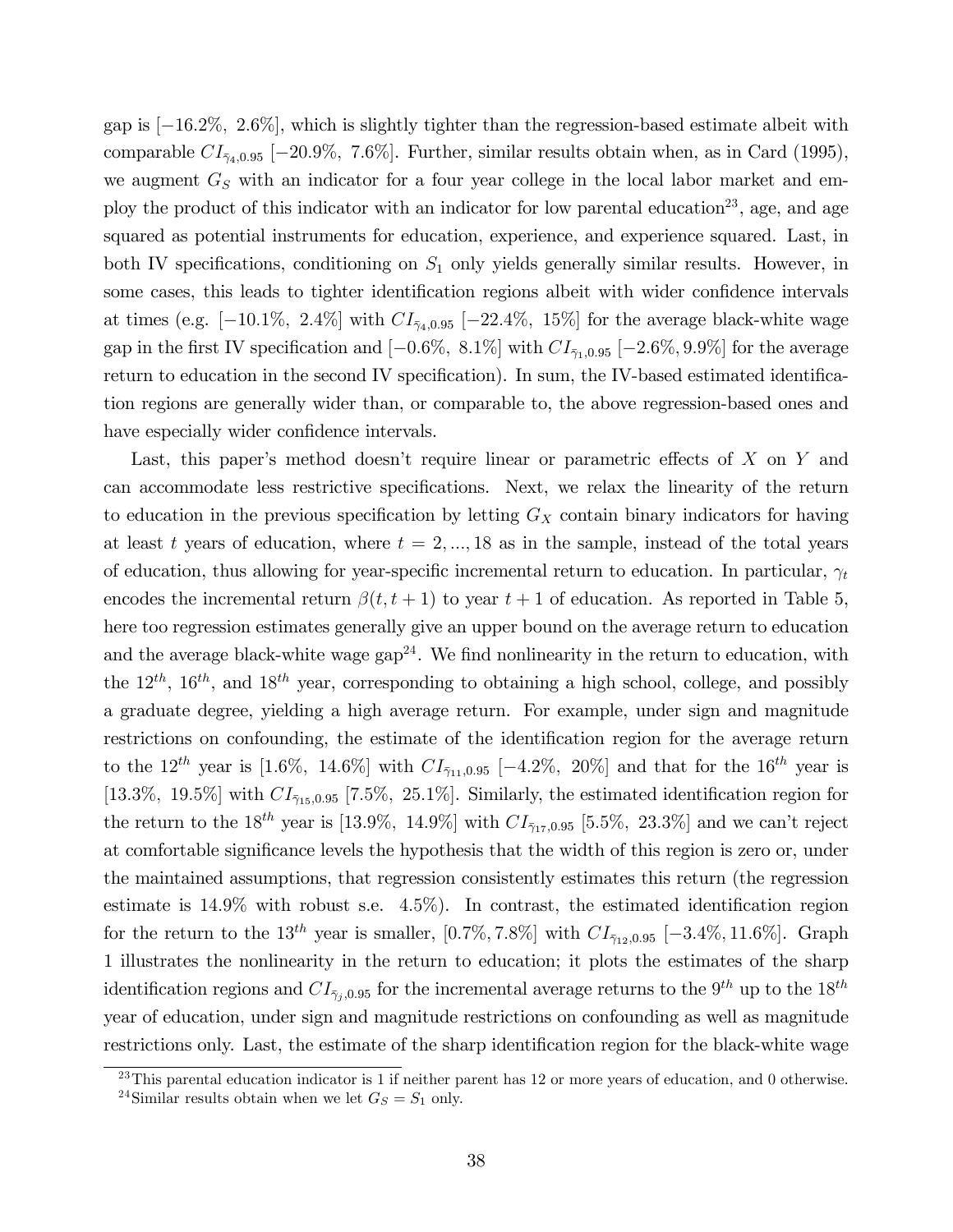gap is $[-16.2\%,\ 2.6\%]$, which is slightly tighter than the regression-based estimate albeit with comparable $CI_{\bar{\gamma}_4,0.95}$ $[-20.9\%,\ 7.6\%]$. Further, similar results obtain when, as in Card (1995), we augment $G_S$ with an indicator for a four year college in the local labor market and employ the product of this indicator with an indicator for low parental education[23], age, and age squared as potential instruments for education, experience, and experience squared. Last, in both IV specifications, conditioning on $S_1$ only yields generally similar results. However, in some cases, this leads to tighter identification regions albeit with wider confidence intervals at times (e.g. $[-10.1\%,\ 2.4\%]$ with $CI_{\bar{\gamma}_4,0.95}$ $[-22.4\%,\ 15\%]$ for the average black-white wage gap in the first IV specification and $[-0.6\%,\ 8.1\%]$ with $CI_{\bar{\gamma}_1,0.95}$ $[-2.6\%, 9.9\%]$ for the average return to education in the second IV specification). In sum, the IV-based estimated identification regions are generally wider than, or comparable to, the above regression-based ones and have especially wider confidence intervals.

Last, this paper's method doesn't require linear or parametric effects of $X$ on $Y$ and can accommodate less restrictive specifications. Next, we relax the linearity of the return to education in the previous specification by letting $G_X$ contain binary indicators for having at least $t$ years of education, where $t = 2, ..., 18$ as in the sample, instead of the total years of education, thus allowing for year-specific incremental return to education. In particular, $\gamma_t$ encodes the incremental return $\beta(t, t+1)$ to year $t+1$ of education. As reported in Table 5, here too regression estimates generally give an upper bound on the average return to education and the average black-white wage gap[24]. We find nonlinearity in the return to education, with the $12^{th}$, $16^{th}$, and $18^{th}$ year, corresponding to obtaining a high school, college, and possibly a graduate degree, yielding a high average return. For example, under sign and magnitude restrictions on confounding, the estimate of the identification region for the average return to the $12^{th}$ year is $[1.6\%,\ 14.6\%]$ with $CI_{\bar{\gamma}_{11},0.95}$ $[-4.2\%,\ 20\%]$ and that for the $16^{th}$ year is $[13.3\%,\ 19.5\%]$ with $CI_{\bar{\gamma}_{15},0.95}$ $[7.5\%,\ 25.1\%]$. Similarly, the estimated identification region for the return to the $18^{th}$ year is $[13.9\%,\ 14.9\%]$ with $CI_{\bar{\gamma}_{17},0.95}$ $[5.5\%,\ 23.3\%]$ and we can't reject at comfortable significance levels the hypothesis that the width of this region is zero or, under the maintained assumptions, that regression consistently estimates this return (the regression estimate is 14.9% with robust s.e. 4.5%). In contrast, the estimated identification region for the return to the $13^{th}$ year is smaller, $[0.7\%, 7.8\%]$ with $CI_{\bar{\gamma}_{12},0.95}$ $[-3.4\%, 11.6\%]$. Graph 1 illustrates the nonlinearity in the return to education; it plots the estimates of the sharp identification regions and $CI_{\bar{\gamma}_j,0.95}$ for the incremental average returns to the $9^{th}$ up to the $18^{th}$ year of education, under sign and magnitude restrictions on confounding as well as magnitude restrictions only. Last, the estimate of the sharp identification region for the black-white wage

[23] This parental education indicator is 1 if neither parent has 12 or more years of education, and 0 otherwise.

[24] Similar results obtain when we let $G_S = S_1$ only.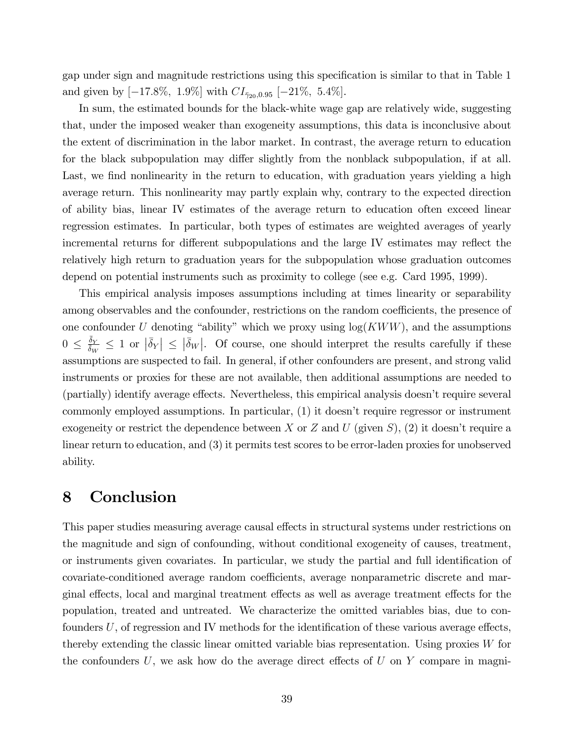gap under sign and magnitude restrictions using this specification is similar to that in Table 1 and given by $[-17.8\%,\ 1.9\%]$ with $CI_{\bar{\gamma}_{20},0.95}$ $[-21\%,\ 5.4\%]$.

In sum, the estimated bounds for the black-white wage gap are relatively wide, suggesting that, under the imposed weaker than exogeneity assumptions, this data is inconclusive about the extent of discrimination in the labor market. In contrast, the average return to education for the black subpopulation may differ slightly from the nonblack subpopulation, if at all. Last, we find nonlinearity in the return to education, with graduation years yielding a high average return. This nonlinearity may partly explain why, contrary to the expected direction of ability bias, linear IV estimates of the average return to education often exceed linear regression estimates. In particular, both types of estimates are weighted averages of yearly incremental returns for different subpopulations and the large IV estimates may reflect the relatively high return to graduation years for the subpopulation whose graduation outcomes depend on potential instruments such as proximity to college (see e.g. Card 1995, 1999).

This empirical analysis imposes assumptions including at times linearity or separability among observables and the confounder, restrictions on the random coefficients, the presence of one confounder $U$ denoting "ability" which we proxy using $\log(KWW)$, and the assumptions $0 \leq \frac{\bar{\delta}_Y}{\bar{\delta}_W} \leq 1$ or $\left|\bar{\delta}_Y\right| \leq \left|\bar{\delta}_W\right|$. Of course, one should interpret the results carefully if these assumptions are suspected to fail. In general, if other confounders are present, and strong valid instruments or proxies for these are not available, then additional assumptions are needed to (partially) identify average effects. Nevertheless, this empirical analysis doesn't require several commonly employed assumptions. In particular, (1) it doesn't require regressor or instrument exogeneity or restrict the dependence between $X$ or $Z$ and $U$ (given $S$), (2) it doesn't require a linear return to education, and (3) it permits test scores to be error-laden proxies for unobserved ability.

# 8 Conclusion

This paper studies measuring average causal effects in structural systems under restrictions on the magnitude and sign of confounding, without conditional exogeneity of causes, treatment, or instruments given covariates. In particular, we study the partial and full identification of covariate-conditioned average random coefficients, average nonparametric discrete and marginal effects, local and marginal treatment effects as well as average treatment effects for the population, treated and untreated. We characterize the omitted variables bias, due to confounders $U$, of regression and IV methods for the identification of these various average effects, thereby extending the classic linear omitted variable bias representation. Using proxies $W$ for the confounders $U$, we ask how do the average direct effects of $U$ on $Y$ compare in magni-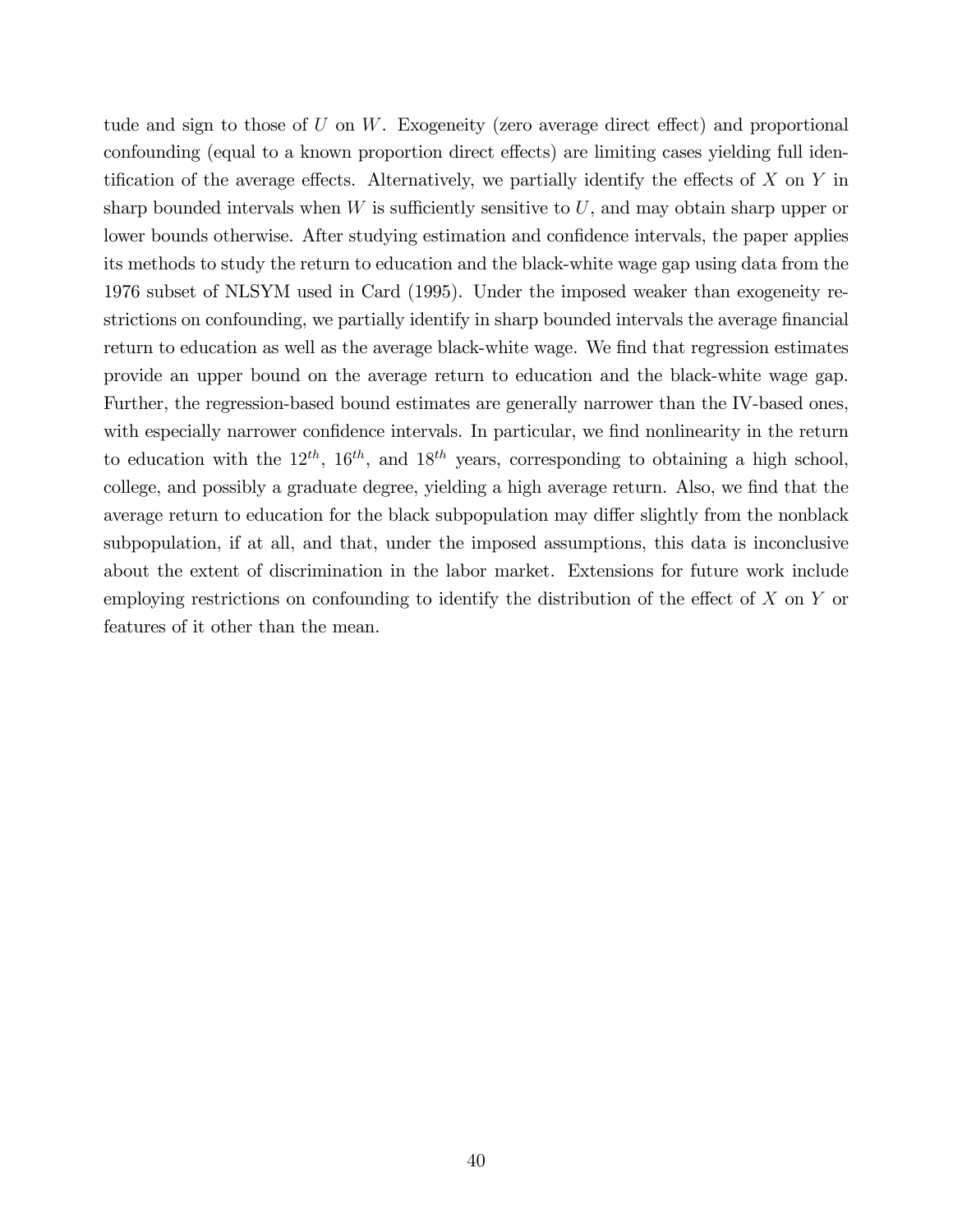tude and sign to those of $U$ on $W$. Exogeneity (zero average direct effect) and proportional confounding (equal to a known proportion direct effects) are limiting cases yielding full identification of the average effects. Alternatively, we partially identify the effects of $X$ on $Y$ in sharp bounded intervals when $W$ is sufficiently sensitive to $U$, and may obtain sharp upper or lower bounds otherwise. After studying estimation and confidence intervals, the paper applies its methods to study the return to education and the black-white wage gap using data from the 1976 subset of NLSYM used in Card (1995). Under the imposed weaker than exogeneity restrictions on confounding, we partially identify in sharp bounded intervals the average financial return to education as well as the average black-white wage. We find that regression estimates provide an upper bound on the average return to education and the black-white wage gap. Further, the regression-based bound estimates are generally narrower than the IV-based ones, with especially narrower confidence intervals. In particular, we find nonlinearity in the return to education with the $12^{th}$, $16^{th}$, and $18^{th}$ years, corresponding to obtaining a high school, college, and possibly a graduate degree, yielding a high average return. Also, we find that the average return to education for the black subpopulation may differ slightly from the nonblack subpopulation, if at all, and that, under the imposed assumptions, this data is inconclusive about the extent of discrimination in the labor market. Extensions for future work include employing restrictions on confounding to identify the distribution of the effect of $X$ on $Y$ or features of it other than the mean.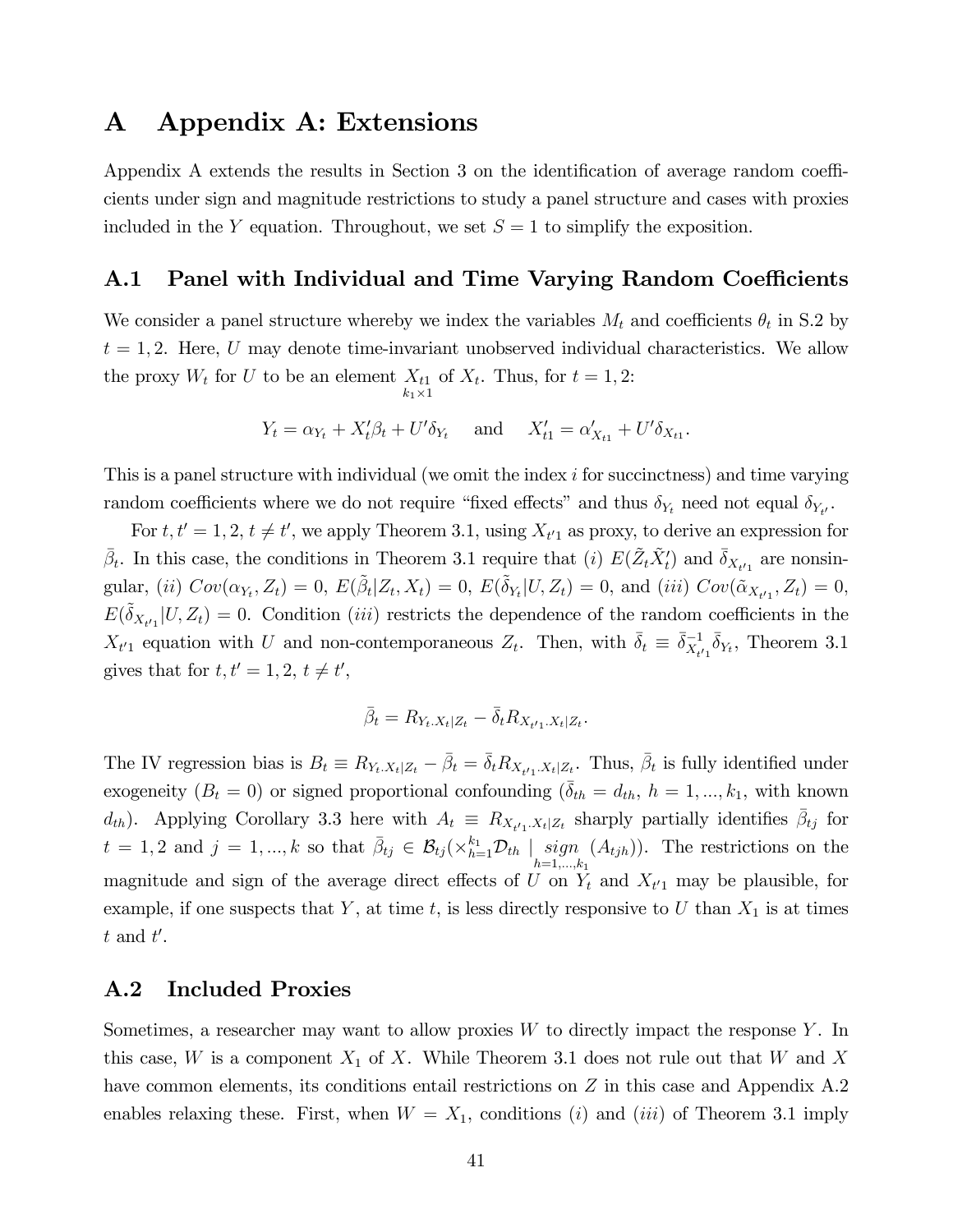# A Appendix A: Extensions

Appendix A extends the results in Section 3 on the identification of average random coefficients under sign and magnitude restrictions to study a panel structure and cases with proxies included in the $Y$ equation. Throughout, we set $S = 1$ to simplify the exposition.

## A.1 Panel with Individual and Time Varying Random Coefficients

We consider a panel structure whereby we index the variables $M_t$ and coefficients $\theta_t$ in S.2 by $t = 1, 2$. Here, $U$ may denote time-invariant unobserved individual characteristics. We allow the proxy $W_t$ for $U$ to be an element $\underset{k_1 \times 1}{X_{t1}}$ of $X_t$. Thus, for $t = 1, 2$:

$$Y_t = \alpha_{Y_t} + X_t'\beta_t + U'\delta_{Y_t} \quad \text{and} \quad X_{t1}' = \alpha_{X_{t1}}' + U'\delta_{X_{t1}}.$$

This is a panel structure with individual (we omit the index $i$ for succinctness) and time varying random coefficients where we do not require "fixed effects" and thus $\delta_{Y_t}$ need not equal $\delta_{Y_{t'}}$.

For $t, t' = 1, 2$, $t \neq t'$, we apply Theorem 3.1, using $X_{t'1}$ as proxy, to derive an expression for $\bar{\beta}_t$. In this case, the conditions in Theorem 3.1 require that $(i)$ $E(\tilde{Z}_t\tilde{X}_t')$ and $\bar{\delta}_{X_{t'1}}$ are nonsingular, $(ii)$ $Cov(\alpha_{Y_t}, Z_t) = 0$, $E(\tilde{\beta}_t|Z_t, X_t) = 0$, $E(\tilde{\delta}_{Y_t}|U, Z_t) = 0$, and $(iii)$ $Cov(\tilde{\alpha}_{X_{t'1}}, Z_t) = 0$, $E(\tilde{\delta}_{X_{t'1}}|U, Z_t) = 0$. Condition $(iii)$ restricts the dependence of the random coefficients in the $X_{t'1}$ equation with $U$ and non-contemporaneous $Z_t$. Then, with $\bar{\delta}_t \equiv \bar{\delta}_{X_{t'1}}^{-1}\bar{\delta}_{Y_t}$, Theorem 3.1 gives that for $t, t' = 1, 2$, $t \neq t'$,

$$\bar{\beta}_t = R_{Y_t.X_t|Z_t} - \bar{\delta}_t R_{X_{t'1}.X_t|Z_t}.$$

The IV regression bias is $B_t \equiv R_{Y_t.X_t|Z_t} - \bar{\beta}_t = \bar{\delta}_t R_{X_{t'1}.X_t|Z_t}$. Thus, $\bar{\beta}_t$ is fully identified under exogeneity ($B_t = 0$) or signed proportional confounding ($\bar{\delta}_{th} = d_{th}$, $h = 1, ..., k_1$, with known $d_{th}$). Applying Corollary 3.3 here with $A_t \equiv R_{X_{t'1}.X_t|Z_t}$ sharply partially identifies $\bar{\beta}_{tj}$ for $t = 1, 2$ and $j = 1, ..., k$ so that $\bar{\beta}_{tj} \in \mathcal{B}_{tj}(\times_{h=1}^{k_1}\mathcal{D}_{th} \underset{h=1,...,k_1}{|} sign\ (A_{tjh}))$. The restrictions on the magnitude and sign of the average direct effects of $U$ on $Y_t$ and $X_{t'1}$ may be plausible, for example, if one suspects that $Y$, at time $t$, is less directly responsive to $U$ than $X_1$ is at times $t$ and $t'$.

## A.2 Included Proxies

Sometimes, a researcher may want to allow proxies $W$ to directly impact the response $Y$. In this case, $W$ is a component $X_1$ of $X$. While Theorem 3.1 does not rule out that $W$ and $X$ have common elements, its conditions entail restrictions on $Z$ in this case and Appendix A.2 enables relaxing these. First, when $W = X_1$, conditions $(i)$ and $(iii)$ of Theorem 3.1 imply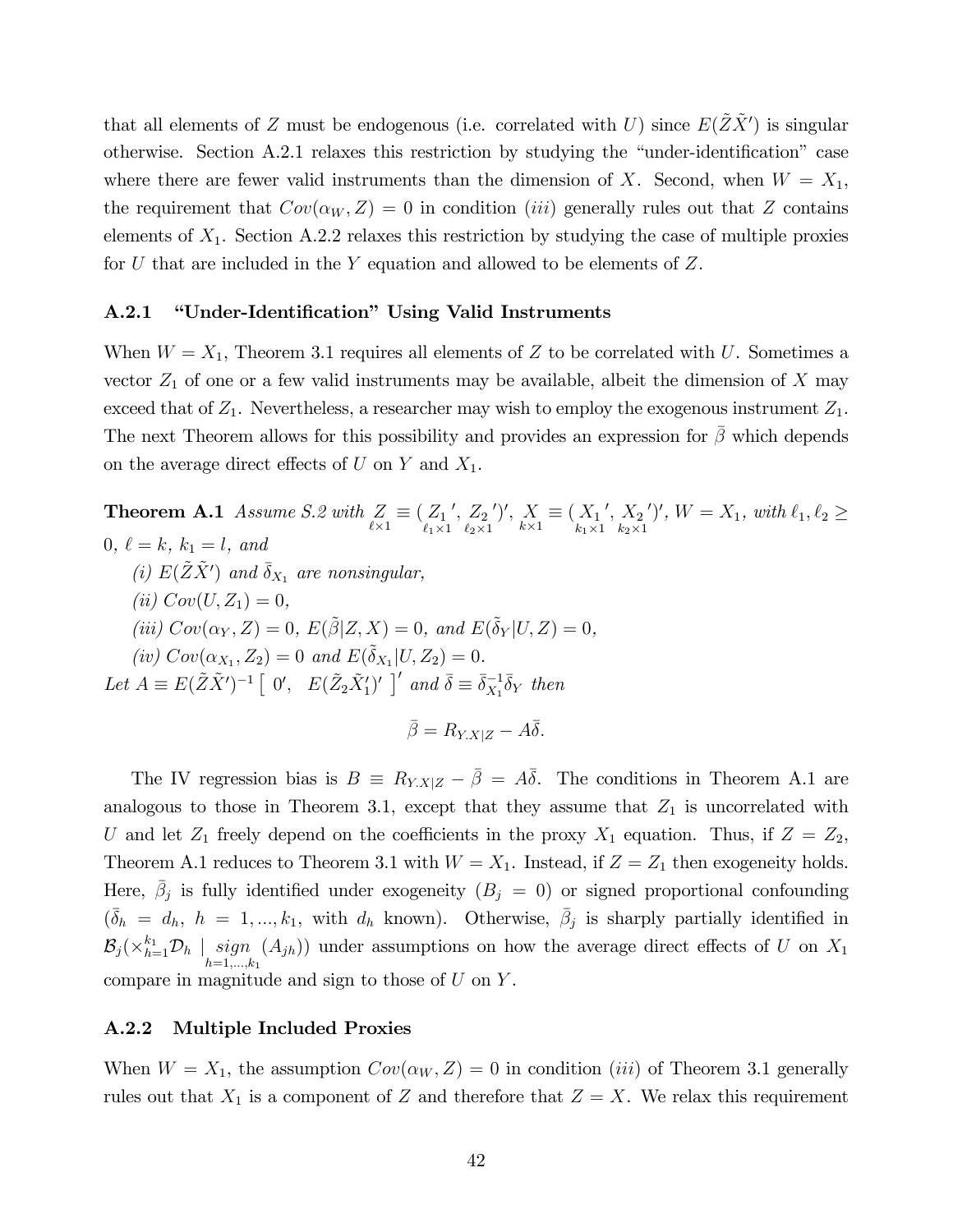that all elements of $Z$ must be endogenous (i.e. correlated with $U$) since $E(\tilde{Z}\tilde{X}')$ is singular otherwise. Section A.2.1 relaxes this restriction by studying the "under-identification" case where there are fewer valid instruments than the dimension of $X$. Second, when $W = X_1$, the requirement that $Cov(\alpha_W, Z) = 0$ in condition $(iii)$ generally rules out that $Z$ contains elements of $X_1$. Section A.2.2 relaxes this restriction by studying the case of multiple proxies for $U$ that are included in the $Y$ equation and allowed to be elements of $Z$.

### A.2.1 "Under-Identification" Using Valid Instruments

When $W = X_1$, Theorem 3.1 requires all elements of $Z$ to be correlated with $U$. Sometimes a vector $Z_1$ of one or a few valid instruments may be available, albeit the dimension of $X$ may exceed that of $Z_1$. Nevertheless, a researcher may wish to employ the exogenous instrument $Z_1$. The next Theorem allows for this possibility and provides an expression for $\bar{\beta}$ which depends on the average direct effects of $U$ on $Y$ and $X_1$.

**Theorem A.1** *Assume S.2 with* $\underset{\ell\times 1}{Z} \equiv (\underset{\ell_1\times 1}{Z_1}', \underset{\ell_2\times 1}{Z_2}')'$, $\underset{k\times 1}{X} \equiv (\underset{k_1\times 1}{X_1}', \underset{k_2\times 1}{X_2}')'$, $W = X_1$, *with* $\ell_1, \ell_2 \geq 0$, $\ell = k$, $k_1 = l$, *and*

*(i)* $E(\tilde{Z}\tilde{X}')$ *and* $\bar{\delta}_{X_1}$ *are nonsingular,*

*(ii)* $Cov(U, Z_1) = 0$,

*(iii)* $Cov(\alpha_Y, Z) = 0$, $E(\tilde{\beta}|Z, X) = 0$, *and* $E(\tilde{\delta}_Y|U, Z) = 0$,

*(iv)* $Cov(\alpha_{X_1}, Z_2) = 0$ *and* $E(\tilde{\delta}_{X_1}|U, Z_2) = 0$.

*Let* $A \equiv E(\tilde{Z}\tilde{X}')^{-1}\left[\begin{array}{cc} 0', & E(\tilde{Z}_2\tilde{X}_1')' \end{array}\right]'$ *and* $\bar{\delta} \equiv \bar{\delta}_{X_1}^{-1}\bar{\delta}_Y$ *then*

$$\bar{\beta} = R_{Y.X|Z} - A\bar{\delta}.$$

The IV regression bias is $B \equiv R_{Y.X|Z} - \bar{\beta} = A\bar{\delta}$. The conditions in Theorem A.1 are analogous to those in Theorem 3.1, except that they assume that $Z_1$ is uncorrelated with $U$ and let $Z_1$ freely depend on the coefficients in the proxy $X_1$ equation. Thus, if $Z = Z_2$, Theorem A.1 reduces to Theorem 3.1 with $W = X_1$. Instead, if $Z = Z_1$ then exogeneity holds. Here, $\bar{\beta}_j$ is fully identified under exogeneity ($B_j = 0$) or signed proportional confounding ($\bar{\delta}_h = d_h$, $h = 1, ..., k_1$, with $d_h$ known). Otherwise, $\bar{\beta}_j$ is sharply partially identified in $\mathcal{B}_j(\times_{h=1}^{k_1}\mathcal{D}_h \mid \underset{h=1,...,k_1}{sign}(A_{jh}))$ under assumptions on how the average direct effects of $U$ on $X_1$ compare in magnitude and sign to those of $U$ on $Y$.

### A.2.2 Multiple Included Proxies

When $W = X_1$, the assumption $Cov(\alpha_W, Z) = 0$ in condition $(iii)$ of Theorem 3.1 generally rules out that $X_1$ is a component of $Z$ and therefore that $Z = X$. We relax this requirement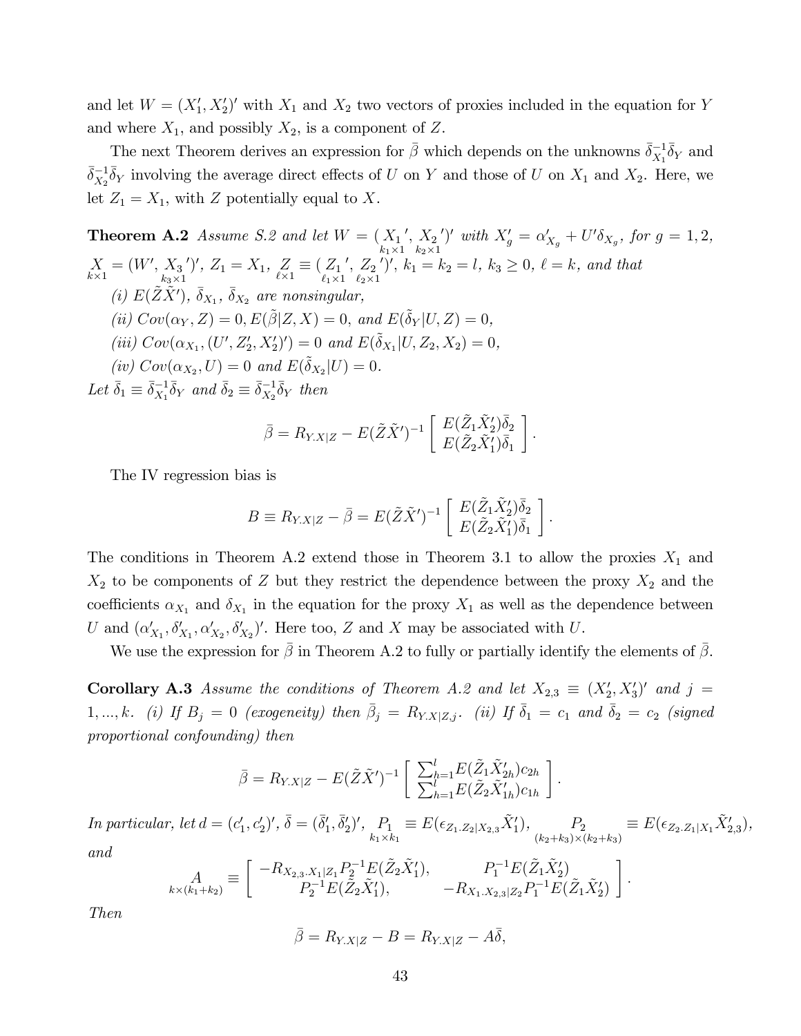and let $W = (X_1', X_2')'$ with $X_1$ and $X_2$ two vectors of proxies included in the equation for $Y$ and where $X_1$, and possibly $X_2$, is a component of $Z$.

The next Theorem derives an expression for $\bar{\beta}$ which depends on the unknowns $\bar{\delta}_{X_1}^{-1}\bar{\delta}_Y$ and $\bar{\delta}_{X_2}^{-1}\bar{\delta}_Y$ involving the average direct effects of $U$ on $Y$ and those of $U$ on $X_1$ and $X_2$. Here, we let $Z_1 = X_1$, with $Z$ potentially equal to $X$.

**Theorem A.2** *Assume S.2 and let* $W = (\underset{k_1\times 1}{X_1}', \underset{k_2\times 1}{X_2}')'$ *with* $X_g' = \alpha_{X_g}' + U'\delta_{X_g}$*, for* $g = 1, 2$*,* $\underset{k\times 1}{X} = (W', \underset{k_3\times 1}{X_3}')'$*,* $Z_1 = X_1$*,* $\underset{\ell\times 1}{Z} \equiv (\underset{\ell_1\times 1}{Z_1}', \underset{\ell_2\times 1}{Z_2}')'$*,* $k_1 = k_2 = l$*,* $k_3 \geq 0$*,* $\ell = k$*, and that*

*(i)* $E(\tilde{Z}\tilde{X}')$*,* $\bar{\delta}_{X_1}$*,* $\bar{\delta}_{X_2}$ *are nonsingular,*

*(ii)* $Cov(\alpha_Y, Z) = 0, E(\tilde{\beta}|Z, X) = 0,$ *and* $E(\tilde{\delta}_Y|U, Z) = 0,$

*(iii)* $Cov(\alpha_{X_1}, (U', Z_2', X_2')') = 0$ *and* $E(\tilde{\delta}_{X_1}|U, Z_2, X_2) = 0,$

*(iv)* $Cov(\alpha_{X_2}, U) = 0$ *and* $E(\tilde{\delta}_{X_2}|U) = 0.$

*Let* $\bar{\delta}_1 \equiv \bar{\delta}_{X_1}^{-1}\bar{\delta}_Y$ *and* $\bar{\delta}_2 \equiv \bar{\delta}_{X_2}^{-1}\bar{\delta}_Y$ *then*

$$\bar{\beta} = R_{Y.X|Z} - E(\tilde{Z}\tilde{X}')^{-1}\left[\begin{array}{c} E(\tilde{Z}_1\tilde{X}_2')\bar{\delta}_2 \\ E(\tilde{Z}_2\tilde{X}_1')\bar{\delta}_1 \end{array}\right].$$

The IV regression bias is

$$B \equiv R_{Y.X|Z} - \bar{\beta} = E(\tilde{Z}\tilde{X}')^{-1}\left[\begin{array}{c} E(\tilde{Z}_1\tilde{X}_2')\bar{\delta}_2 \\ E(\tilde{Z}_2\tilde{X}_1')\bar{\delta}_1 \end{array}\right].$$

The conditions in Theorem A.2 extend those in Theorem 3.1 to allow the proxies $X_1$ and $X_2$ to be components of $Z$ but they restrict the dependence between the proxy $X_2$ and the coefficients $\alpha_{X_1}$ and $\delta_{X_1}$ in the equation for the proxy $X_1$ as well as the dependence between $U$ and $(\alpha_{X_1}', \delta_{X_1}', \alpha_{X_2}', \delta_{X_2}')'$. Here too, $Z$ and $X$ may be associated with $U$.

We use the expression for $\bar{\beta}$ in Theorem A.2 to fully or partially identify the elements of $\bar{\beta}$.

**Corollary A.3** *Assume the conditions of Theorem A.2 and let* $X_{2,3} \equiv (X_2', X_3')'$ *and* $j = 1, ..., k$*. (i) If* $B_j = 0$ *(exogeneity) then* $\bar{\beta}_j = R_{Y.X|Z,j}$*. (ii) If* $\bar{\delta}_1 = c_1$ *and* $\bar{\delta}_2 = c_2$ *(signed proportional confounding) then*

$$\bar{\beta} = R_{Y.X|Z} - E(\tilde{Z}\tilde{X}')^{-1}\left[\begin{array}{c} \sum_{h=1}^{l} E(\tilde{Z}_1\tilde{X}_{2h}')c_{2h} \\ \sum_{h=1}^{l} E(\tilde{Z}_2\tilde{X}_{1h}')c_{1h} \end{array}\right].$$

*In particular, let* $d = (c_1', c_2')'$*,* $\bar{\delta} = (\bar{\delta}_1', \bar{\delta}_2')'$*,* $\underset{k_1\times k_1}{P_1} \equiv E(\epsilon_{Z_1.Z_2|X_{2,3}}\tilde{X}_1')$*,* $\underset{(k_2+k_3)\times(k_2+k_3)}{P_2} \equiv E(\epsilon_{Z_2.Z_1|X_1}\tilde{X}_{2,3}')$*, and*

$$\underset{k\times(k_1+k_2)}{A} \equiv \left[\begin{array}{cc} -R_{X_{2,3}.X_1|Z_1}P_2^{-1}E(\tilde{Z}_2\tilde{X}_1'), & P_1^{-1}E(\tilde{Z}_1\tilde{X}_2') \\ P_2^{-1}E(\tilde{Z}_2\tilde{X}_1'), & -R_{X_1.X_{2,3}|Z_2}P_1^{-1}E(\tilde{Z}_1\tilde{X}_2') \end{array}\right].$$

*Then*

$$\bar{\beta} = R_{Y.X|Z} - B = R_{Y.X|Z} - A\bar{\delta},$$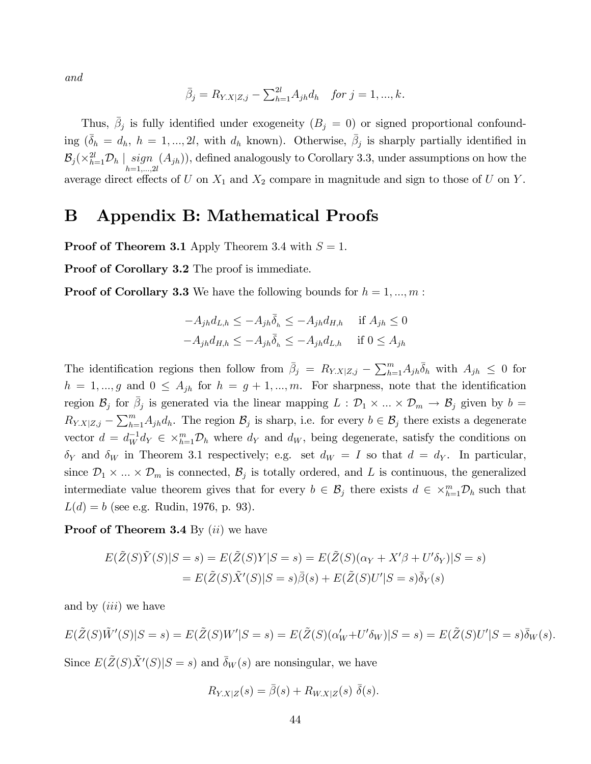*and*

$$\bar{\beta}_j = R_{Y.X|Z,j} - \textstyle\sum_{h=1}^{2l} A_{jh} d_h \quad \textit{for } j = 1, ..., k.$$

Thus, $\bar{\beta}_j$ is fully identified under exogeneity ($B_j = 0$) or signed proportional confounding ($\bar{\delta}_h = d_h$, $h = 1, ..., 2l$, with $d_h$ known). Otherwise, $\bar{\beta}_j$ is sharply partially identified in $\mathcal{B}_j(\times_{h=1}^{2l} \mathcal{D}_h \mid \underset{h=1,...,2l}{sign} (A_{jh}))$, defined analogously to Corollary 3.3, under assumptions on how the average direct effects of $U$ on $X_1$ and $X_2$ compare in magnitude and sign to those of $U$ on $Y$.

# B Appendix B: Mathematical Proofs

**Proof of Theorem 3.1** Apply Theorem 3.4 with $S = 1$.

**Proof of Corollary 3.2** The proof is immediate.

**Proof of Corollary 3.3** We have the following bounds for $h = 1, ..., m$ :

$$\begin{aligned} -A_{jh} d_{L,h} \leq -A_{jh} \bar{\delta}_h \leq -A_{jh} d_{H,h} \quad & \text{if } A_{jh} \leq 0 \\ -A_{jh} d_{H,h} \leq -A_{jh} \bar{\delta}_h \leq -A_{jh} d_{L,h} \quad & \text{if } 0 \leq A_{jh} \end{aligned}$$

The identification regions then follow from $\bar{\beta}_j = R_{Y.X|Z,j} - \sum_{h=1}^{m} A_{jh} \bar{\delta}_h$ with $A_{jh} \leq 0$ for $h = 1, ..., g$ and $0 \leq A_{jh}$ for $h = g+1, ..., m$. For sharpness, note that the identification region $\mathcal{B}_j$ for $\bar{\beta}_j$ is generated via the linear mapping $L : \mathcal{D}_1 \times ... \times \mathcal{D}_m \to \mathcal{B}_j$ given by $b = R_{Y.X|Z,j} - \sum_{h=1}^{m} A_{jh} d_h$. The region $\mathcal{B}_j$ is sharp, i.e. for every $b \in \mathcal{B}_j$ there exists a degenerate vector $d = d_W^{-1} d_Y \in \times_{h=1}^{m} \mathcal{D}_h$ where $d_Y$ and $d_W$, being degenerate, satisfy the conditions on $\delta_Y$ and $\delta_W$ in Theorem 3.1 respectively; e.g. set $d_W = I$ so that $d = d_Y$. In particular, since $\mathcal{D}_1 \times ... \times \mathcal{D}_m$ is connected, $\mathcal{B}_j$ is totally ordered, and $L$ is continuous, the generalized intermediate value theorem gives that for every $b \in \mathcal{B}_j$ there exists $d \in \times_{h=1}^{m} \mathcal{D}_h$ such that $L(d) = b$ (see e.g. Rudin, 1976, p. 93).

**Proof of Theorem 3.4** By $(ii)$ we have

$$\begin{aligned} E(\tilde{Z}(S)\tilde{Y}(S)|S = s) &= E(\tilde{Z}(S)Y|S = s) = E(\tilde{Z}(S)(\alpha_Y + X'\beta + U'\delta_Y)|S = s) \\ &= E(\tilde{Z}(S)\tilde{X}'(S)|S = s)\bar{\beta}(s) + E(\tilde{Z}(S)U'|S = s)\bar{\delta}_Y(s) \end{aligned}$$

and by $(iii)$ we have

$$E(\tilde{Z}(S)\tilde{W}'(S)|S = s) = E(\tilde{Z}(S)W'|S = s) = E(\tilde{Z}(S)(\alpha_W' + U'\delta_W)|S = s) = E(\tilde{Z}(S)U'|S = s)\bar{\delta}_W(s).$$

Since $E(\tilde{Z}(S)\tilde{X}'(S)|S = s)$ and $\bar{\delta}_W(s)$ are nonsingular, we have

$$R_{Y.X|Z}(s) = \bar{\beta}(s) + R_{W.X|Z}(s)\ \bar{\delta}(s).$$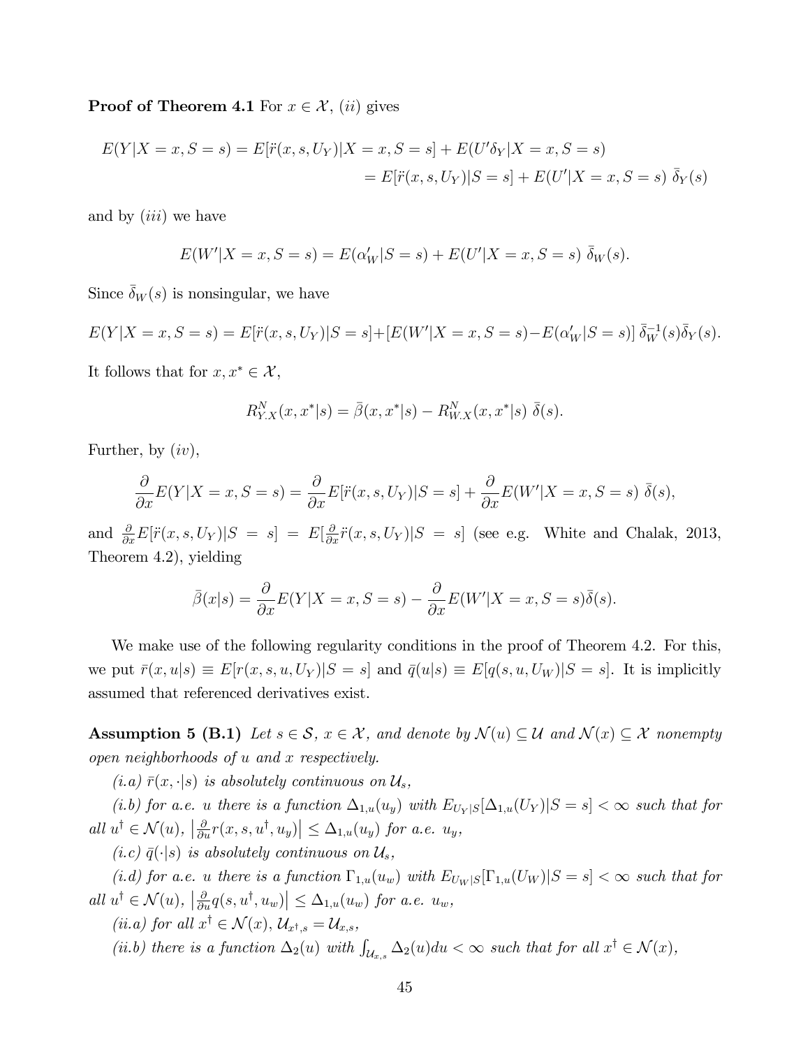**Proof of Theorem 4.1** For $x \in \mathcal{X}$, $(ii)$ gives

$$
\begin{aligned}
E(Y|X=x,S=s) &= E[\ddot{r}(x,s,U_Y)|X=x,S=s] + E(U'\delta_Y|X=x,S=s) \\
&= E[\ddot{r}(x,s,U_Y)|S=s] + E(U'|X=x,S=s)\ \bar{\delta}_Y(s)
\end{aligned}
$$

and by $(iii)$ we have

$$
E(W'|X=x,S=s) = E(\alpha_W'|S=s) + E(U'|X=x,S=s)\ \bar{\delta}_W(s).
$$

Since $\bar{\delta}_W(s)$ is nonsingular, we have

$$
E(Y|X=x,S=s) = E[\ddot{r}(x,s,U_Y)|S=s] + [E(W'|X=x,S=s) - E(\alpha_W'|S=s)]\ \bar{\delta}_W^{-1}(s)\bar{\delta}_Y(s).
$$

It follows that for $x, x^* \in \mathcal{X}$,

$$
R^N_{Y.X}(x,x^*|s) = \bar{\beta}(x,x^*|s) - R^N_{W.X}(x,x^*|s)\ \bar{\delta}(s).
$$

Further, by $(iv)$,

$$
\frac{\partial}{\partial x}E(Y|X=x,S=s) = \frac{\partial}{\partial x}E[\ddot{r}(x,s,U_Y)|S=s] + \frac{\partial}{\partial x}E(W'|X=x,S=s)\ \bar{\delta}(s),
$$

and $\frac{\partial}{\partial x}E[\ddot{r}(x,s,U_Y)|S=s] = E[\frac{\partial}{\partial x}\ddot{r}(x,s,U_Y)|S=s]$ (see e.g. White and Chalak, 2013, Theorem 4.2), yielding

$$
\bar{\beta}(x|s) = \frac{\partial}{\partial x}E(Y|X=x,S=s) - \frac{\partial}{\partial x}E(W'|X=x,S=s)\bar{\delta}(s).
$$

We make use of the following regularity conditions in the proof of Theorem 4.2. For this, we put $\bar{r}(x,u|s) \equiv E[r(x,s,u,U_Y)|S=s]$ and $\bar{q}(u|s) \equiv E[q(s,u,U_W)|S=s]$. It is implicitly assumed that referenced derivatives exist.

**Assumption 5 (B.1)** *Let $s \in \mathcal{S}$, $x \in \mathcal{X}$, and denote by $\mathcal{N}(u) \subseteq \mathcal{U}$ and $\mathcal{N}(x) \subseteq \mathcal{X}$ nonempty open neighborhoods of $u$ and $x$ respectively.*

*(i.a) $\bar{r}(x,\cdot|s)$ is absolutely continuous on $\mathcal{U}_s$,*

*(i.b) for a.e. $u$ there is a function $\Delta_{1,u}(u_y)$ with $E_{U_Y|S}[\Delta_{1,u}(U_Y)|S=s] < \infty$ such that for all $u^\dagger \in \mathcal{N}(u)$, $\left|\frac{\partial}{\partial u}r(x,s,u^\dagger,u_y)\right| \leq \Delta_{1,u}(u_y)$ for a.e. $u_y$,*

*(i.c) $\bar{q}(\cdot|s)$ is absolutely continuous on $\mathcal{U}_s$,*

*(i.d) for a.e. $u$ there is a function $\Gamma_{1,u}(u_w)$ with $E_{U_W|S}[\Gamma_{1,u}(U_W)|S=s] < \infty$ such that for all $u^\dagger \in \mathcal{N}(u)$, $\left|\frac{\partial}{\partial u}q(s,u^\dagger,u_w)\right| \leq \Delta_{1,u}(u_w)$ for a.e. $u_w$,*

*(ii.a) for all $x^\dagger \in \mathcal{N}(x)$, $\mathcal{U}_{x^\dagger,s} = \mathcal{U}_{x,s}$,*

*(ii.b) there is a function $\Delta_2(u)$ with $\int_{\mathcal{U}_{x,s}} \Delta_2(u)du < \infty$ such that for all $x^\dagger \in \mathcal{N}(x)$,*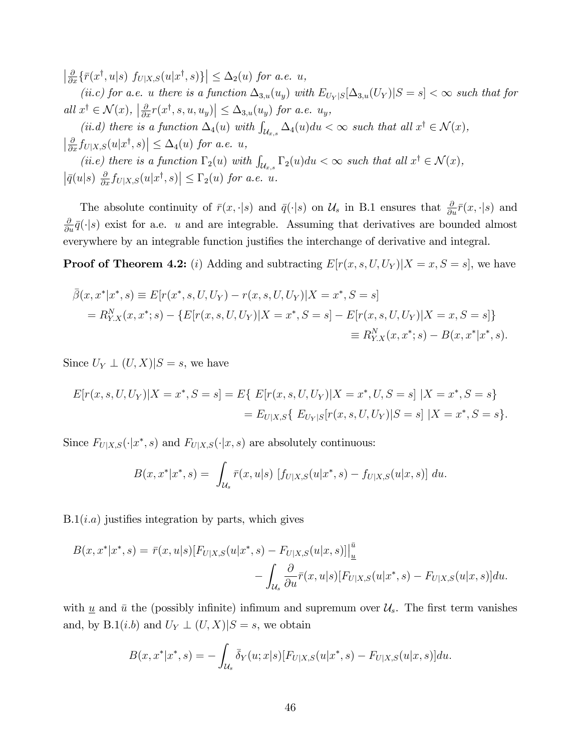$\left|\frac{\partial}{\partial x}\{\bar{r}(x^\dagger, u|s)\ f_{U|X,S}(u|x^\dagger, s)\}\right| \leq \Delta_2(u)$ *for a.e.* $u$,

*(ii.c) for a.e.* $u$ *there is a function* $\Delta_{3,u}(u_y)$ *with* $E_{U_Y|S}[\Delta_{3,u}(U_Y)|S = s] < \infty$ *such that for all* $x^\dagger \in \mathcal{N}(x)$, $\left|\frac{\partial}{\partial x} r(x^\dagger, s, u, u_y)\right| \leq \Delta_{3,u}(u_y)$ *for a.e.* $u_y$,

*(ii.d) there is a function* $\Delta_4(u)$ *with* $\int_{\mathcal{U}_{x,s}} \Delta_4(u)du < \infty$ *such that all* $x^\dagger \in \mathcal{N}(x)$, $\left|\frac{\partial}{\partial x} f_{U|X,S}(u|x^\dagger, s)\right| \leq \Delta_4(u)$ *for a.e.* $u$,

*(ii.e) there is a function* $\Gamma_2(u)$ *with* $\int_{\mathcal{U}_{x,s}} \Gamma_2(u)du < \infty$ *such that all* $x^\dagger \in \mathcal{N}(x)$, $\left|\bar{q}(u|s)\ \frac{\partial}{\partial x} f_{U|X,S}(u|x^\dagger, s)\right| \leq \Gamma_2(u)$ *for a.e.* $u$.

The absolute continuity of $\bar{r}(x, \cdot|s)$ and $\bar{q}(\cdot|s)$ on $\mathcal{U}_s$ in B.1 ensures that $\frac{\partial}{\partial u}\bar{r}(x, \cdot|s)$ and $\frac{\partial}{\partial u}\bar{q}(\cdot|s)$ exist for a.e. $u$ and are integrable. Assuming that derivatives are bounded almost everywhere by an integrable function justifies the interchange of derivative and integral.

**Proof of Theorem 4.2:** $(i)$ Adding and subtracting $E[r(x, s, U, U_Y)|X = x, S = s]$, we have

$$
\begin{aligned}
\bar{\beta}(x, x^*|x^*, s) &\equiv E[r(x^*, s, U, U_Y) - r(x, s, U, U_Y)|X = x^*, S = s] \\
&= R^N_{Y.X}(x, x^*; s) - \{E[r(x, s, U, U_Y)|X = x^*, S = s] - E[r(x, s, U, U_Y)|X = x, S = s]\} \\
&\equiv R^N_{Y.X}(x, x^*; s) - B(x, x^*|x^*, s).
\end{aligned}
$$

Since $U_Y \perp (U, X)|S = s$, we have

$$
\begin{aligned}
E[r(x, s, U, U_Y)|X = x^*, S = s] &= E\{\ E[r(x, s, U, U_Y)|X = x^*, U, S = s]\ |X = x^*, S = s\} \\
&= E_{U|X,S}\{\ E_{U_Y|S}[r(x, s, U, U_Y)|S = s]\ |X = x^*, S = s\}.
\end{aligned}
$$

Since $F_{U|X,S}(\cdot|x^*, s)$ and $F_{U|X,S}(\cdot|x, s)$ are absolutely continuous:

$$
B(x, x^*|x^*, s) = \int_{\mathcal{U}_s} \bar{r}(x, u|s)\ [f_{U|X,S}(u|x^*, s) - f_{U|X,S}(u|x, s)]\ du.
$$

B.1$(i.a)$ justifies integration by parts, which gives

$$
\begin{aligned}
B(x, x^*|x^*, s) = \bar{r}(x, u|s)[F_{U|X,S}(u|x^*, s) - F_{U|X,S}(u|x, s)]\Big|_{\underline{u}}^{\bar{u}} \\
- \int_{\mathcal{U}_s} \frac{\partial}{\partial u}\bar{r}(x, u|s)[F_{U|X,S}(u|x^*, s) - F_{U|X,S}(u|x, s)]du.
\end{aligned}
$$

with $\underline{u}$ and $\bar{u}$ the (possibly infinite) infimum and supremum over $\mathcal{U}_s$. The first term vanishes and, by B.1$(i.b)$ and $U_Y \perp (U, X)|S = s$, we obtain

$$
B(x, x^*|x^*, s) = -\int_{\mathcal{U}_s} \bar{\delta}_Y(u; x|s)[F_{U|X,S}(u|x^*, s) - F_{U|X,S}(u|x, s)]du.
$$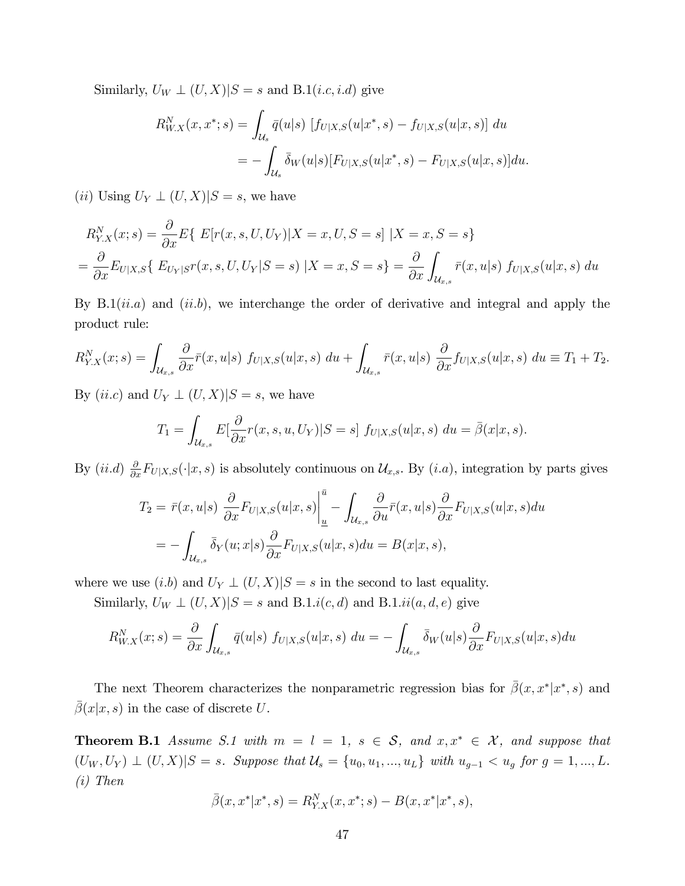Similarly, $U_W \perp (U, X)|S = s$ and B.1($i.c, i.d$) give

$$R^N_{W.X}(x, x^*; s) = \int_{\mathcal{U}_s} \bar{q}(u|s)\ [f_{U|X,S}(u|x^*, s) - f_{U|X,S}(u|x, s)]\ du$$
$$= -\int_{\mathcal{U}_s} \bar{\delta}_W(u|s)[F_{U|X,S}(u|x^*, s) - F_{U|X,S}(u|x, s)]du.$$

($ii$) Using $U_Y \perp (U, X)|S = s$, we have

$$R^N_{Y.X}(x; s) = \frac{\partial}{\partial x} E\{\ E[r(x, s, U, U_Y)|X = x, U, S = s]\ |X = x, S = s\}$$
$$= \frac{\partial}{\partial x} E_{U|X,S}\{\ E_{U_Y|S} r(x, s, U, U_Y|S = s)\ |X = x, S = s\} = \frac{\partial}{\partial x}\int_{\mathcal{U}_{x,s}} \bar{r}(x, u|s)\ f_{U|X,S}(u|x, s)\ du$$

By B.1($ii.a$) and ($ii.b$), we interchange the order of derivative and integral and apply the product rule:

$$R^N_{Y.X}(x; s) = \int_{\mathcal{U}_{x,s}} \frac{\partial}{\partial x}\bar{r}(x, u|s)\ f_{U|X,S}(u|x, s)\ du + \int_{\mathcal{U}_{x,s}} \bar{r}(x, u|s)\ \frac{\partial}{\partial x} f_{U|X,S}(u|x, s)\ du \equiv T_1 + T_2.$$

By ($ii.c$) and $U_Y \perp (U, X)|S = s$, we have

$$T_1 = \int_{\mathcal{U}_{x,s}} E[\frac{\partial}{\partial x} r(x, s, u, U_Y)|S = s]\ f_{U|X,S}(u|x, s)\ du = \bar{\beta}(x|x, s).$$

By ($ii.d$) $\frac{\partial}{\partial x} F_{U|X,S}(\cdot|x, s)$ is absolutely continuous on $\mathcal{U}_{x,s}$. By ($i.a$), integration by parts gives

$$T_2 = \bar{r}(x, u|s)\ \frac{\partial}{\partial x} F_{U|X,S}(u|x, s)\Big|_{\underline{u}}^{\bar{u}} - \int_{\mathcal{U}_{x,s}} \frac{\partial}{\partial u}\bar{r}(x, u|s)\frac{\partial}{\partial x} F_{U|X,S}(u|x, s)du$$
$$= -\int_{\mathcal{U}_{x,s}} \bar{\delta}_Y(u; x|s)\frac{\partial}{\partial x} F_{U|X,S}(u|x, s)du = B(x|x, s),$$

where we use ($i.b$) and $U_Y \perp (U, X)|S = s$ in the second to last equality.

Similarly, $U_W \perp (U, X)|S = s$ and B.1.$i(c, d)$ and B.1.$ii(a, d, e)$ give

$$R^N_{W.X}(x; s) = \frac{\partial}{\partial x}\int_{\mathcal{U}_{x,s}} \bar{q}(u|s)\ f_{U|X,S}(u|x, s)\ du = -\int_{\mathcal{U}_{x,s}} \bar{\delta}_W(u|s)\frac{\partial}{\partial x} F_{U|X,S}(u|x, s)du$$

The next Theorem characterizes the nonparametric regression bias for $\bar{\beta}(x, x^*|x^*, s)$ and $\bar{\beta}(x|x, s)$ in the case of discrete $U$.

**Theorem B.1** *Assume S.1 with $m = l = 1$, $s \in \mathcal{S}$, and $x, x^* \in \mathcal{X}$, and suppose that $(U_W, U_Y) \perp (U, X)|S = s$. Suppose that $\mathcal{U}_s = \{u_0, u_1, ..., u_L\}$ with $u_{g-1} < u_g$ for $g = 1, ..., L$. (i) Then*

$$\bar{\beta}(x, x^*|x^*, s) = R^N_{Y.X}(x, x^*; s) - B(x, x^*|x^*, s),$$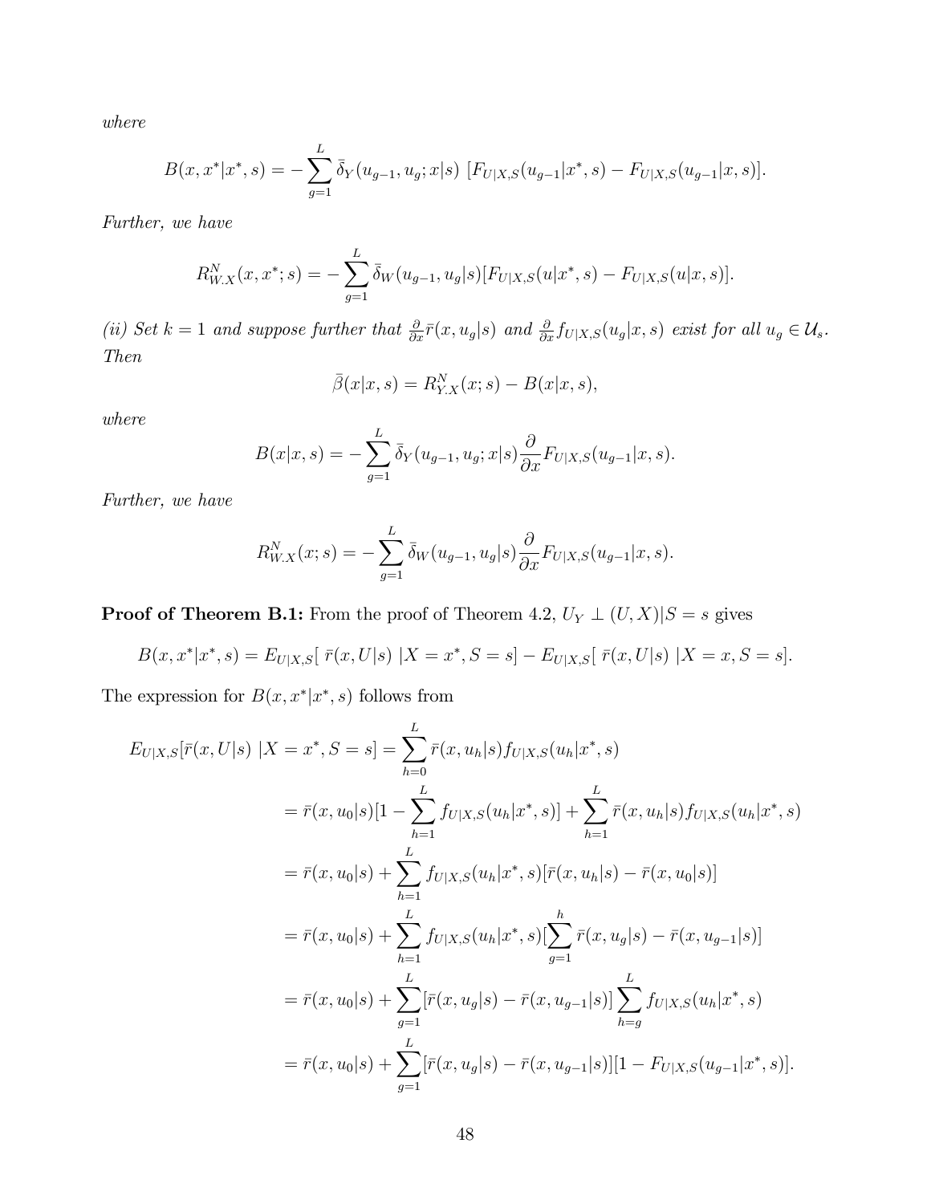*where*

$$B(x, x^*|x^*, s) = -\sum_{g=1}^{L} \bar{\delta}_Y(u_{g-1}, u_g; x|s) \; [F_{U|X,S}(u_{g-1}|x^*, s) - F_{U|X,S}(u_{g-1}|x, s)].$$

*Further, we have*

$$R^N_{W.X}(x, x^*; s) = -\sum_{g=1}^{L} \bar{\delta}_W(u_{g-1}, u_g|s)[F_{U|X,S}(u|x^*, s) - F_{U|X,S}(u|x, s)].$$

*(ii) Set $k = 1$ and suppose further that $\frac{\partial}{\partial x}\bar{r}(x, u_g|s)$ and $\frac{\partial}{\partial x} f_{U|X,S}(u_g|x, s)$ exist for all $u_g \in \mathcal{U}_s$. Then*

$$\bar{\beta}(x|x, s) = R^N_{Y.X}(x; s) - B(x|x, s),$$

*where*

$$B(x|x, s) = -\sum_{g=1}^{L} \bar{\delta}_Y(u_{g-1}, u_g; x|s)\frac{\partial}{\partial x} F_{U|X,S}(u_{g-1}|x, s).$$

*Further, we have*

$$R^N_{W.X}(x; s) = -\sum_{g=1}^{L} \bar{\delta}_W(u_{g-1}, u_g|s)\frac{\partial}{\partial x} F_{U|X,S}(u_{g-1}|x, s).$$

**Proof of Theorem B.1:** From the proof of Theorem 4.2, $U_Y \perp (U, X)|S = s$ gives

$$B(x, x^*|x^*, s) = E_{U|X,S}[\; \bar{r}(x, U|s) \;|X = x^*, S = s] - E_{U|X,S}[\; \bar{r}(x, U|s) \;|X = x, S = s].$$

The expression for $B(x, x^*|x^*, s)$ follows from

$$\begin{aligned}
E_{U|X,S}[\bar{r}(x, U|s) \;|X = x^*, S = s] &= \sum_{h=0}^{L} \bar{r}(x, u_h|s) f_{U|X,S}(u_h|x^*, s) \\
&= \bar{r}(x, u_0|s)[1 - \sum_{h=1}^{L} f_{U|X,S}(u_h|x^*, s)] + \sum_{h=1}^{L} \bar{r}(x, u_h|s) f_{U|X,S}(u_h|x^*, s) \\
&= \bar{r}(x, u_0|s) + \sum_{h=1}^{L} f_{U|X,S}(u_h|x^*, s)[\bar{r}(x, u_h|s) - \bar{r}(x, u_0|s)] \\
&= \bar{r}(x, u_0|s) + \sum_{h=1}^{L} f_{U|X,S}(u_h|x^*, s)[\sum_{g=1}^{h} \bar{r}(x, u_g|s) - \bar{r}(x, u_{g-1}|s)] \\
&= \bar{r}(x, u_0|s) + \sum_{g=1}^{L}[\bar{r}(x, u_g|s) - \bar{r}(x, u_{g-1}|s)] \sum_{h=g}^{L} f_{U|X,S}(u_h|x^*, s) \\
&= \bar{r}(x, u_0|s) + \sum_{g=1}^{L}[\bar{r}(x, u_g|s) - \bar{r}(x, u_{g-1}|s)][1 - F_{U|X,S}(u_{g-1}|x^*, s)].
\end{aligned}$$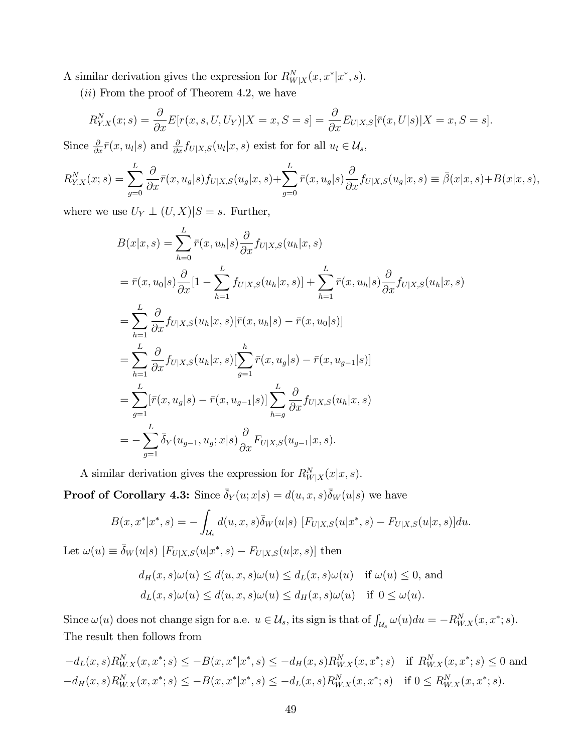A similar derivation gives the expression for $R^N_{W|X}(x, x^*|x^*, s)$.

(*ii*) From the proof of Theorem 4.2, we have

$$R^N_{Y.X}(x; s) = \frac{\partial}{\partial x} E[r(x, s, U, U_Y)|X = x, S = s] = \frac{\partial}{\partial x} E_{U|X,S}[\bar{r}(x, U|s)|X = x, S = s].$$

Since $\frac{\partial}{\partial x}\bar{r}(x, u_l|s)$ and $\frac{\partial}{\partial x} f_{U|X,S}(u_l|x, s)$ exist for for all $u_l \in \mathcal{U}_s$,

$$R^N_{Y.X}(x; s) = \sum_{g=0}^{L} \frac{\partial}{\partial x}\bar{r}(x, u_g|s) f_{U|X,S}(u_g|x, s) + \sum_{g=0}^{L} \bar{r}(x, u_g|s)\frac{\partial}{\partial x} f_{U|X,S}(u_g|x, s) \equiv \bar{\beta}(x|x, s) + B(x|x, s),$$

where we use $U_Y \perp (U, X)|S = s$. Further,

$$\begin{aligned}
B(x|x, s) &= \sum_{h=0}^{L} \bar{r}(x, u_h|s)\frac{\partial}{\partial x} f_{U|X,S}(u_h|x, s) \\
&= \bar{r}(x, u_0|s)\frac{\partial}{\partial x}[1 - \sum_{h=1}^{L} f_{U|X,S}(u_h|x, s)] + \sum_{h=1}^{L} \bar{r}(x, u_h|s)\frac{\partial}{\partial x} f_{U|X,S}(u_h|x, s) \\
&= \sum_{h=1}^{L} \frac{\partial}{\partial x} f_{U|X,S}(u_h|x, s)[\bar{r}(x, u_h|s) - \bar{r}(x, u_0|s)] \\
&= \sum_{h=1}^{L} \frac{\partial}{\partial x} f_{U|X,S}(u_h|x, s)[\sum_{g=1}^{h} \bar{r}(x, u_g|s) - \bar{r}(x, u_{g-1}|s)] \\
&= \sum_{g=1}^{L} [\bar{r}(x, u_g|s) - \bar{r}(x, u_{g-1}|s)] \sum_{h=g}^{L} \frac{\partial}{\partial x} f_{U|X,S}(u_h|x, s) \\
&= -\sum_{g=1}^{L} \bar{\delta}_Y(u_{g-1}, u_g; x|s)\frac{\partial}{\partial x} F_{U|X,S}(u_{g-1}|x, s).
\end{aligned}$$

A similar derivation gives the expression for $R^N_{W|X}(x|x, s)$.

**Proof of Corollary 4.3:** Since $\bar{\delta}_Y(u; x|s) = d(u, x, s)\bar{\delta}_W(u|s)$ we have

$$B(x, x^*|x^*, s) = -\int_{\mathcal{U}_s} d(u, x, s)\bar{\delta}_W(u|s)\ [F_{U|X,S}(u|x^*, s) - F_{U|X,S}(u|x, s)]du.$$

Let $\omega(u) \equiv \bar{\delta}_W(u|s)\ [F_{U|X,S}(u|x^*, s) - F_{U|X,S}(u|x, s)]$ then

$$\begin{aligned}
d_H(x, s)\omega(u) \leq d(u, x, s)\omega(u) \leq d_L(x, s)\omega(u) \quad &\text{if } \omega(u) \leq 0, \text{ and} \\
d_L(x, s)\omega(u) \leq d(u, x, s)\omega(u) \leq d_H(x, s)\omega(u) \quad &\text{if } 0 \leq \omega(u).
\end{aligned}$$

Since $\omega(u)$ does not change sign for a.e. $u \in \mathcal{U}_s$, its sign is that of $\int_{\mathcal{U}_s} \omega(u)du = -R^N_{W.X}(x, x^*; s)$. The result then follows from

$$\begin{aligned}
-d_L(x, s)R^N_{W.X}(x, x^*; s) \leq -B(x, x^*|x^*, s) \leq -d_H(x, s)R^N_{W.X}(x, x^*; s) \quad &\text{if } R^N_{W.X}(x, x^*; s) \leq 0 \text{ and} \\
-d_H(x, s)R^N_{W.X}(x, x^*; s) \leq -B(x, x^*|x^*, s) \leq -d_L(x, s)R^N_{W.X}(x, x^*; s) \quad &\text{if } 0 \leq R^N_{W.X}(x, x^*; s).
\end{aligned}$$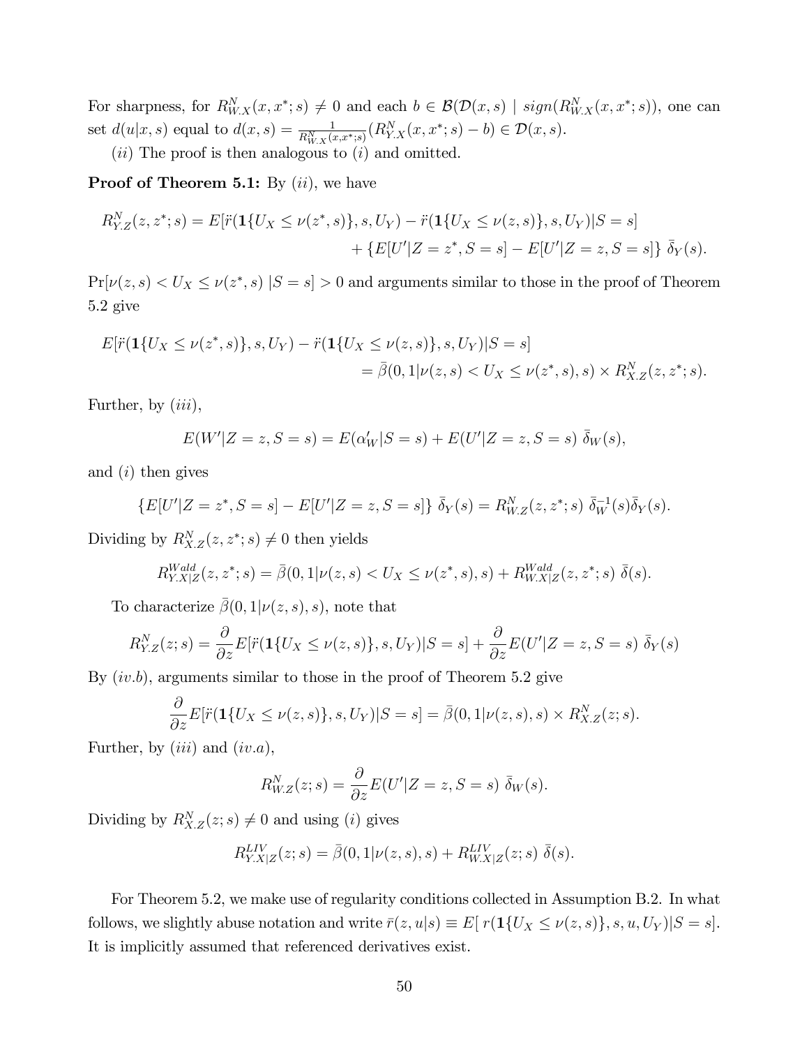For sharpness, for $R^N_{W.X}(x, x^*; s) \neq 0$ and each $b \in \mathcal{B}(\mathcal{D}(x,s) \mid sign(R^N_{W.X}(x,x^*;s))$, one can set $d(u|x,s)$ equal to $d(x,s) = \frac{1}{R^N_{W.X}(x,x^*;s)}(R^N_{Y.X}(x,x^*;s) - b) \in \mathcal{D}(x,s)$.

$(ii)$ The proof is then analogous to $(i)$ and omitted.

**Proof of Theorem 5.1:** By $(ii)$, we have

$$R^N_{Y.Z}(z,z^*;s) = E[\ddot{r}(\mathbf{1}\{U_X \leq \nu(z^*,s)\}, s, U_Y) - \ddot{r}(\mathbf{1}\{U_X \leq \nu(z,s)\}, s, U_Y)|S=s] \\ + \{E[U'|Z=z^*, S=s] - E[U'|Z=z,S=s]\}\ \bar{\delta}_Y(s).$$

$\Pr[\nu(z,s) < U_X \leq \nu(z^*,s)\ |S=s] > 0$ and arguments similar to those in the proof of Theorem 5.2 give

$$E[\ddot{r}(\mathbf{1}\{U_X \leq \nu(z^*,s)\}, s, U_Y) - \ddot{r}(\mathbf{1}\{U_X \leq \nu(z,s)\}, s, U_Y)|S=s] \\ = \bar{\beta}(0,1|\nu(z,s) < U_X \leq \nu(z^*,s), s) \times R^N_{X.Z}(z,z^*;s).$$

Further, by $(iii)$,

$$E(W'|Z=z,S=s) = E(\alpha'_W|S=s) + E(U'|Z=z,S=s)\ \bar{\delta}_W(s),$$

and $(i)$ then gives

$$\{E[U'|Z=z^*,S=s] - E[U'|Z=z,S=s]\}\ \bar{\delta}_Y(s) = R^N_{W.Z}(z,z^*;s)\ \bar{\delta}^{-1}_W(s)\bar{\delta}_Y(s).$$

Dividing by $R^N_{X.Z}(z,z^*;s) \neq 0$ then yields

$$R^{Wald}_{Y.X|Z}(z,z^*;s) = \bar{\beta}(0,1|\nu(z,s) < U_X \leq \nu(z^*,s), s) + R^{Wald}_{W.X|Z}(z,z^*;s)\ \bar{\delta}(s).$$

To characterize $\bar{\beta}(0,1|\nu(z,s),s)$, note that

$$R^N_{Y.Z}(z;s) = \frac{\partial}{\partial z}E[\ddot{r}(\mathbf{1}\{U_X \leq \nu(z,s)\}, s, U_Y)|S=s] + \frac{\partial}{\partial z}E(U'|Z=z,S=s)\ \bar{\delta}_Y(s)$$

By $(iv.b)$, arguments similar to those in the proof of Theorem 5.2 give

$$\frac{\partial}{\partial z}E[\ddot{r}(\mathbf{1}\{U_X \leq \nu(z,s)\}, s, U_Y)|S=s] = \bar{\beta}(0,1|\nu(z,s),s) \times R^N_{X.Z}(z;s).$$

Further, by $(iii)$ and $(iv.a)$,

$$R^N_{W.Z}(z;s) = \frac{\partial}{\partial z}E(U'|Z=z,S=s)\ \bar{\delta}_W(s).$$

Dividing by $R^N_{X.Z}(z;s) \neq 0$ and using $(i)$ gives

$$R^{LIV}_{Y.X|Z}(z;s) = \bar{\beta}(0,1|\nu(z,s),s) + R^{LIV}_{W.X|Z}(z;s)\ \bar{\delta}(s).$$

For Theorem 5.2, we make use of regularity conditions collected in Assumption B.2. In what follows, we slightly abuse notation and write $\bar{r}(z,u|s) \equiv E[\ r(\mathbf{1}\{U_X \leq \nu(z,s)\}, s, u, U_Y)|S=s]$. It is implicitly assumed that referenced derivatives exist.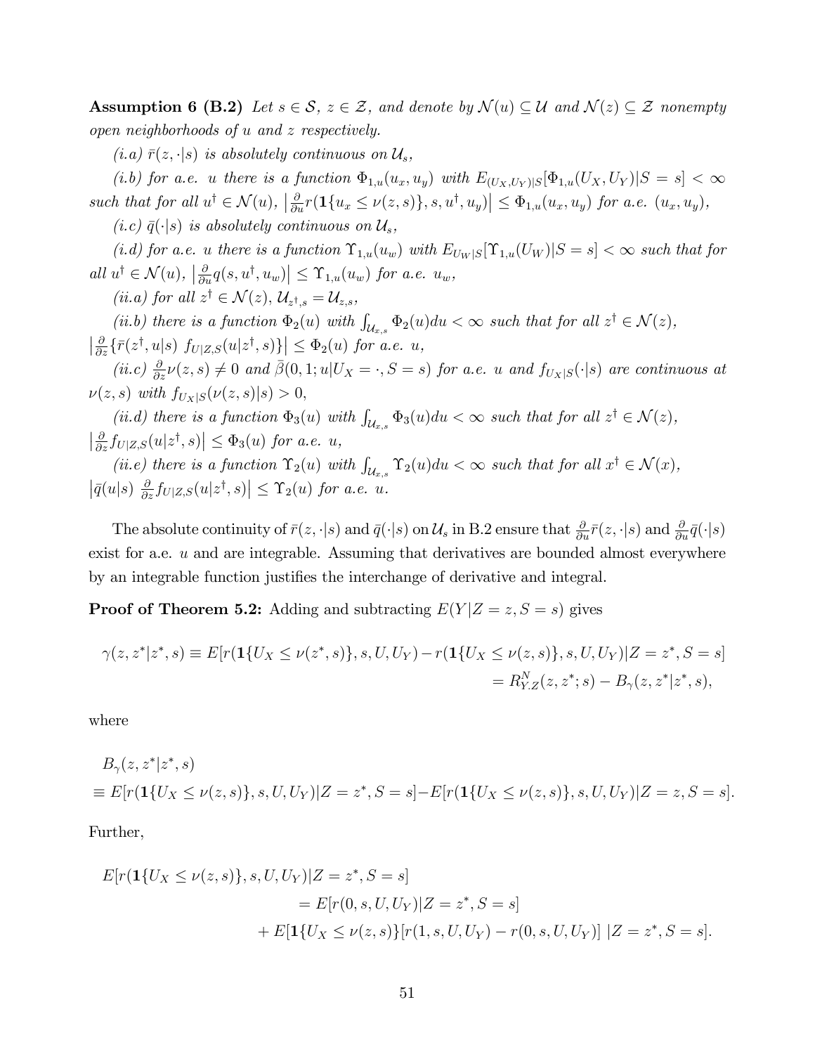**Assumption 6 (B.2)** *Let $s \in \mathcal{S}$, $z \in \mathcal{Z}$, and denote by $\mathcal{N}(u) \subseteq \mathcal{U}$ and $\mathcal{N}(z) \subseteq \mathcal{Z}$ nonempty open neighborhoods of $u$ and $z$ respectively.*

*(i.a) $\bar{r}(z, \cdot|s)$ is absolutely continuous on $\mathcal{U}_s$,*

*(i.b) for a.e. $u$ there is a function $\Phi_{1,u}(u_x, u_y)$ with $E_{(U_X,U_Y)|S}[\Phi_{1,u}(U_X, U_Y)|S = s] < \infty$ such that for all $u^\dagger \in \mathcal{N}(u)$, $\left|\frac{\partial}{\partial u} r(\mathbf{1}\{u_x \leq \nu(z,s)\}, s, u^\dagger, u_y)\right| \leq \Phi_{1,u}(u_x, u_y)$ for a.e. $(u_x, u_y)$,*

*(i.c) $\bar{q}(\cdot|s)$ is absolutely continuous on $\mathcal{U}_s$,*

*(i.d) for a.e. $u$ there is a function $\Upsilon_{1,u}(u_w)$ with $E_{U_W|S}[\Upsilon_{1,u}(U_W)|S = s] < \infty$ such that for all $u^\dagger \in \mathcal{N}(u)$, $\left|\frac{\partial}{\partial u} q(s, u^\dagger, u_w)\right| \leq \Upsilon_{1,u}(u_w)$ for a.e. $u_w$,*

*(ii.a) for all $z^\dagger \in \mathcal{N}(z)$, $\mathcal{U}_{z^\dagger,s} = \mathcal{U}_{z,s}$,*

*(ii.b) there is a function $\Phi_2(u)$ with $\int_{\mathcal{U}_{x,s}} \Phi_2(u) du < \infty$ such that for all $z^\dagger \in \mathcal{N}(z)$, $\left|\frac{\partial}{\partial z}\{\bar{r}(z^\dagger, u|s)\ f_{U|Z,S}(u|z^\dagger, s)\}\right| \leq \Phi_2(u)$ for a.e. $u$,*

*(ii.c) $\frac{\partial}{\partial z}\nu(z, s) \neq 0$ and $\bar{\beta}(0, 1; u|U_X = \cdot, S = s)$ for a.e. $u$ and $f_{U_X|S}(\cdot|s)$ are continuous at $\nu(z, s)$ with $f_{U_X|S}(\nu(z, s)|s) > 0$,*

*(ii.d) there is a function $\Phi_3(u)$ with $\int_{\mathcal{U}_{x,s}} \Phi_3(u) du < \infty$ such that for all $z^\dagger \in \mathcal{N}(z)$, $\left|\frac{\partial}{\partial z} f_{U|Z,S}(u|z^\dagger, s)\right| \leq \Phi_3(u)$ for a.e. $u$,*

*(ii.e) there is a function $\Upsilon_2(u)$ with $\int_{\mathcal{U}_{x,s}} \Upsilon_2(u) du < \infty$ such that for all $x^\dagger \in \mathcal{N}(x)$, $\left|\bar{q}(u|s)\ \frac{\partial}{\partial z} f_{U|Z,S}(u|z^\dagger, s)\right| \leq \Upsilon_2(u)$ for a.e. $u$.*

The absolute continuity of $\bar{r}(z, \cdot|s)$ and $\bar{q}(\cdot|s)$ on $\mathcal{U}_s$ in B.2 ensure that $\frac{\partial}{\partial u}\bar{r}(z, \cdot|s)$ and $\frac{\partial}{\partial u}\bar{q}(\cdot|s)$ exist for a.e. $u$ and are integrable. Assuming that derivatives are bounded almost everywhere by an integrable function justifies the interchange of derivative and integral.

**Proof of Theorem 5.2:** Adding and subtracting $E(Y|Z = z, S = s)$ gives

$$\begin{aligned}
\gamma(z, z^*|z^*, s) \equiv E[r(\mathbf{1}\{U_X \leq \nu(z^*, s)\}, s, U, U_Y) - r(\mathbf{1}\{U_X \leq \nu(z, s)\}, s, U, U_Y)|Z = z^*, S = s] \\
= R^N_{Y.Z}(z, z^*; s) - B_\gamma(z, z^*|z^*, s),
\end{aligned}$$

where

$$\begin{aligned}
&B_\gamma(z, z^*|z^*, s) \\
&\equiv E[r(\mathbf{1}\{U_X \leq \nu(z, s)\}, s, U, U_Y)|Z = z^*, S = s] - E[r(\mathbf{1}\{U_X \leq \nu(z, s)\}, s, U, U_Y)|Z = z, S = s].
\end{aligned}$$

Further,

$$\begin{aligned}
E[r(\mathbf{1}\{U_X \leq \nu(z, s)\}, s, U, U_Y)|Z = z^*, S = s] \\
= E[r(0, s, U, U_Y)|Z = z^*, S = s] \\
+ E[\mathbf{1}\{U_X \leq \nu(z, s)\}[r(1, s, U, U_Y) - r(0, s, U, U_Y)]\ |Z = z^*, S = s].
\end{aligned}$$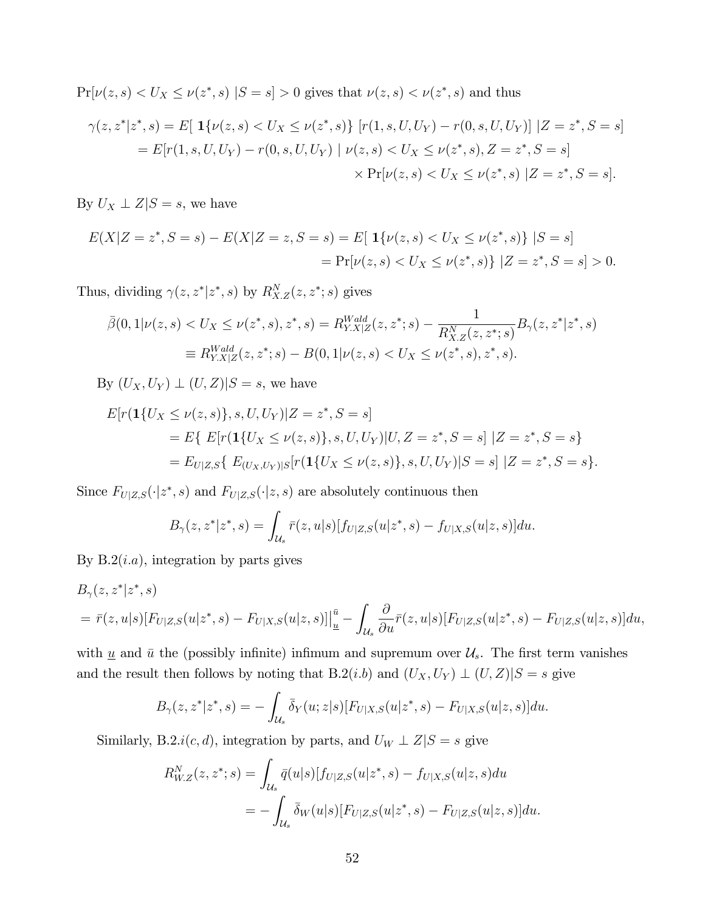$\Pr[\nu(z,s) < U_X \leq \nu(z^*,s) \; |S=s] > 0$ gives that $\nu(z,s) < \nu(z^*,s)$ and thus

$$
\begin{aligned}
\gamma(z,z^*|z^*,s) &= E[\; \mathbf{1}\{\nu(z,s) < U_X \leq \nu(z^*,s)\} \; [r(1,s,U,U_Y) - r(0,s,U,U_Y)] \; |Z=z^*, S=s] \\
&= E[r(1,s,U,U_Y) - r(0,s,U,U_Y) \mid \nu(z,s) < U_X \leq \nu(z^*,s), Z=z^*, S=s] \\
&\qquad\qquad\qquad\qquad\qquad\qquad \times \Pr[\nu(z,s) < U_X \leq \nu(z^*,s) \; |Z=z^*, S=s].
\end{aligned}
$$

By $U_X \perp Z|S=s$, we have

$$
\begin{aligned}
E(X|Z=z^*, S=s) - E(X|Z=z, S=s) &= E[\; \mathbf{1}\{\nu(z,s) < U_X \leq \nu(z^*,s)\} \; |S=s] \\
&= \Pr[\nu(z,s) < U_X \leq \nu(z^*,s)\} \; |Z=z^*, S=s] > 0.
\end{aligned}
$$

Thus, dividing $\gamma(z,z^*|z^*,s)$ by $R^N_{X.Z}(z,z^*;s)$ gives

$$
\begin{aligned}
\bar{\beta}(0,1|\nu(z,s) < U_X \leq \nu(z^*,s), z^*, s) &= R^{Wald}_{Y.X|Z}(z,z^*;s) - \frac{1}{R^N_{X.Z}(z,z^*;s)} B_\gamma(z,z^*|z^*,s) \\
&\equiv R^{Wald}_{Y.X|Z}(z,z^*;s) - B(0,1|\nu(z,s) < U_X \leq \nu(z^*,s), z^*, s).
\end{aligned}
$$

By $(U_X, U_Y) \perp (U, Z)|S=s$, we have

$$
\begin{aligned}
&E[r(\mathbf{1}\{U_X \leq \nu(z,s)\}, s, U, U_Y)|Z=z^*, S=s] \\
&\quad = E\{\; E[r(\mathbf{1}\{U_X \leq \nu(z,s)\}, s, U, U_Y)|U, Z=z^*, S=s] \; |Z=z^*, S=s\} \\
&\quad = E_{U|Z,S}\{\; E_{(U_X,U_Y)|S}[r(\mathbf{1}\{U_X \leq \nu(z,s)\}, s, U, U_Y)|S=s] \; |Z=z^*, S=s\}.
\end{aligned}
$$

Since $F_{U|Z,S}(\cdot|z^*,s)$ and $F_{U|Z,S}(\cdot|z,s)$ are absolutely continuous then

$$
B_\gamma(z,z^*|z^*,s) = \int_{\mathcal{U}_s} \bar{r}(z,u|s)[f_{U|Z,S}(u|z^*,s) - f_{U|X,S}(u|z,s)]du.
$$

By B.2$(i.a)$, integration by parts gives

$$
\begin{aligned}
&B_\gamma(z,z^*|z^*,s) \\
&= \bar{r}(z,u|s)[F_{U|Z,S}(u|z^*,s) - F_{U|X,S}(u|z,s)]\big|^{\bar{u}}_{\underline{u}} - \int_{\mathcal{U}_s} \frac{\partial}{\partial u}\bar{r}(z,u|s)[F_{U|Z,S}(u|z^*,s) - F_{U|Z,S}(u|z,s)]du,
\end{aligned}
$$

with $\underline{u}$ and $\bar{u}$ the (possibly infinite) infimum and supremum over $\mathcal{U}_s$. The first term vanishes and the result then follows by noting that B.2$(i.b)$ and $(U_X, U_Y) \perp (U, Z)|S=s$ give

$$
B_\gamma(z,z^*|z^*,s) = -\int_{\mathcal{U}_s} \bar{\delta}_Y(u;z|s)[F_{U|X,S}(u|z^*,s) - F_{U|X,S}(u|z,s)]du.
$$

Similarly, B.2.$i(c,d)$, integration by parts, and $U_W \perp Z|S=s$ give

$$
\begin{aligned}
R^N_{W.Z}(z,z^*;s) &= \int_{\mathcal{U}_s} \bar{q}(u|s)[f_{U|Z,S}(u|z^*,s) - f_{U|X,S}(u|z,s)du \\
&= -\int_{\mathcal{U}_s} \bar{\delta}_W(u|s)[F_{U|Z,S}(u|z^*,s) - F_{U|Z,S}(u|z,s)]du.
\end{aligned}
$$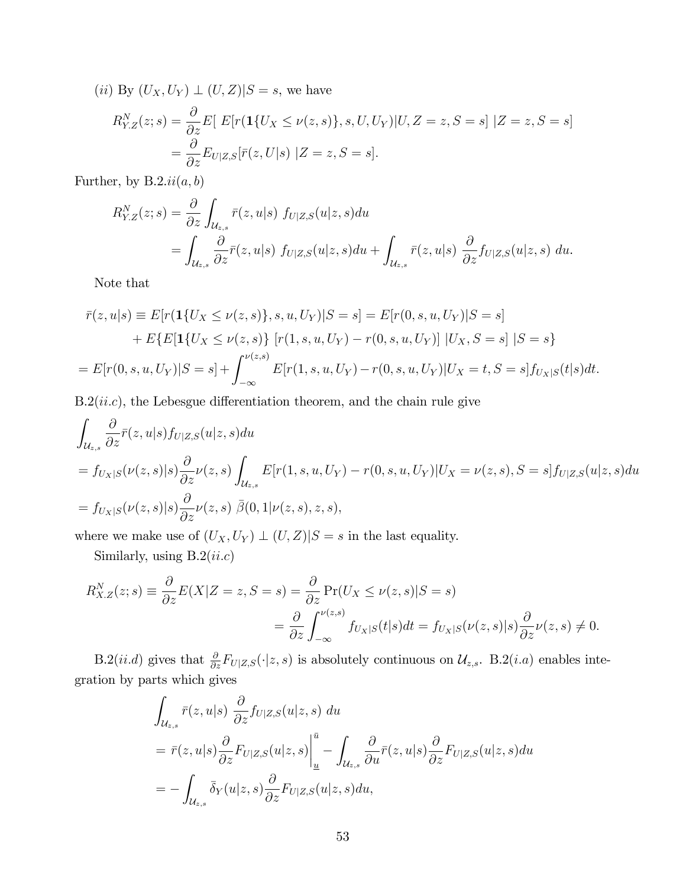$(ii)$ By $(U_X, U_Y) \perp (U, Z)|S = s$, we have

$$
\begin{aligned}
R^N_{Y.Z}(z; s) &= \frac{\partial}{\partial z} E[\ E[r(\mathbf{1}\{U_X \leq \nu(z, s)\}, s, U, U_Y)|U, Z = z, S = s]\ |Z = z, S = s] \\
&= \frac{\partial}{\partial z} E_{U|Z,S}[\bar{r}(z, U|s)\ |Z = z, S = s].
\end{aligned}
$$

Further, by B.2.$ii(a, b)$

$$
\begin{aligned}
R^N_{Y.Z}(z; s) &= \frac{\partial}{\partial z} \int_{\mathcal{U}_{z,s}} \bar{r}(z, u|s)\ f_{U|Z,S}(u|z, s) du \\
&= \int_{\mathcal{U}_{z,s}} \frac{\partial}{\partial z} \bar{r}(z, u|s)\ f_{U|Z,S}(u|z, s) du + \int_{\mathcal{U}_{z,s}} \bar{r}(z, u|s)\ \frac{\partial}{\partial z} f_{U|Z,S}(u|z, s)\ du.
\end{aligned}
$$

Note that

$$
\begin{aligned}
\bar{r}(z, u|s) &\equiv E[r(\mathbf{1}\{U_X \leq \nu(z, s)\}, s, u, U_Y)|S = s] = E[r(0, s, u, U_Y)|S = s] \\
&\quad + E\{E[\mathbf{1}\{U_X \leq \nu(z, s)\}\ [r(1, s, u, U_Y) - r(0, s, u, U_Y)]\ |U_X, S = s]\ |S = s\} \\
&= E[r(0, s, u, U_Y)|S = s] + \int_{-\infty}^{\nu(z,s)} E[r(1, s, u, U_Y) - r(0, s, u, U_Y)|U_X = t, S = s] f_{U_X|S}(t|s) dt.
\end{aligned}
$$

B.2$(ii.c)$, the Lebesgue differentiation theorem, and the chain rule give

$$
\begin{aligned}
&\int_{\mathcal{U}_{z,s}} \frac{\partial}{\partial z} \bar{r}(z, u|s) f_{U|Z,S}(u|z, s) du \\
&= f_{U_X|S}(\nu(z, s)|s) \frac{\partial}{\partial z} \nu(z, s) \int_{\mathcal{U}_{z,s}} E[r(1, s, u, U_Y) - r(0, s, u, U_Y)|U_X = \nu(z, s), S = s] f_{U|Z,S}(u|z, s) du \\
&= f_{U_X|S}(\nu(z, s)|s) \frac{\partial}{\partial z} \nu(z, s)\ \bar{\beta}(0, 1|\nu(z, s), z, s),
\end{aligned}
$$

where we make use of $(U_X, U_Y) \perp (U, Z)|S = s$ in the last equality.

Similarly, using B.2$(ii.c)$

$$
\begin{aligned}
R^N_{X.Z}(z; s) \equiv \frac{\partial}{\partial z} E(X|Z = z, S = s) &= \frac{\partial}{\partial z} \Pr(U_X \leq \nu(z, s)|S = s) \\
&= \frac{\partial}{\partial z} \int_{-\infty}^{\nu(z,s)} f_{U_X|S}(t|s) dt = f_{U_X|S}(\nu(z, s)|s) \frac{\partial}{\partial z} \nu(z, s) \neq 0.
\end{aligned}
$$

B.2$(ii.d)$ gives that $\frac{\partial}{\partial z} F_{U|Z,S}(\cdot|z, s)$ is absolutely continuous on $\mathcal{U}_{z,s}$. B.2$(i.a)$ enables integration by parts which gives

$$
\begin{aligned}
&\int_{\mathcal{U}_{z,s}} \bar{r}(z, u|s)\ \frac{\partial}{\partial z} f_{U|Z,S}(u|z, s)\ du \\
&= \bar{r}(z, u|s) \frac{\partial}{\partial z} F_{U|Z,S}(u|z, s) \Big|_{\underline{u}}^{\bar{u}} - \int_{\mathcal{U}_{z,s}} \frac{\partial}{\partial u} \bar{r}(z, u|s) \frac{\partial}{\partial z} F_{U|Z,S}(u|z, s) du \\
&= -\int_{\mathcal{U}_{z,s}} \bar{\delta}_Y(u|z, s) \frac{\partial}{\partial z} F_{U|Z,S}(u|z, s) du,
\end{aligned}
$$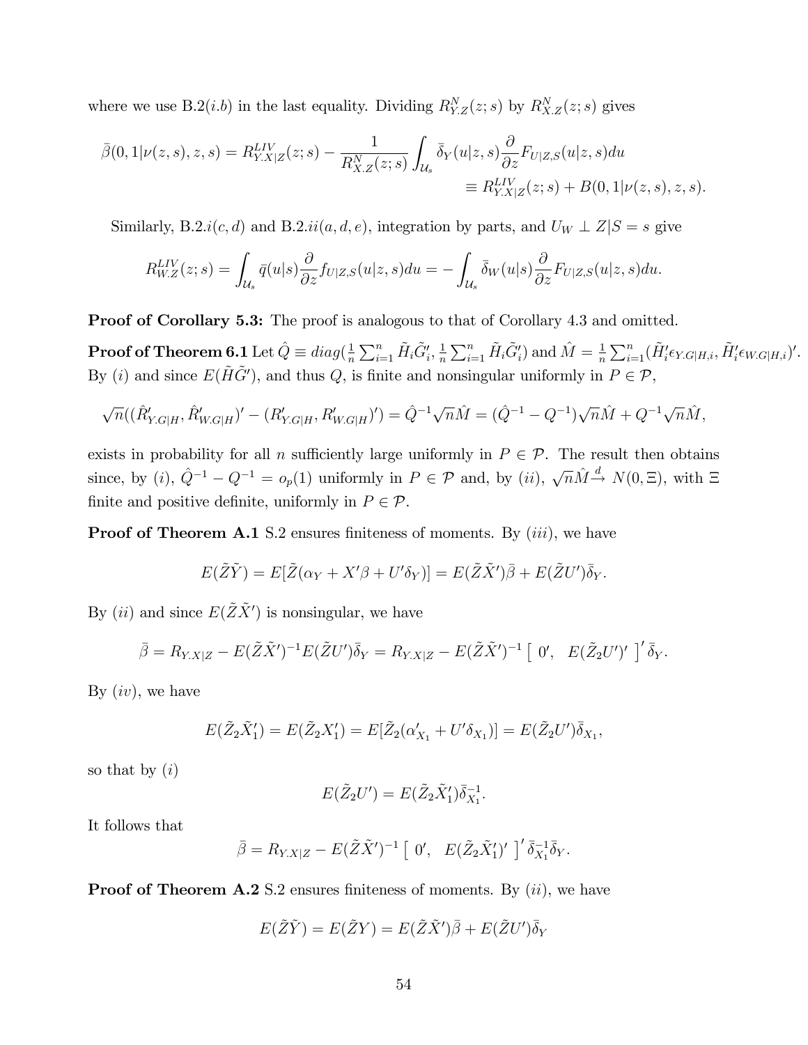where we use B.2$(i.b)$ in the last equality. Dividing $R^N_{Y.Z}(z;s)$ by $R^N_{X.Z}(z;s)$ gives

$$\bar{\beta}(0,1|\nu(z,s),z,s) = R^{LIV}_{Y.X|Z}(z;s) - \frac{1}{R^N_{X.Z}(z;s)} \int_{\mathcal{U}_s} \bar{\delta}_Y(u|z,s) \frac{\partial}{\partial z} F_{U|Z,S}(u|z,s) du$$
$$\equiv R^{LIV}_{Y.X|Z}(z;s) + B(0,1|\nu(z,s),z,s).$$

Similarly, B.2.$i(c,d)$ and B.2.$ii(a,d,e)$, integration by parts, and $U_W \perp Z|S=s$ give

$$R^{LIV}_{W.Z}(z;s) = \int_{\mathcal{U}_s} \bar{q}(u|s) \frac{\partial}{\partial z} f_{U|Z,S}(u|z,s) du = -\int_{\mathcal{U}_s} \bar{\delta}_W(u|s) \frac{\partial}{\partial z} F_{U|Z,S}(u|z,s) du.$$

**Proof of Corollary 5.3:** The proof is analogous to that of Corollary 4.3 and omitted.

**Proof of Theorem 6.1** Let $\hat{Q} \equiv diag(\frac{1}{n}\sum_{i=1}^n \tilde{H}_i \tilde{G}_i', \frac{1}{n}\sum_{i=1}^n \tilde{H}_i \tilde{G}_i')$ and $\hat{M} = \frac{1}{n}\sum_{i=1}^n (\tilde{H}_i' \epsilon_{Y.G|H,i}, \tilde{H}_i' \epsilon_{W.G|H,i})'$. By $(i)$ and since $E(\tilde{H}\tilde{G}')$, and thus $Q$, is finite and nonsingular uniformly in $P \in \mathcal{P}$,

$$\sqrt{n}((\hat{R}'_{Y.G|H}, \hat{R}'_{W.G|H})' - (R'_{Y.G|H}, R'_{W.G|H})') = \hat{Q}^{-1}\sqrt{n}\hat{M} = (\hat{Q}^{-1} - Q^{-1})\sqrt{n}\hat{M} + Q^{-1}\sqrt{n}\hat{M},$$

exists in probability for all $n$ sufficiently large uniformly in $P \in \mathcal{P}$. The result then obtains since, by $(i)$, $\hat{Q}^{-1} - Q^{-1} = o_p(1)$ uniformly in $P \in \mathcal{P}$ and, by $(ii)$, $\sqrt{n}\hat{M} \overset{d}{\to} N(0, \Xi)$, with $\Xi$ finite and positive definite, uniformly in $P \in \mathcal{P}$.

**Proof of Theorem A.1** S.2 ensures finiteness of moments. By $(iii)$, we have

$$E(\tilde{Z}\tilde{Y}) = E[\tilde{Z}(\alpha_Y + X'\beta + U'\delta_Y)] = E(\tilde{Z}\tilde{X}')\bar{\beta} + E(\tilde{Z}U')\bar{\delta}_Y.$$

By $(ii)$ and since $E(\tilde{Z}\tilde{X}')$ is nonsingular, we have

$$\bar{\beta} = R_{Y.X|Z} - E(\tilde{Z}\tilde{X}')^{-1}E(\tilde{Z}U')\bar{\delta}_Y = R_{Y.X|Z} - E(\tilde{Z}\tilde{X}')^{-1}\left[\begin{array}{cc} 0', & E(\tilde{Z}_2 U')' \end{array}\right]'\bar{\delta}_Y.$$

By $(iv)$, we have

$$E(\tilde{Z}_2\tilde{X}_1') = E(\tilde{Z}_2 X_1') = E[\tilde{Z}_2(\alpha_{X_1}' + U'\delta_{X_1})] = E(\tilde{Z}_2 U')\bar{\delta}_{X_1},$$

so that by $(i)$

$$E(\tilde{Z}_2 U') = E(\tilde{Z}_2\tilde{X}_1')\bar{\delta}_{X_1}^{-1}.$$

It follows that

$$\bar{\beta} = R_{Y.X|Z} - E(\tilde{Z}\tilde{X}')^{-1}\left[\begin{array}{cc} 0', & E(\tilde{Z}_2\tilde{X}_1')' \end{array}\right]'\bar{\delta}_{X_1}^{-1}\bar{\delta}_Y.$$

**Proof of Theorem A.2** S.2 ensures finiteness of moments. By $(ii)$, we have

$$E(\tilde{Z}\tilde{Y}) = E(\tilde{Z}Y) = E(\tilde{Z}\tilde{X}')\bar{\beta} + E(\tilde{Z}U')\bar{\delta}_Y$$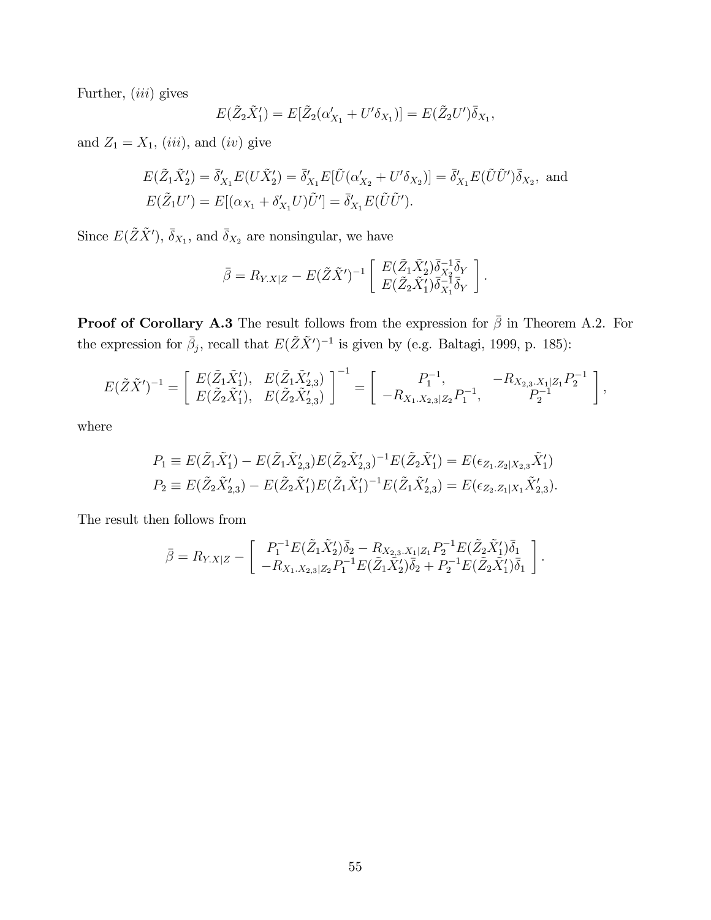Further, $(iii)$ gives

$$E(\tilde{Z}_2\tilde{X}_1') = E[\tilde{Z}_2(\alpha_{X_1}' + U'\delta_{X_1})] = E(\tilde{Z}_2U')\bar{\delta}_{X_1},$$

and $Z_1 = X_1$, $(iii)$, and $(iv)$ give

$$E(\tilde{Z}_1\tilde{X}_2') = \bar{\delta}_{X_1}'E(U\tilde{X}_2') = \bar{\delta}_{X_1}'E[\tilde{U}(\alpha_{X_2}' + U'\delta_{X_2})] = \bar{\delta}_{X_1}'E(\tilde{U}\tilde{U}')\bar{\delta}_{X_2}, \text{ and}$$
$$E(\tilde{Z}_1U') = E[(\alpha_{X_1} + \delta_{X_1}'U)\tilde{U}'] = \bar{\delta}_{X_1}'E(\tilde{U}\tilde{U}').$$

Since $E(\tilde{Z}\tilde{X}')$, $\bar{\delta}_{X_1}$, and $\bar{\delta}_{X_2}$ are nonsingular, we have

$$\bar{\beta} = R_{Y.X|Z} - E(\tilde{Z}\tilde{X}')^{-1}\begin{bmatrix} E(\tilde{Z}_1\tilde{X}_2')\bar{\delta}_{X_2}^{-1}\bar{\delta}_Y \\ E(\tilde{Z}_2\tilde{X}_1')\bar{\delta}_{X_1}^{-1}\bar{\delta}_Y \end{bmatrix}.$$

**Proof of Corollary A.3** The result follows from the expression for $\bar{\beta}$ in Theorem A.2. For the expression for $\bar{\beta}_j$, recall that $E(\tilde{Z}\tilde{X}')^{-1}$ is given by (e.g. Baltagi, 1999, p. 185):

$$E(\tilde{Z}\tilde{X}')^{-1} = \begin{bmatrix} E(\tilde{Z}_1\tilde{X}_1'), & E(\tilde{Z}_1\tilde{X}_{2,3}') \\ E(\tilde{Z}_2\tilde{X}_1'), & E(\tilde{Z}_2\tilde{X}_{2,3}') \end{bmatrix}^{-1} = \begin{bmatrix} P_1^{-1}, & -R_{X_{2,3}.X_1|Z_1}P_2^{-1} \\ -R_{X_1.X_{2,3}|Z_2}P_1^{-1}, & P_2^{-1} \end{bmatrix},$$

where

$$P_1 \equiv E(\tilde{Z}_1\tilde{X}_1') - E(\tilde{Z}_1\tilde{X}_{2,3}')E(\tilde{Z}_2\tilde{X}_{2,3}')^{-1}E(\tilde{Z}_2\tilde{X}_1') = E(\epsilon_{Z_1.Z_2|X_{2,3}}\tilde{X}_1')$$
$$P_2 \equiv E(\tilde{Z}_2\tilde{X}_{2,3}') - E(\tilde{Z}_2\tilde{X}_1')E(\tilde{Z}_1\tilde{X}_1')^{-1}E(\tilde{Z}_1\tilde{X}_{2,3}') = E(\epsilon_{Z_2.Z_1|X_1}\tilde{X}_{2,3}').$$

The result then follows from

$$\bar{\beta} = R_{Y.X|Z} - \begin{bmatrix} P_1^{-1}E(\tilde{Z}_1\tilde{X}_2')\bar{\delta}_2 - R_{X_{2,3}.X_1|Z_1}P_2^{-1}E(\tilde{Z}_2\tilde{X}_1')\bar{\delta}_1 \\ -R_{X_1.X_{2,3}|Z_2}P_1^{-1}E(\tilde{Z}_1\tilde{X}_2')\bar{\delta}_2 + P_2^{-1}E(\tilde{Z}_2\tilde{X}_1')\bar{\delta}_1 \end{bmatrix}.$$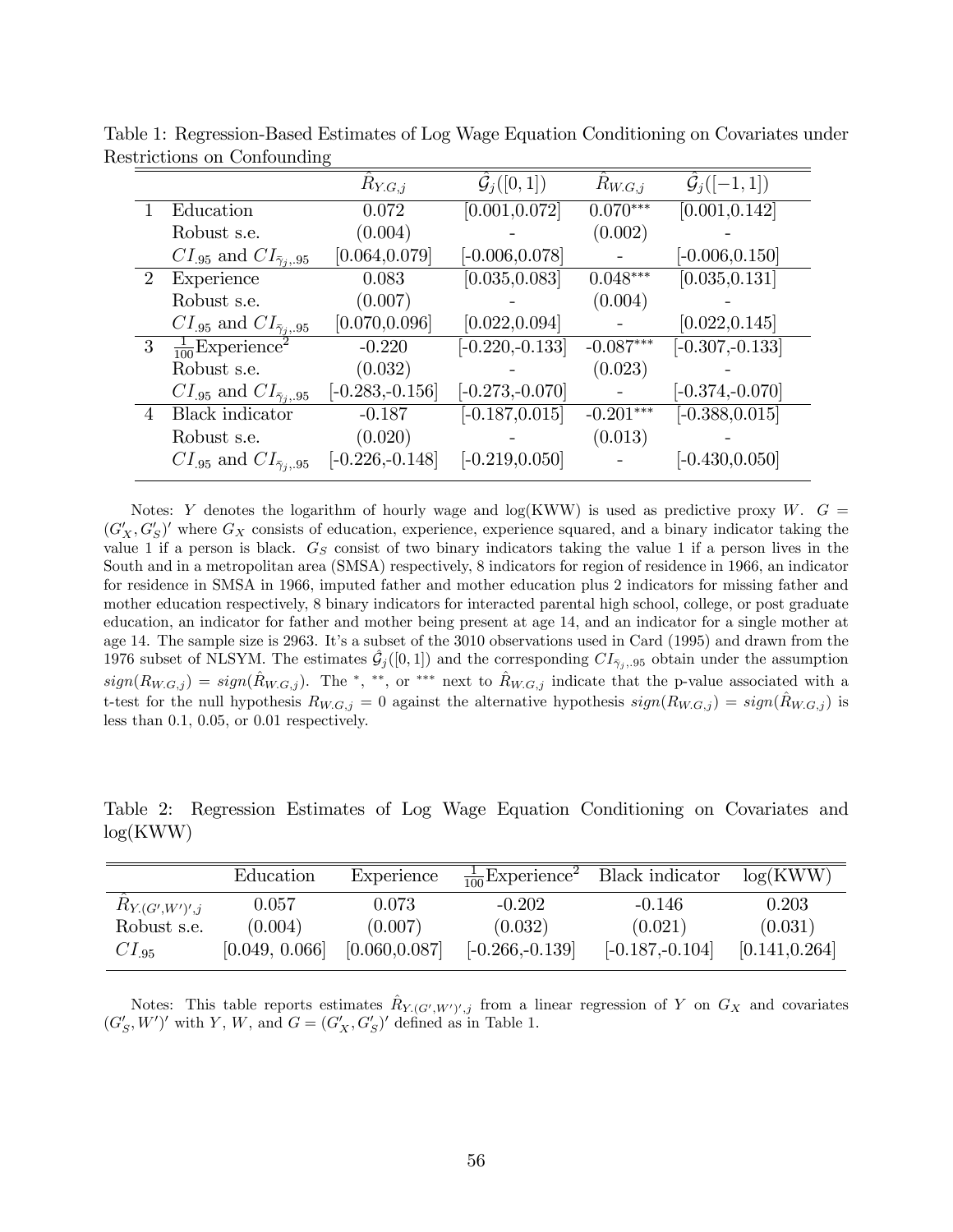Table 1: Regression-Based Estimates of Log Wage Equation Conditioning on Covariates under Restrictions on Confounding

| | | $\hat{R}_{Y.G,j}$ | $\hat{\mathcal{G}}_j([0,1])$ | $\hat{R}_{W.G,j}$ | $\hat{\mathcal{G}}_j([-1,1])$ |
|---|---|---|---|---|---|
| 1 | Education | 0.072 | [0.001,0.072] | $0.070^{***}$ | [0.001,0.142] |
| | Robust s.e. | (0.004) | - | (0.002) | - |
| | $CI_{.95}$ and $CI_{\bar{\gamma}_j,.95}$ | [0.064,0.079] | [-0.006,0.078] | - | [-0.006,0.150] |
| 2 | Experience | 0.083 | [0.035,0.083] | $0.048^{***}$ | [0.035,0.131] |
| | Robust s.e. | (0.007) | - | (0.004) | - |
| | $CI_{.95}$ and $CI_{\bar{\gamma}_j,.95}$ | [0.070,0.096] | [0.022,0.094] | - | [0.022,0.145] |
| 3 | $\frac{1}{100}$Experience$^2$ | -0.220 | [-0.220,-0.133] | $-0.087^{***}$ | [-0.307,-0.133] |
| | Robust s.e. | (0.032) | - | (0.023) | - |
| | $CI_{.95}$ and $CI_{\bar{\gamma}_j,.95}$ | [-0.283,-0.156] | [-0.273,-0.070] | - | [-0.374,-0.070] |
| 4 | Black indicator | -0.187 | [-0.187,0.015] | $-0.201^{***}$ | [-0.388,0.015] |
| | Robust s.e. | (0.020) | - | (0.013) | - |
| | $CI_{.95}$ and $CI_{\bar{\gamma}_j,.95}$ | [-0.226,-0.148] | [-0.219,0.050] | - | [-0.430,0.050] |

Notes: $Y$ denotes the logarithm of hourly wage and log(KWW) is used as predictive proxy $W$. $G = (G_X', G_S')'$ where $G_X$ consists of education, experience, experience squared, and a binary indicator taking the value 1 if a person is black. $G_S$ consist of two binary indicators taking the value 1 if a person lives in the South and in a metropolitan area (SMSA) respectively, 8 indicators for region of residence in 1966, an indicator for residence in SMSA in 1966, imputed father and mother education plus 2 indicators for missing father and mother education respectively, 8 binary indicators for interacted parental high school, college, or post graduate education, an indicator for father and mother being present at age 14, and an indicator for a single mother at age 14. The sample size is 2963. It's a subset of the 3010 observations used in Card (1995) and drawn from the 1976 subset of NLSYM. The estimates $\hat{\mathcal{G}}_j([0,1])$ and the corresponding $CI_{\bar{\gamma}_j,.95}$ obtain under the assumption $sign(R_{W.G,j}) = sign(\hat{R}_{W.G,j})$. The $^{*}$, $^{**}$, or $^{***}$ next to $\hat{R}_{W.G,j}$ indicate that the p-value associated with a t-test for the null hypothesis $R_{W.G,j} = 0$ against the alternative hypothesis $sign(R_{W.G,j}) = sign(\hat{R}_{W.G,j})$ is less than 0.1, 0.05, or 0.01 respectively.

Table 2: Regression Estimates of Log Wage Equation Conditioning on Covariates and log(KWW)

| | Education | Experience | $\frac{1}{100}$Experience$^2$ | Black indicator | log(KWW) |
|---|---|---|---|---|---|
| $\hat{R}_{Y.(G',W')',j}$ | 0.057 | 0.073 | -0.202 | -0.146 | 0.203 |
| Robust s.e. | (0.004) | (0.007) | (0.032) | (0.021) | (0.031) |
| $CI_{.95}$ | [0.049, 0.066] | [0.060,0.087] | [-0.266,-0.139] | [-0.187,-0.104] | [0.141,0.264] |

Notes: This table reports estimates $\hat{R}_{Y.(G',W')',j}$ from a linear regression of $Y$ on $G_X$ and covariates $(G_S', W')'$ with $Y$, $W$, and $G = (G_X', G_S')'$ defined as in Table 1.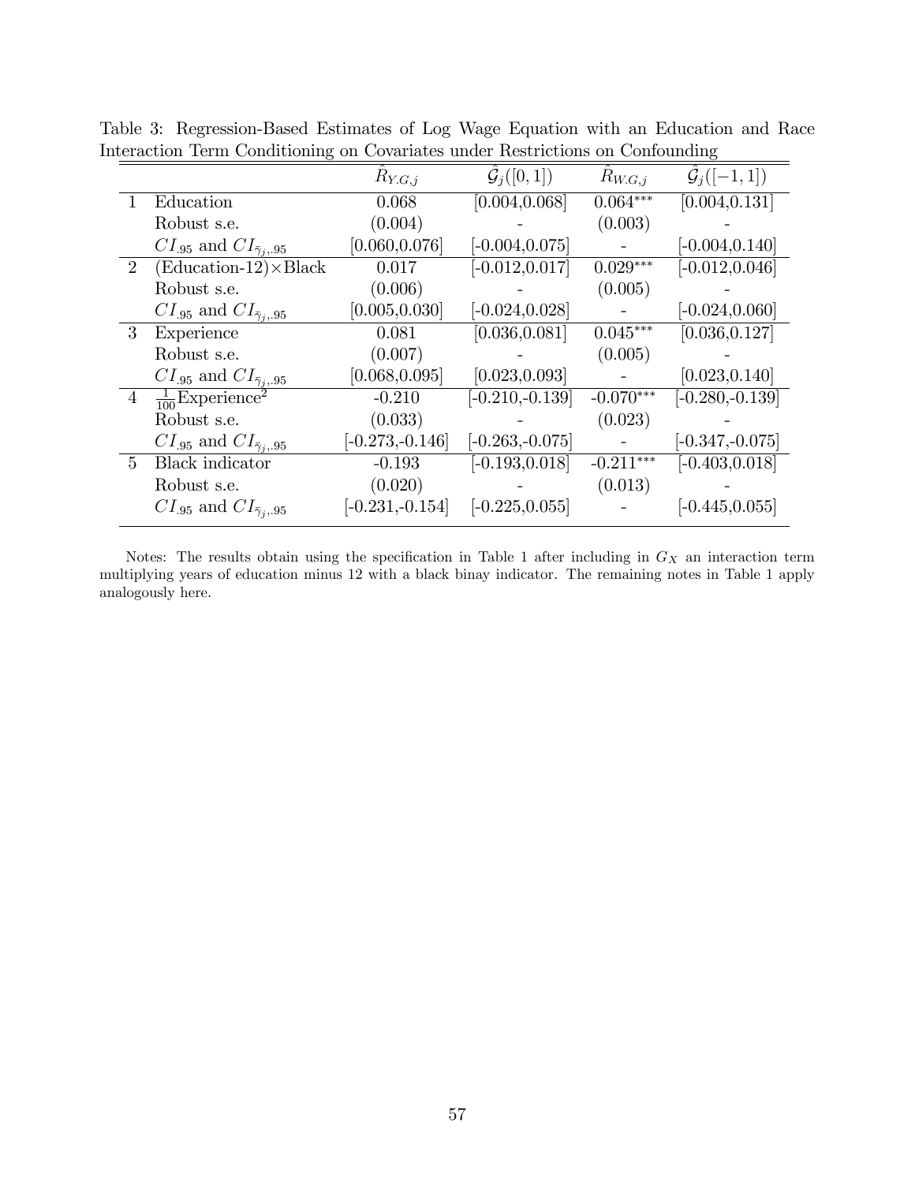Table 3: Regression-Based Estimates of Log Wage Equation with an Education and Race Interaction Term Conditioning on Covariates under Restrictions on Confounding

| | | $\hat{R}_{Y.G,j}$ | $\hat{\mathcal{G}}_j([0,1])$ | $\hat{R}_{W.G,j}$ | $\hat{\mathcal{G}}_j([-1,1])$ |
|---|---|---|---|---|---|
| 1 | Education | 0.068 | [0.004,0.068] | $0.064^{***}$ | [0.004,0.131] |
| | Robust s.e. | (0.004) | - | (0.003) | - |
| | $CI_{.95}$ and $CI_{\bar{\gamma}_j,.95}$ | [0.060,0.076] | [-0.004,0.075] | - | [-0.004,0.140] |
| 2 | (Education-12)×Black | 0.017 | [-0.012,0.017] | $0.029^{***}$ | [-0.012,0.046] |
| | Robust s.e. | (0.006) | - | (0.005) | - |
| | $CI_{.95}$ and $CI_{\bar{\gamma}_j,.95}$ | [0.005,0.030] | [-0.024,0.028] | - | [-0.024,0.060] |
| 3 | Experience | 0.081 | [0.036,0.081] | $0.045^{***}$ | [0.036,0.127] |
| | Robust s.e. | (0.007) | - | (0.005) | - |
| | $CI_{.95}$ and $CI_{\bar{\gamma}_j,.95}$ | [0.068,0.095] | [0.023,0.093] | - | [0.023,0.140] |
| 4 | $\frac{1}{100}$Experience$^2$ | -0.210 | [-0.210,-0.139] | $-0.070^{***}$ | [-0.280,-0.139] |
| | Robust s.e. | (0.033) | - | (0.023) | - |
| | $CI_{.95}$ and $CI_{\bar{\gamma}_j,.95}$ | [-0.273,-0.146] | [-0.263,-0.075] | - | [-0.347,-0.075] |
| 5 | Black indicator | -0.193 | [-0.193,0.018] | $-0.211^{***}$ | [-0.403,0.018] |
| | Robust s.e. | (0.020) | - | (0.013) | - |
| | $CI_{.95}$ and $CI_{\bar{\gamma}_j,.95}$ | [-0.231,-0.154] | [-0.225,0.055] | - | [-0.445,0.055] |

Notes: The results obtain using the specification in Table 1 after including in $G_X$ an interaction term multiplying years of education minus 12 with a black binay indicator. The remaining notes in Table 1 apply analogously here.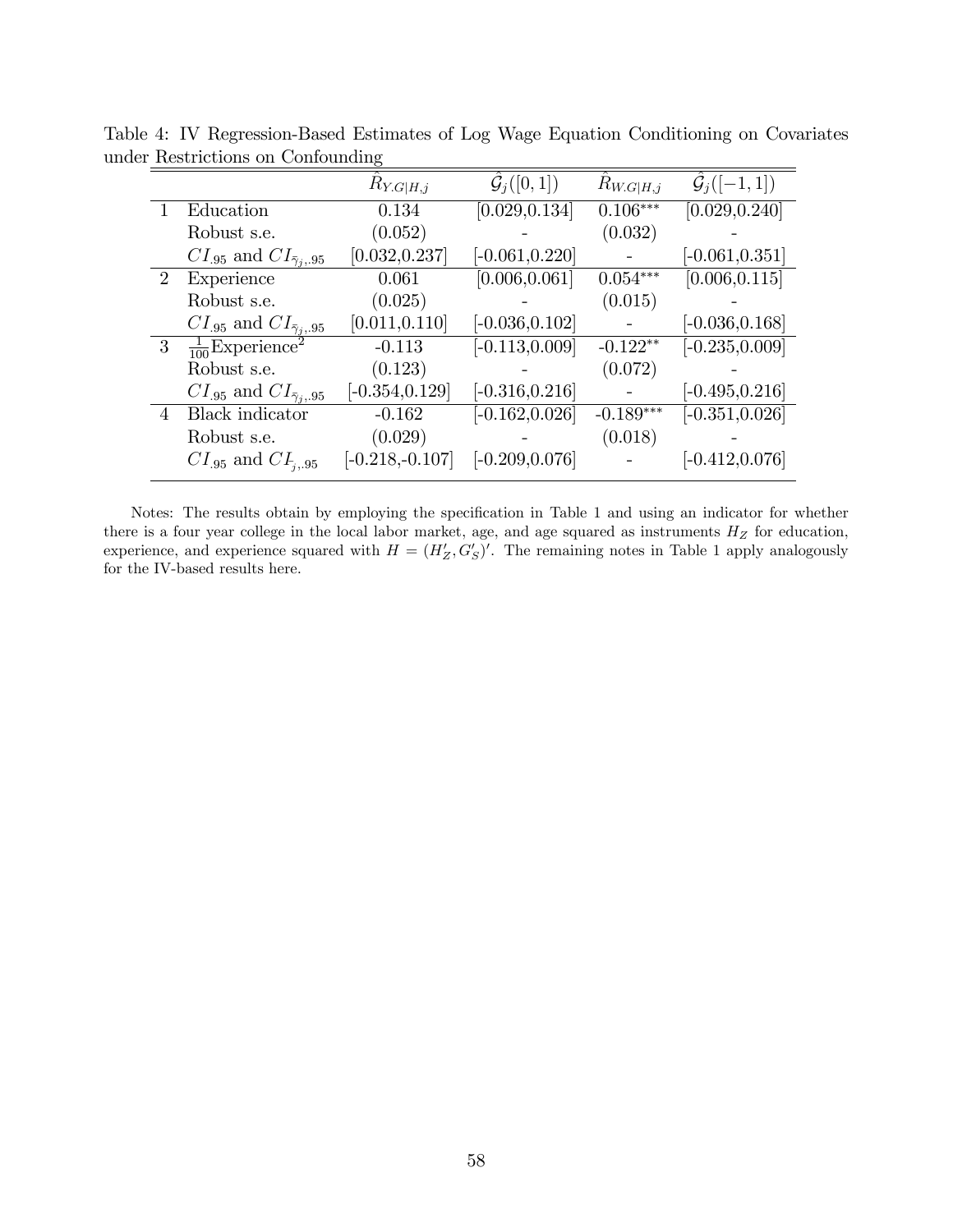Table 4: IV Regression-Based Estimates of Log Wage Equation Conditioning on Covariates under Restrictions on Confounding

| | | $\hat{R}_{Y.G\|H,j}$ | $\hat{\mathcal{G}}_j([0,1])$ | $\hat{R}_{W.G\|H,j}$ | $\hat{\mathcal{G}}_j([-1,1])$ |
|---|---|---|---|---|---|
| 1 | Education | 0.134 | [0.029,0.134] | $0.106^{***}$ | [0.029,0.240] |
| | Robust s.e. | (0.052) | - | (0.032) | - |
| | $CI_{.95}$ and $CI_{\bar{\gamma}_j,.95}$ | [0.032,0.237] | [-0.061,0.220] | - | [-0.061,0.351] |
| 2 | Experience | 0.061 | [0.006,0.061] | $0.054^{***}$ | [0.006,0.115] |
| | Robust s.e. | (0.025) | - | (0.015) | - |
| | $CI_{.95}$ and $CI_{\bar{\gamma}_j,.95}$ | [0.011,0.110] | [-0.036,0.102] | - | [-0.036,0.168] |
| 3 | $\frac{1}{100}$Experience$^2$ | -0.113 | [-0.113,0.009] | $-0.122^{**}$ | [-0.235,0.009] |
| | Robust s.e. | (0.123) | - | (0.072) | - |
| | $CI_{.95}$ and $CI_{\bar{\gamma}_j,.95}$ | [-0.354,0.129] | [-0.316,0.216] | - | [-0.495,0.216] |
| 4 | Black indicator | -0.162 | [-0.162,0.026] | $-0.189^{***}$ | [-0.351,0.026] |
| | Robust s.e. | (0.029) | - | (0.018) | - |
| | $CI_{.95}$ and $CI_{\bar{\gamma}_j,.95}$ | [-0.218,-0.107] | [-0.209,0.076] | - | [-0.412,0.076] |

Notes: The results obtain by employing the specification in Table 1 and using an indicator for whether there is a four year college in the local labor market, age, and age squared as instruments $H_Z$ for education, experience, and experience squared with $H = (H_Z', G_S')'$. The remaining notes in Table 1 apply analogously for the IV-based results here.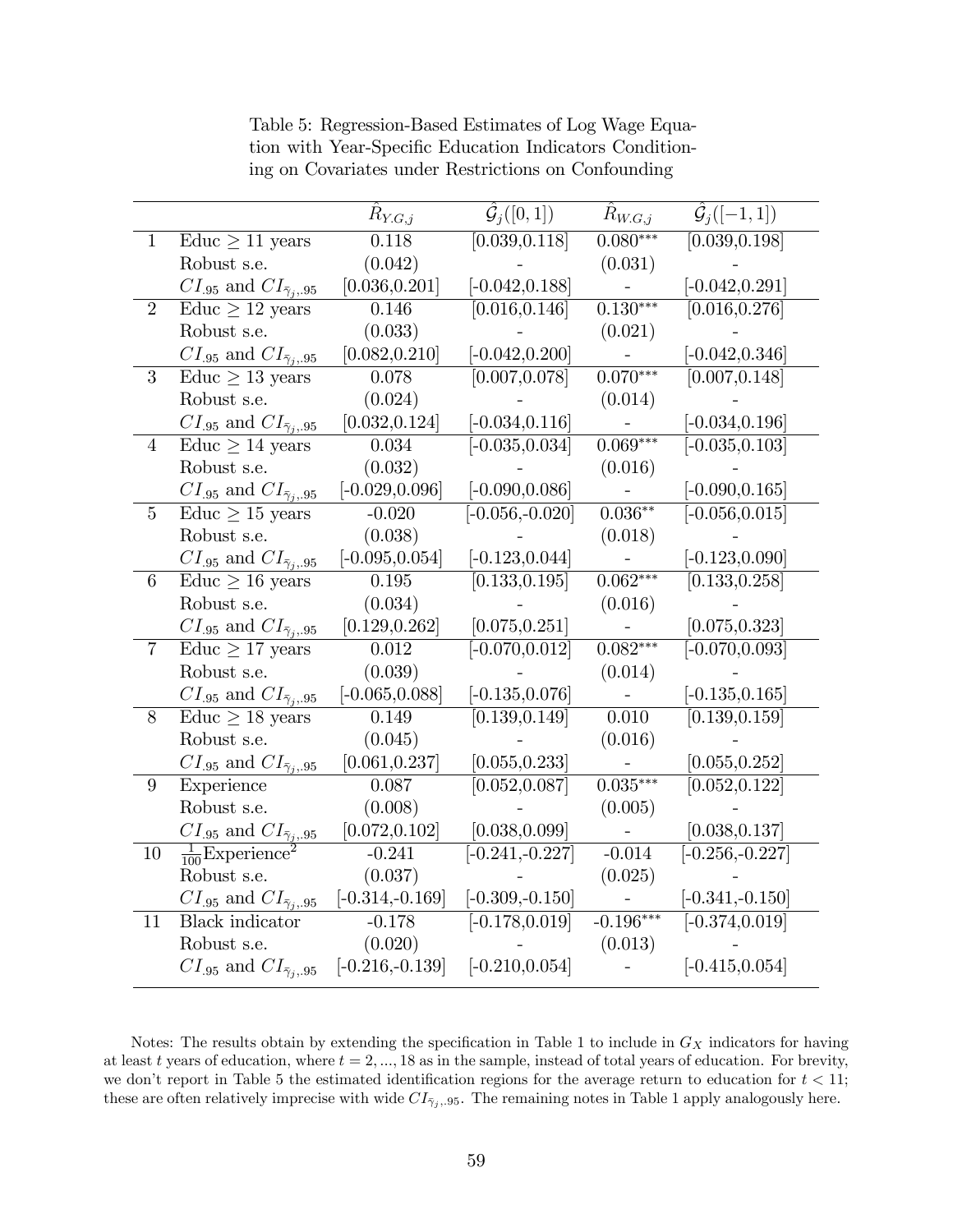Table 5: Regression-Based Estimates of Log Wage Equation with Year-Specific Education Indicators Conditioning on Covariates under Restrictions on Confounding

| | | $\hat{R}_{Y.G,j}$ | $\hat{\mathcal{G}}_j([0,1])$ | $\hat{R}_{W.G,j}$ | $\hat{\mathcal{G}}_j([-1,1])$ |
|---|---|---|---|---|---|
| 1 | Educ $\geq$ 11 years | 0.118 | [0.039,0.118] | $0.080^{***}$ | [0.039,0.198] |
| | Robust s.e. | (0.042) | - | (0.031) | - |
| | $CI_{.95}$ and $CI_{\bar{\gamma}_j,.95}$ | [0.036,0.201] | [-0.042,0.188] | - | [-0.042,0.291] |
| 2 | Educ $\geq$ 12 years | 0.146 | [0.016,0.146] | $0.130^{***}$ | [0.016,0.276] |
| | Robust s.e. | (0.033) | - | (0.021) | - |
| | $CI_{.95}$ and $CI_{\bar{\gamma}_j,.95}$ | [0.082,0.210] | [-0.042,0.200] | - | [-0.042,0.346] |
| 3 | Educ $\geq$ 13 years | 0.078 | [0.007,0.078] | $0.070^{***}$ | [0.007,0.148] |
| | Robust s.e. | (0.024) | - | (0.014) | - |
| | $CI_{.95}$ and $CI_{\bar{\gamma}_j,.95}$ | [0.032,0.124] | [-0.034,0.116] | - | [-0.034,0.196] |
| 4 | Educ $\geq$ 14 years | 0.034 | [-0.035,0.034] | $0.069^{***}$ | [-0.035,0.103] |
| | Robust s.e. | (0.032) | - | (0.016) | - |
| | $CI_{.95}$ and $CI_{\bar{\gamma}_j,.95}$ | [-0.029,0.096] | [-0.090,0.086] | - | [-0.090,0.165] |
| 5 | Educ $\geq$ 15 years | -0.020 | [-0.056,-0.020] | $0.036^{**}$ | [-0.056,0.015] |
| | Robust s.e. | (0.038) | - | (0.018) | - |
| | $CI_{.95}$ and $CI_{\bar{\gamma}_j,.95}$ | [-0.095,0.054] | [-0.123,0.044] | - | [-0.123,0.090] |
| 6 | Educ $\geq$ 16 years | 0.195 | [0.133,0.195] | $0.062^{***}$ | [0.133,0.258] |
| | Robust s.e. | (0.034) | - | (0.016) | - |
| | $CI_{.95}$ and $CI_{\bar{\gamma}_j,.95}$ | [0.129,0.262] | [0.075,0.251] | - | [0.075,0.323] |
| 7 | Educ $\geq$ 17 years | 0.012 | [-0.070,0.012] | $0.082^{***}$ | [-0.070,0.093] |
| | Robust s.e. | (0.039) | - | (0.014) | - |
| | $CI_{.95}$ and $CI_{\bar{\gamma}_j,.95}$ | [-0.065,0.088] | [-0.135,0.076] | - | [-0.135,0.165] |
| 8 | Educ $\geq$ 18 years | 0.149 | [0.139,0.149] | 0.010 | [0.139,0.159] |
| | Robust s.e. | (0.045) | - | (0.016) | - |
| | $CI_{.95}$ and $CI_{\bar{\gamma}_j,.95}$ | [0.061,0.237] | [0.055,0.233] | - | [0.055,0.252] |
| 9 | Experience | 0.087 | [0.052,0.087] | $0.035^{***}$ | [0.052,0.122] |
| | Robust s.e. | (0.008) | - | (0.005) | - |
| | $CI_{.95}$ and $CI_{\bar{\gamma}_j,.95}$ | [0.072,0.102] | [0.038,0.099] | - | [0.038,0.137] |
| 10 | $\frac{1}{100}$Experience$^2$ | -0.241 | [-0.241,-0.227] | -0.014 | [-0.256,-0.227] |
| | Robust s.e. | (0.037) | - | (0.025) | - |
| | $CI_{.95}$ and $CI_{\bar{\gamma}_j,.95}$ | [-0.314,-0.169] | [-0.309,-0.150] | - | [-0.341,-0.150] |
| 11 | Black indicator | -0.178 | [-0.178,0.019] | $-0.196^{***}$ | [-0.374,0.019] |
| | Robust s.e. | (0.020) | - | (0.013) | - |
| | $CI_{.95}$ and $CI_{\bar{\gamma}_j,.95}$ | [-0.216,-0.139] | [-0.210,0.054] | - | [-0.415,0.054] |

Notes: The results obtain by extending the specification in Table 1 to include in $G_X$ indicators for having at least $t$ years of education, where $t = 2, ..., 18$ as in the sample, instead of total years of education. For brevity, we don't report in Table 5 the estimated identification regions for the average return to education for $t < 11$; these are often relatively imprecise with wide $CI_{\bar{\gamma}_j,.95}$. The remaining notes in Table 1 apply analogously here.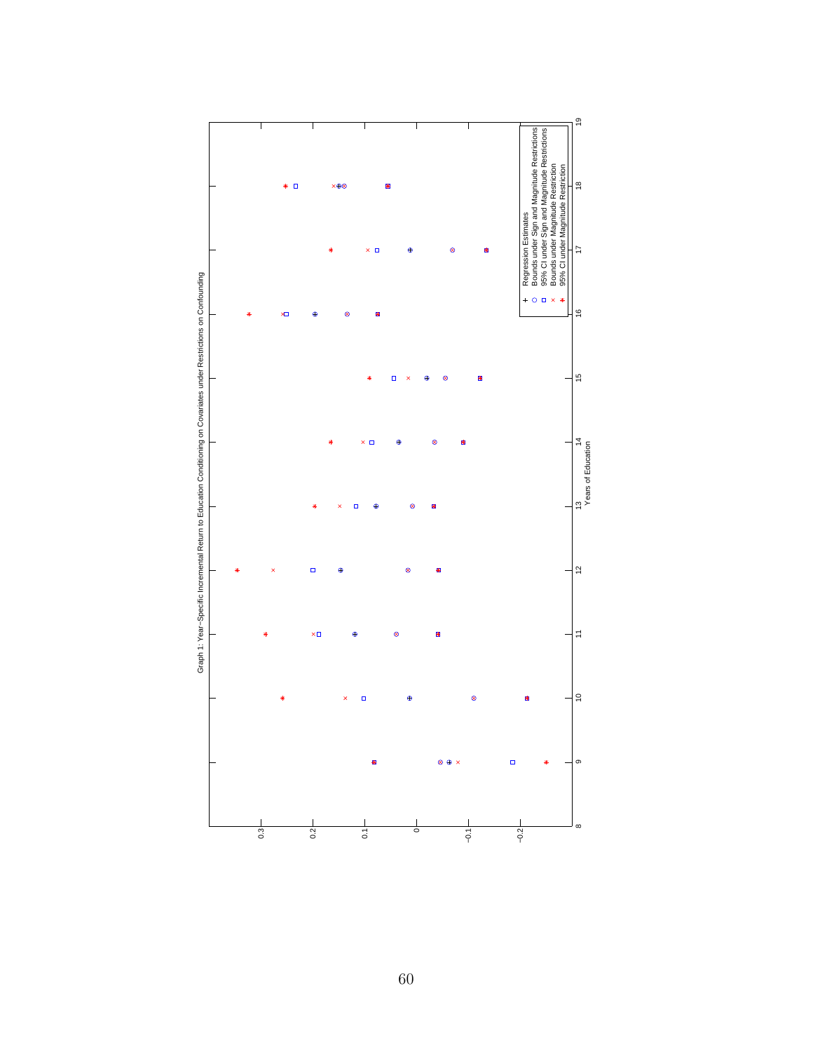Graph 1: Year-Specific Incremental Return to Education Conditioning on Covariates under Restrictions on Confounding

- + Regression Estimates
- ○ Bounds under Sign and Magnitude Restrictions
- □ 95% CI under Sign and Magnitude Restrictions
- × Bounds under Magnitude Restriction
- $*$ 95% CI under Magnitude Restriction

Years of Education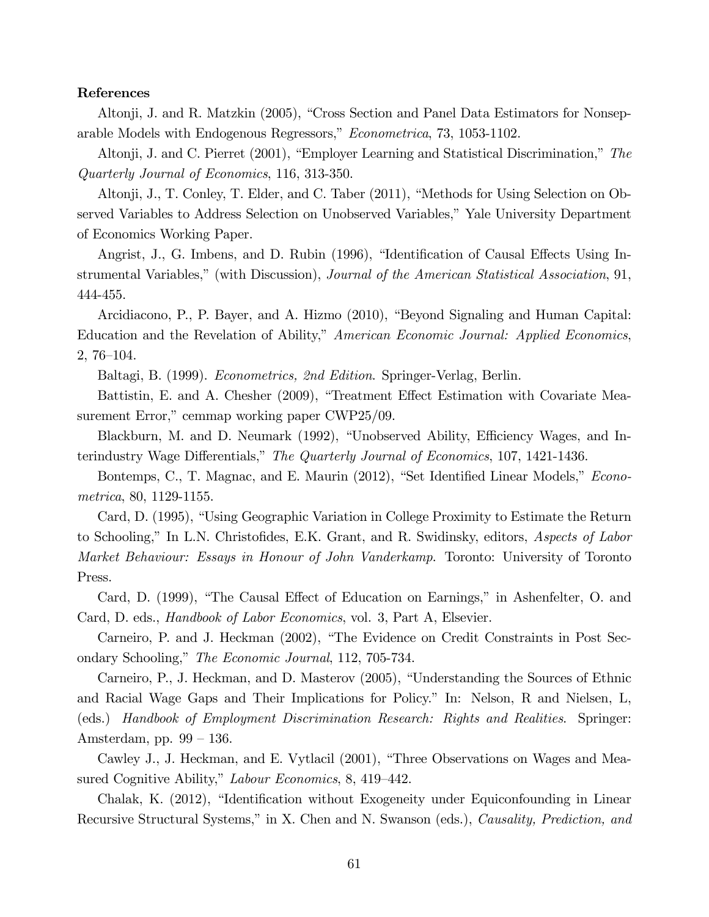**References**

Altonji, J. and R. Matzkin (2005), "Cross Section and Panel Data Estimators for Nonseparable Models with Endogenous Regressors," *Econometrica*, 73, 1053-1102.

Altonji, J. and C. Pierret (2001), "Employer Learning and Statistical Discrimination," *The Quarterly Journal of Economics*, 116, 313-350.

Altonji, J., T. Conley, T. Elder, and C. Taber (2011), "Methods for Using Selection on Observed Variables to Address Selection on Unobserved Variables," Yale University Department of Economics Working Paper.

Angrist, J., G. Imbens, and D. Rubin (1996), "Identification of Causal Effects Using Instrumental Variables," (with Discussion), *Journal of the American Statistical Association*, 91, 444-455.

Arcidiacono, P., P. Bayer, and A. Hizmo (2010), "Beyond Signaling and Human Capital: Education and the Revelation of Ability," *American Economic Journal: Applied Economics*, 2, 76–104.

Baltagi, B. (1999). *Econometrics, 2nd Edition*. Springer-Verlag, Berlin.

Battistin, E. and A. Chesher (2009), "Treatment Effect Estimation with Covariate Measurement Error," cemmap working paper CWP25/09.

Blackburn, M. and D. Neumark (1992), "Unobserved Ability, Efficiency Wages, and Interindustry Wage Differentials," *The Quarterly Journal of Economics*, 107, 1421-1436.

Bontemps, C., T. Magnac, and E. Maurin (2012), "Set Identified Linear Models," *Econometrica*, 80, 1129-1155.

Card, D. (1995), "Using Geographic Variation in College Proximity to Estimate the Return to Schooling," In L.N. Christofides, E.K. Grant, and R. Swidinsky, editors, *Aspects of Labor Market Behaviour: Essays in Honour of John Vanderkamp*. Toronto: University of Toronto Press.

Card, D. (1999), "The Causal Effect of Education on Earnings," in Ashenfelter, O. and Card, D. eds., *Handbook of Labor Economics*, vol. 3, Part A, Elsevier.

Carneiro, P. and J. Heckman (2002), "The Evidence on Credit Constraints in Post Secondary Schooling," *The Economic Journal*, 112, 705-734.

Carneiro, P., J. Heckman, and D. Masterov (2005), "Understanding the Sources of Ethnic and Racial Wage Gaps and Their Implications for Policy." In: Nelson, R and Nielsen, L, (eds.) *Handbook of Employment Discrimination Research: Rights and Realities*. Springer: Amsterdam, pp. 99 – 136.

Cawley J., J. Heckman, and E. Vytlacil (2001), "Three Observations on Wages and Measured Cognitive Ability," *Labour Economics*, 8, 419–442.

Chalak, K. (2012), "Identification without Exogeneity under Equiconfounding in Linear Recursive Structural Systems," in X. Chen and N. Swanson (eds.), *Causality, Prediction, and*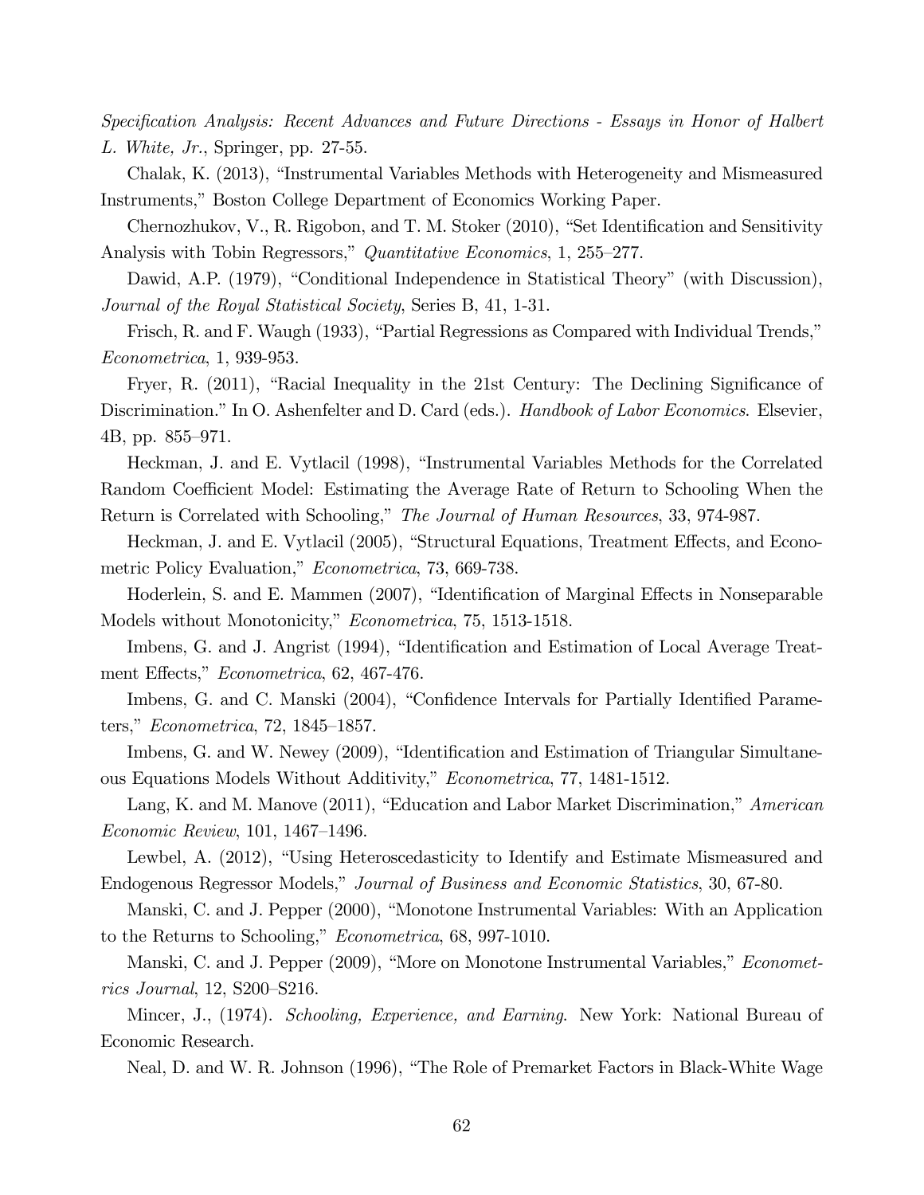*Specification Analysis: Recent Advances and Future Directions - Essays in Honor of Halbert L. White, Jr.*, Springer, pp. 27-55.

Chalak, K. (2013), "Instrumental Variables Methods with Heterogeneity and Mismeasured Instruments," Boston College Department of Economics Working Paper.

Chernozhukov, V., R. Rigobon, and T. M. Stoker (2010), "Set Identification and Sensitivity Analysis with Tobin Regressors," *Quantitative Economics*, 1, 255–277.

Dawid, A.P. (1979), "Conditional Independence in Statistical Theory" (with Discussion), *Journal of the Royal Statistical Society*, Series B, 41, 1-31.

Frisch, R. and F. Waugh (1933), "Partial Regressions as Compared with Individual Trends," *Econometrica*, 1, 939-953.

Fryer, R. (2011), "Racial Inequality in the 21st Century: The Declining Significance of Discrimination." In O. Ashenfelter and D. Card (eds.). *Handbook of Labor Economics*. Elsevier, 4B, pp. 855–971.

Heckman, J. and E. Vytlacil (1998), "Instrumental Variables Methods for the Correlated Random Coefficient Model: Estimating the Average Rate of Return to Schooling When the Return is Correlated with Schooling," *The Journal of Human Resources*, 33, 974-987.

Heckman, J. and E. Vytlacil (2005), "Structural Equations, Treatment Effects, and Econometric Policy Evaluation," *Econometrica*, 73, 669-738.

Hoderlein, S. and E. Mammen (2007), "Identification of Marginal Effects in Nonseparable Models without Monotonicity," *Econometrica*, 75, 1513-1518.

Imbens, G. and J. Angrist (1994), "Identification and Estimation of Local Average Treatment Effects," *Econometrica*, 62, 467-476.

Imbens, G. and C. Manski (2004), "Confidence Intervals for Partially Identified Parameters," *Econometrica*, 72, 1845–1857.

Imbens, G. and W. Newey (2009), "Identification and Estimation of Triangular Simultaneous Equations Models Without Additivity," *Econometrica*, 77, 1481-1512.

Lang, K. and M. Manove (2011), "Education and Labor Market Discrimination," *American Economic Review*, 101, 1467–1496.

Lewbel, A. (2012), "Using Heteroscedasticity to Identify and Estimate Mismeasured and Endogenous Regressor Models," *Journal of Business and Economic Statistics*, 30, 67-80.

Manski, C. and J. Pepper (2000), "Monotone Instrumental Variables: With an Application to the Returns to Schooling," *Econometrica*, 68, 997-1010.

Manski, C. and J. Pepper (2009), "More on Monotone Instrumental Variables," *Econometrics Journal*, 12, S200–S216.

Mincer, J., (1974). *Schooling, Experience, and Earning*. New York: National Bureau of Economic Research.

Neal, D. and W. R. Johnson (1996), "The Role of Premarket Factors in Black-White Wage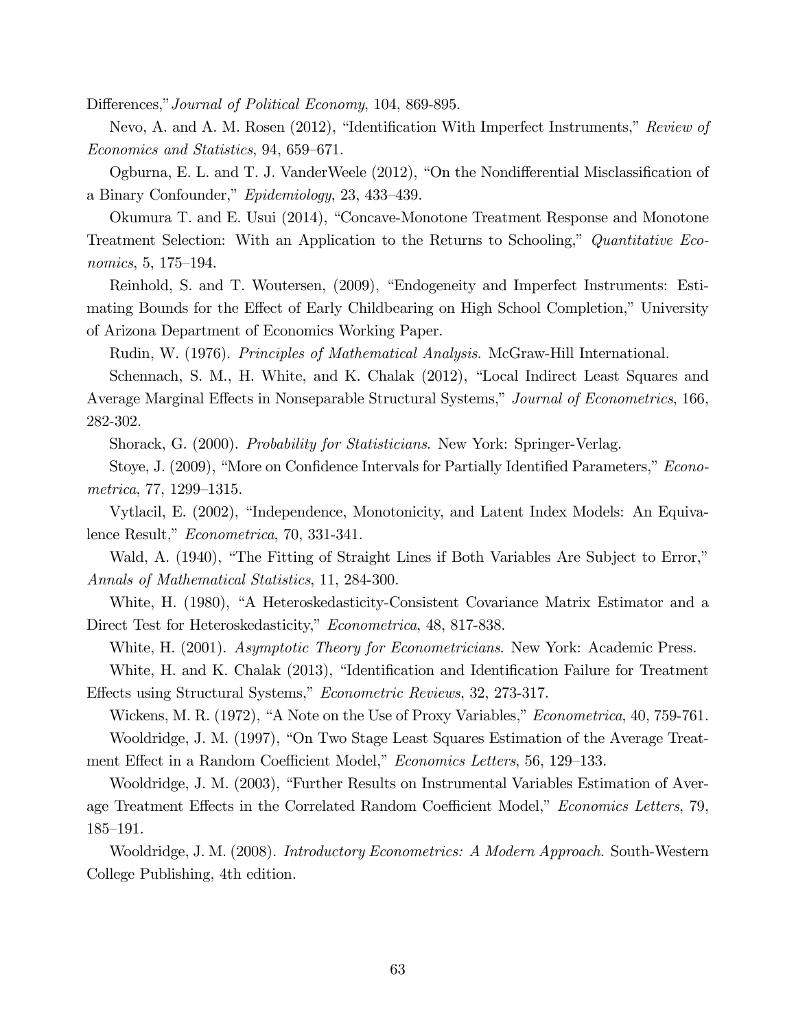Differences," *Journal of Political Economy*, 104, 869-895.

Nevo, A. and A. M. Rosen (2012), "Identification With Imperfect Instruments," *Review of Economics and Statistics*, 94, 659–671.

Ogburna, E. L. and T. J. VanderWeele (2012), "On the Nondifferential Misclassification of a Binary Confounder," *Epidemiology*, 23, 433–439.

Okumura T. and E. Usui (2014), "Concave-Monotone Treatment Response and Monotone Treatment Selection: With an Application to the Returns to Schooling," *Quantitative Economics*, 5, 175–194.

Reinhold, S. and T. Woutersen, (2009), "Endogeneity and Imperfect Instruments: Estimating Bounds for the Effect of Early Childbearing on High School Completion," University of Arizona Department of Economics Working Paper.

Rudin, W. (1976). *Principles of Mathematical Analysis*. McGraw-Hill International.

Schennach, S. M., H. White, and K. Chalak (2012), "Local Indirect Least Squares and Average Marginal Effects in Nonseparable Structural Systems," *Journal of Econometrics*, 166, 282-302.

Shorack, G. (2000). *Probability for Statisticians*. New York: Springer-Verlag.

Stoye, J. (2009), "More on Confidence Intervals for Partially Identified Parameters," *Econometrica*, 77, 1299–1315.

Vytlacil, E. (2002), "Independence, Monotonicity, and Latent Index Models: An Equivalence Result," *Econometrica*, 70, 331-341.

Wald, A. (1940), "The Fitting of Straight Lines if Both Variables Are Subject to Error," *Annals of Mathematical Statistics*, 11, 284-300.

White, H. (1980), "A Heteroskedasticity-Consistent Covariance Matrix Estimator and a Direct Test for Heteroskedasticity," *Econometrica*, 48, 817-838.

White, H. (2001). *Asymptotic Theory for Econometricians*. New York: Academic Press.

White, H. and K. Chalak (2013), "Identification and Identification Failure for Treatment Effects using Structural Systems," *Econometric Reviews*, 32, 273-317.

Wickens, M. R. (1972), "A Note on the Use of Proxy Variables," *Econometrica*, 40, 759-761.

Wooldridge, J. M. (1997), "On Two Stage Least Squares Estimation of the Average Treatment Effect in a Random Coefficient Model," *Economics Letters*, 56, 129–133.

Wooldridge, J. M. (2003), "Further Results on Instrumental Variables Estimation of Average Treatment Effects in the Correlated Random Coefficient Model," *Economics Letters*, 79, 185–191.

Wooldridge, J. M. (2008). *Introductory Econometrics: A Modern Approach*. South-Western College Publishing, 4th edition.